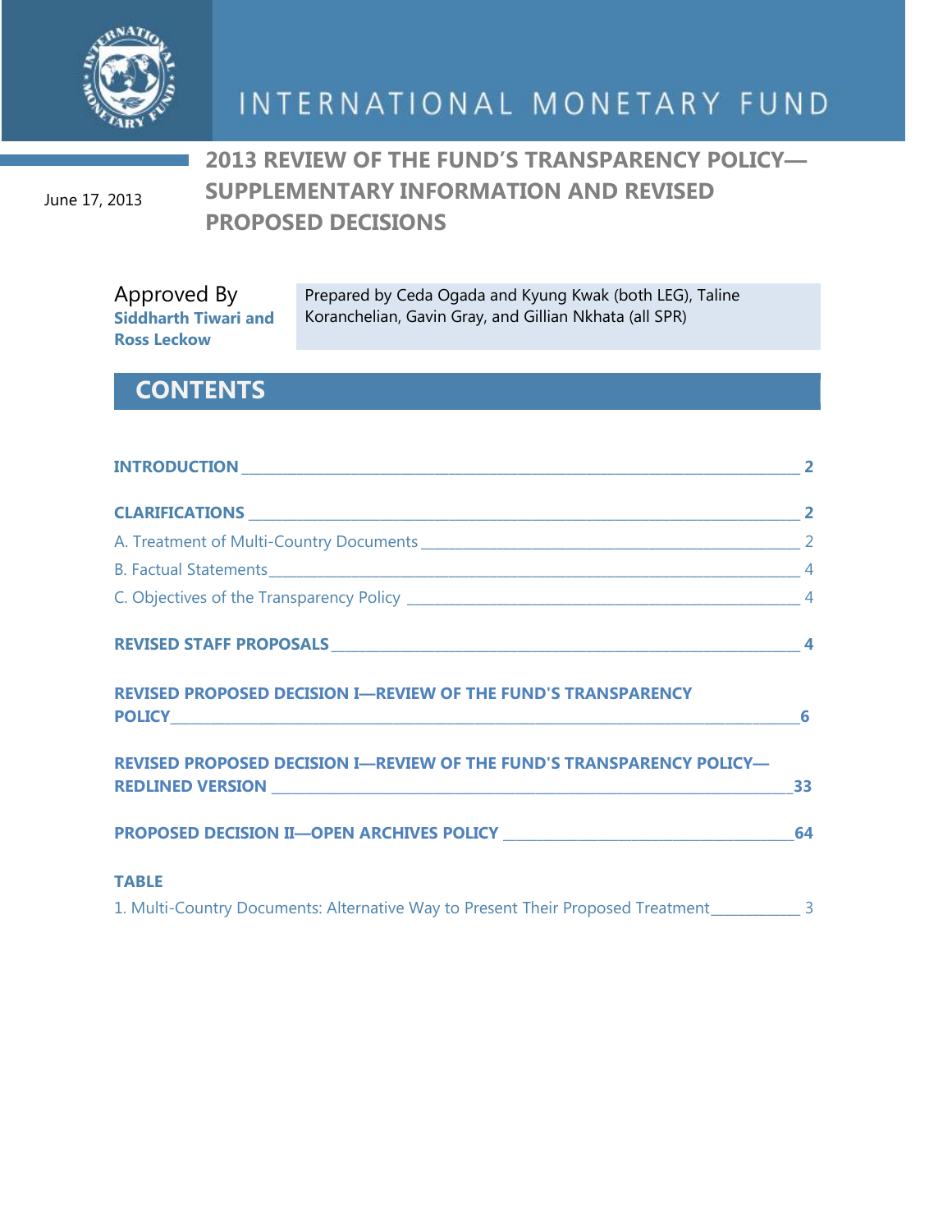# INTERNATIONAL MONETARY FUND

June 17, 2013

## 2013 REVIEW OF THE FUND'S TRANSPARENCY POLICY—SUPPLEMENTARY INFORMATION AND REVISED PROPOSED DECISIONS

Approved By **Siddharth Tiwari and Ross Leckow**

Prepared by Ceda Ogada and Kyung Kwak (both LEG), Taline Koranchelian, Gavin Gray, and Gillian Nkhata (all SPR)

## CONTENTS

**INTRODUCTION** 2

**CLARIFICATIONS** 2

A. Treatment of Multi-Country Documents 2

B. Factual Statements 4

C. Objectives of the Transparency Policy 4

**REVISED STAFF PROPOSALS** 4

**REVISED PROPOSED DECISION I—REVIEW OF THE FUND'S TRANSPARENCY POLICY** 6

**REVISED PROPOSED DECISION I—REVIEW OF THE FUND'S TRANSPARENCY POLICY—REDLINED VERSION** 33

**PROPOSED DECISION II—OPEN ARCHIVES POLICY** 64

**TABLE**

1. Multi-Country Documents: Alternative Way to Present Their Proposed Treatment 3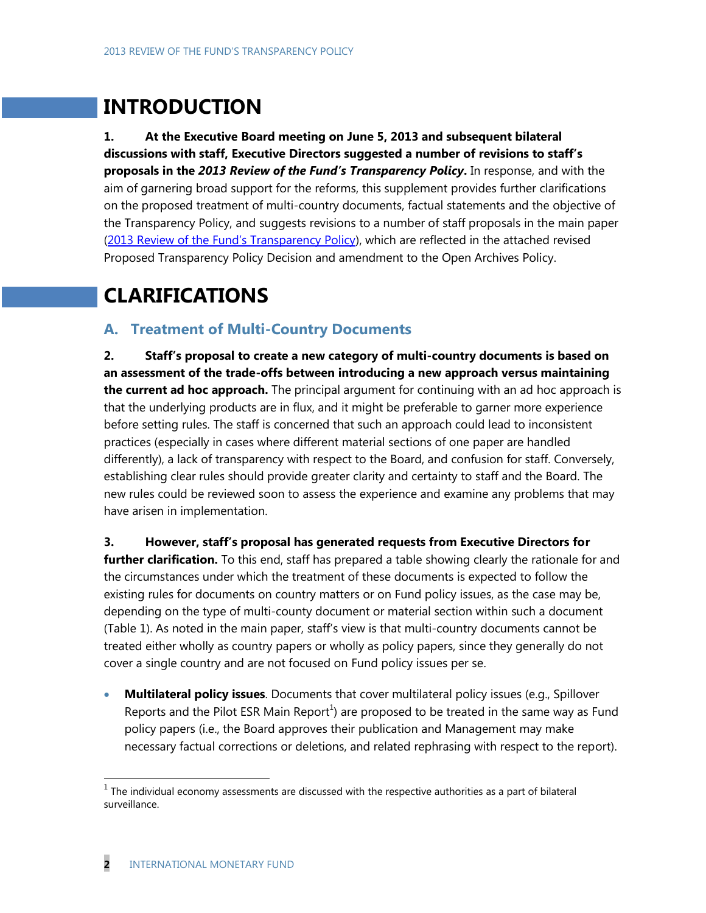# INTRODUCTION

**1. At the Executive Board meeting on June 5, 2013 and subsequent bilateral discussions with staff, Executive Directors suggested a number of revisions to staff's proposals in the *2013 Review of the Fund's Transparency Policy*.** In response, and with the aim of garnering broad support for the reforms, this supplement provides further clarifications on the proposed treatment of multi-country documents, factual statements and the objective of the Transparency Policy, and suggests revisions to a number of staff proposals in the main paper (2013 Review of the Fund's Transparency Policy), which are reflected in the attached revised Proposed Transparency Policy Decision and amendment to the Open Archives Policy.

# CLARIFICATIONS

## A. Treatment of Multi-Country Documents

**2. Staff's proposal to create a new category of multi-country documents is based on an assessment of the trade-offs between introducing a new approach versus maintaining the current ad hoc approach.** The principal argument for continuing with an ad hoc approach is that the underlying products are in flux, and it might be preferable to garner more experience before setting rules. The staff is concerned that such an approach could lead to inconsistent practices (especially in cases where different material sections of one paper are handled differently), a lack of transparency with respect to the Board, and confusion for staff. Conversely, establishing clear rules should provide greater clarity and certainty to staff and the Board. The new rules could be reviewed soon to assess the experience and examine any problems that may have arisen in implementation.

**3. However, staff's proposal has generated requests from Executive Directors for further clarification.** To this end, staff has prepared a table showing clearly the rationale for and the circumstances under which the treatment of these documents is expected to follow the existing rules for documents on country matters or on Fund policy issues, as the case may be, depending on the type of multi-county document or material section within such a document (Table 1). As noted in the main paper, staff's view is that multi-country documents cannot be treated either wholly as country papers or wholly as policy papers, since they generally do not cover a single country and are not focused on Fund policy issues per se.

- **Multilateral policy issues**. Documents that cover multilateral policy issues (e.g., Spillover Reports and the Pilot ESR Main Report[1]) are proposed to be treated in the same way as Fund policy papers (i.e., the Board approves their publication and Management may make necessary factual corrections or deletions, and related rephrasing with respect to the report).

[1] The individual economy assessments are discussed with the respective authorities as a part of bilateral surveillance.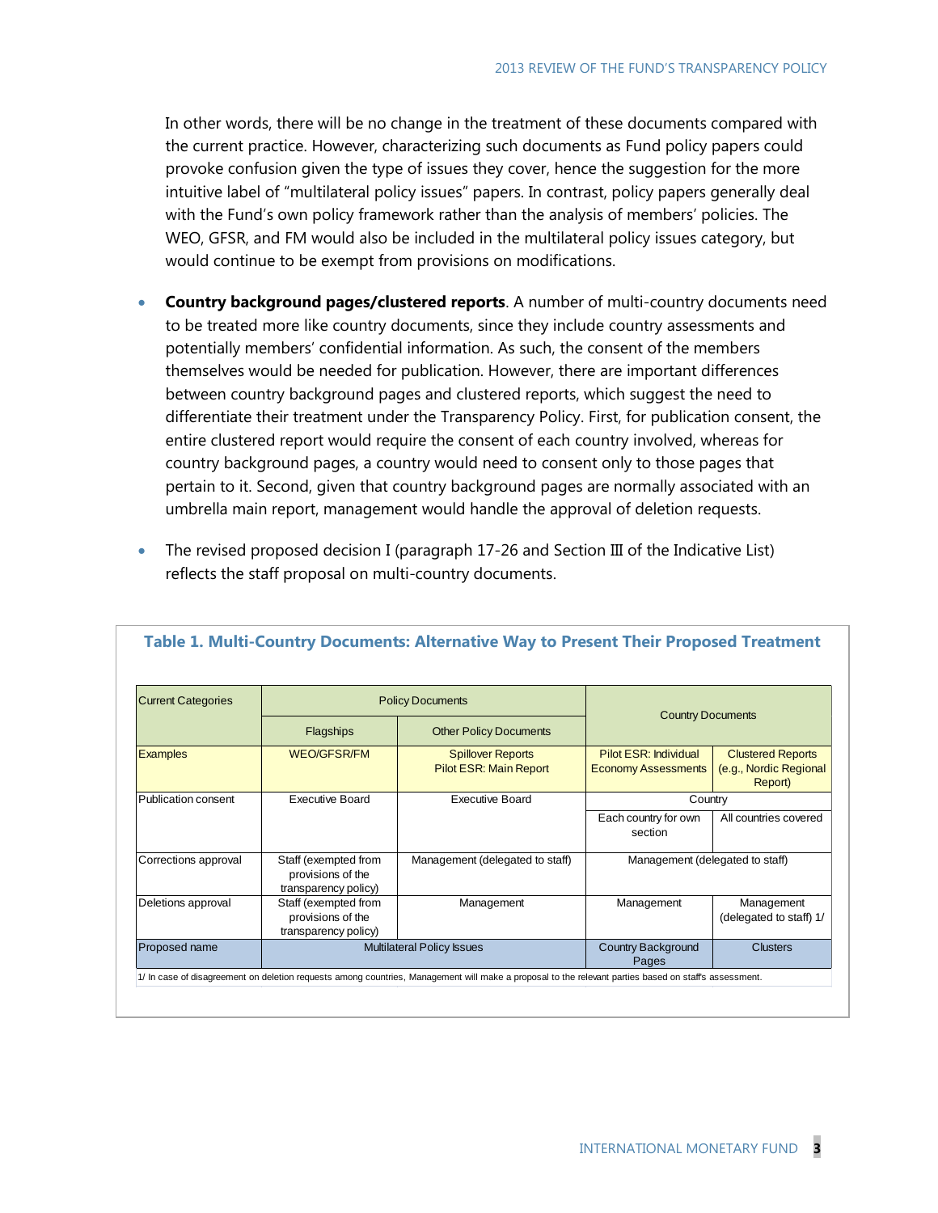In other words, there will be no change in the treatment of these documents compared with the current practice. However, characterizing such documents as Fund policy papers could provoke confusion given the type of issues they cover, hence the suggestion for the more intuitive label of "multilateral policy issues" papers. In contrast, policy papers generally deal with the Fund's own policy framework rather than the analysis of members' policies. The WEO, GFSR, and FM would also be included in the multilateral policy issues category, but would continue to be exempt from provisions on modifications.

- **Country background pages/clustered reports**. A number of multi-country documents need to be treated more like country documents, since they include country assessments and potentially members' confidential information. As such, the consent of the members themselves would be needed for publication. However, there are important differences between country background pages and clustered reports, which suggest the need to differentiate their treatment under the Transparency Policy. First, for publication consent, the entire clustered report would require the consent of each country involved, whereas for country background pages, a country would need to consent only to those pages that pertain to it. Second, given that country background pages are normally associated with an umbrella main report, management would handle the approval of deletion requests.

- The revised proposed decision I (paragraph 17-26 and Section III of the Indicative List) reflects the staff proposal on multi-country documents.

**Table 1. Multi-Country Documents: Alternative Way to Present Their Proposed Treatment**

| Current Categories | Policy Documents | | Country Documents | |
|---|---|---|---|---|
| | Flagships | Other Policy Documents | | |
| Examples | WEO/GFSR/FM | Spillover Reports<br>Pilot ESR: Main Report | Pilot ESR: Individual Economy Assessments | Clustered Reports (e.g., Nordic Regional Report) |
| Publication consent | Executive Board | Executive Board | Country | |
| | | | Each country for own section | All countries covered |
| Corrections approval | Staff (exempted from provisions of the transparency policy) | Management (delegated to staff) | Management (delegated to staff) | |
| Deletions approval | Staff (exempted from provisions of the transparency policy) | Management | Management | Management (delegated to staff) 1/ |
| Proposed name | Multilateral Policy Issues | | Country Background Pages | Clusters |

1/ In case of disagreement on deletion requests among countries, Management will make a proposal to the relevant parties based on staff's assessment.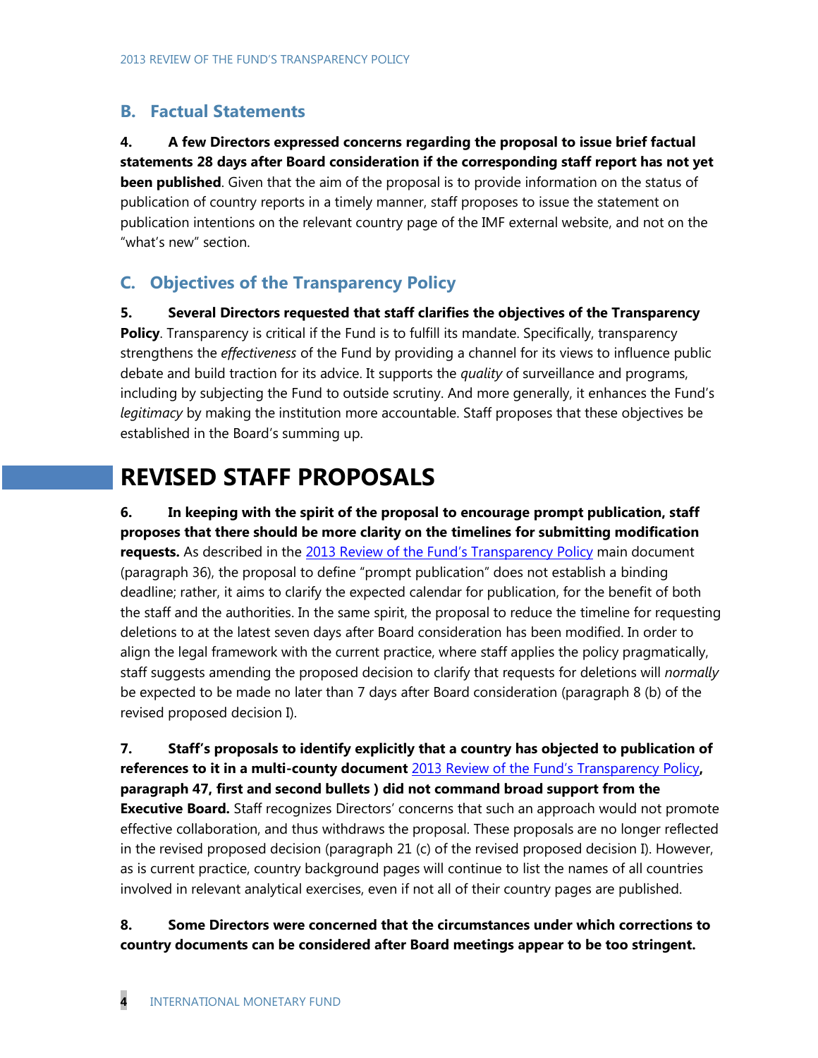## B. Factual Statements

**4. A few Directors expressed concerns regarding the proposal to issue brief factual statements 28 days after Board consideration if the corresponding staff report has not yet been published**. Given that the aim of the proposal is to provide information on the status of publication of country reports in a timely manner, staff proposes to issue the statement on publication intentions on the relevant country page of the IMF external website, and not on the "what's new" section.

## C. Objectives of the Transparency Policy

**5. Several Directors requested that staff clarifies the objectives of the Transparency Policy**. Transparency is critical if the Fund is to fulfill its mandate. Specifically, transparency strengthens the *effectiveness* of the Fund by providing a channel for its views to influence public debate and build traction for its advice. It supports the *quality* of surveillance and programs, including by subjecting the Fund to outside scrutiny. And more generally, it enhances the Fund's *legitimacy* by making the institution more accountable. Staff proposes that these objectives be established in the Board's summing up.

# REVISED STAFF PROPOSALS

**6. In keeping with the spirit of the proposal to encourage prompt publication, staff proposes that there should be more clarity on the timelines for submitting modification requests.** As described in the 2013 Review of the Fund's Transparency Policy main document (paragraph 36), the proposal to define "prompt publication" does not establish a binding deadline; rather, it aims to clarify the expected calendar for publication, for the benefit of both the staff and the authorities. In the same spirit, the proposal to reduce the timeline for requesting deletions to at the latest seven days after Board consideration has been modified. In order to align the legal framework with the current practice, where staff applies the policy pragmatically, staff suggests amending the proposed decision to clarify that requests for deletions will *normally* be expected to be made no later than 7 days after Board consideration (paragraph 8 (b) of the revised proposed decision I).

**7. Staff's proposals to identify explicitly that a country has objected to publication of references to it in a multi-county document** 2013 Review of the Fund's Transparency Policy**, paragraph 47, first and second bullets ) did not command broad support from the Executive Board.** Staff recognizes Directors' concerns that such an approach would not promote effective collaboration, and thus withdraws the proposal. These proposals are no longer reflected in the revised proposed decision (paragraph 21 (c) of the revised proposed decision I). However, as is current practice, country background pages will continue to list the names of all countries involved in relevant analytical exercises, even if not all of their country pages are published.

**8. Some Directors were concerned that the circumstances under which corrections to country documents can be considered after Board meetings appear to be too stringent.**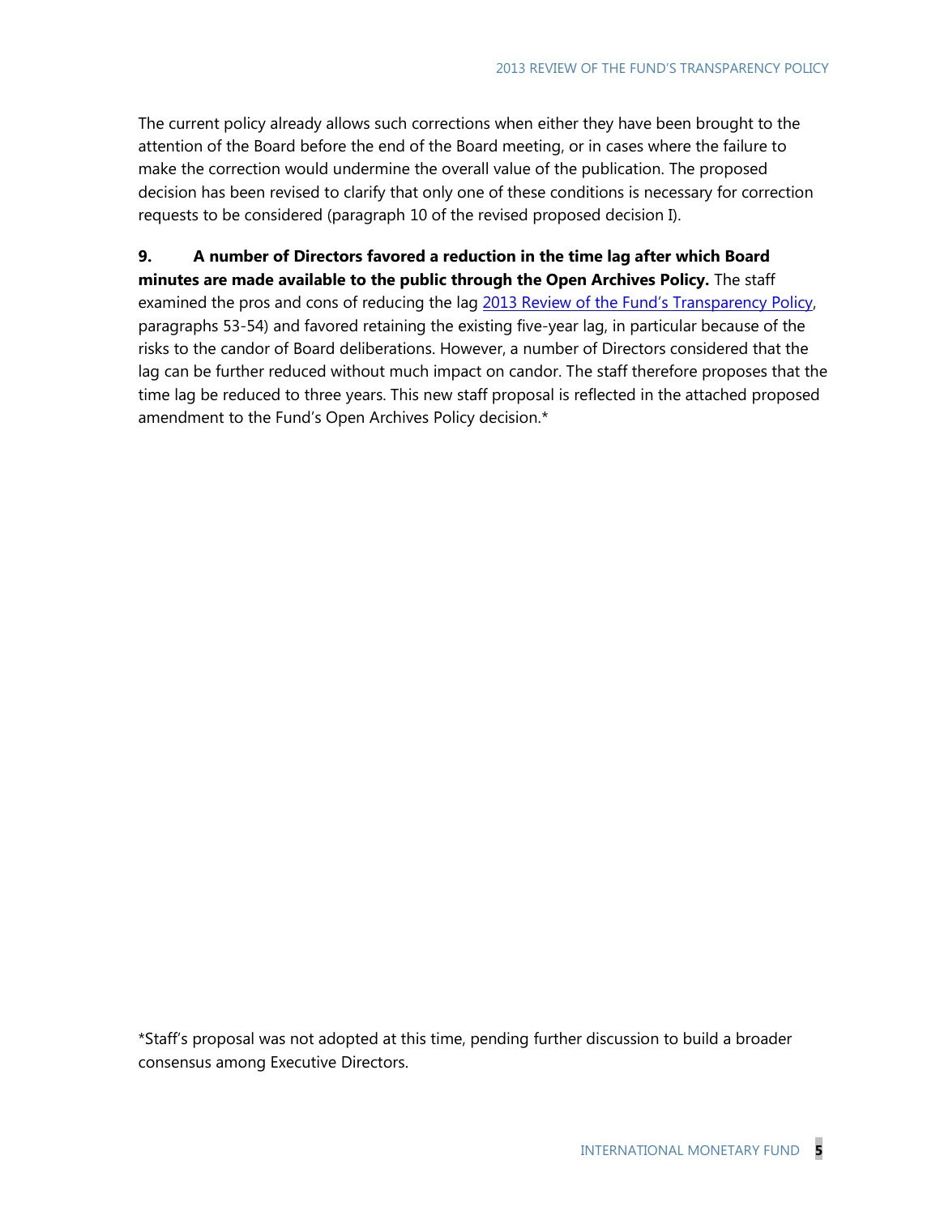The current policy already allows such corrections when either they have been brought to the attention of the Board before the end of the Board meeting, or in cases where the failure to make the correction would undermine the overall value of the publication. The proposed decision has been revised to clarify that only one of these conditions is necessary for correction requests to be considered (paragraph 10 of the revised proposed decision I).

**9. A number of Directors favored a reduction in the time lag after which Board minutes are made available to the public through the Open Archives Policy.** The staff examined the pros and cons of reducing the lag 2013 Review of the Fund's Transparency Policy, paragraphs 53-54) and favored retaining the existing five-year lag, in particular because of the risks to the candor of Board deliberations. However, a number of Directors considered that the lag can be further reduced without much impact on candor. The staff therefore proposes that the time lag be reduced to three years. This new staff proposal is reflected in the attached proposed amendment to the Fund's Open Archives Policy decision.*

*Staff's proposal was not adopted at this time, pending further discussion to build a broader consensus among Executive Directors.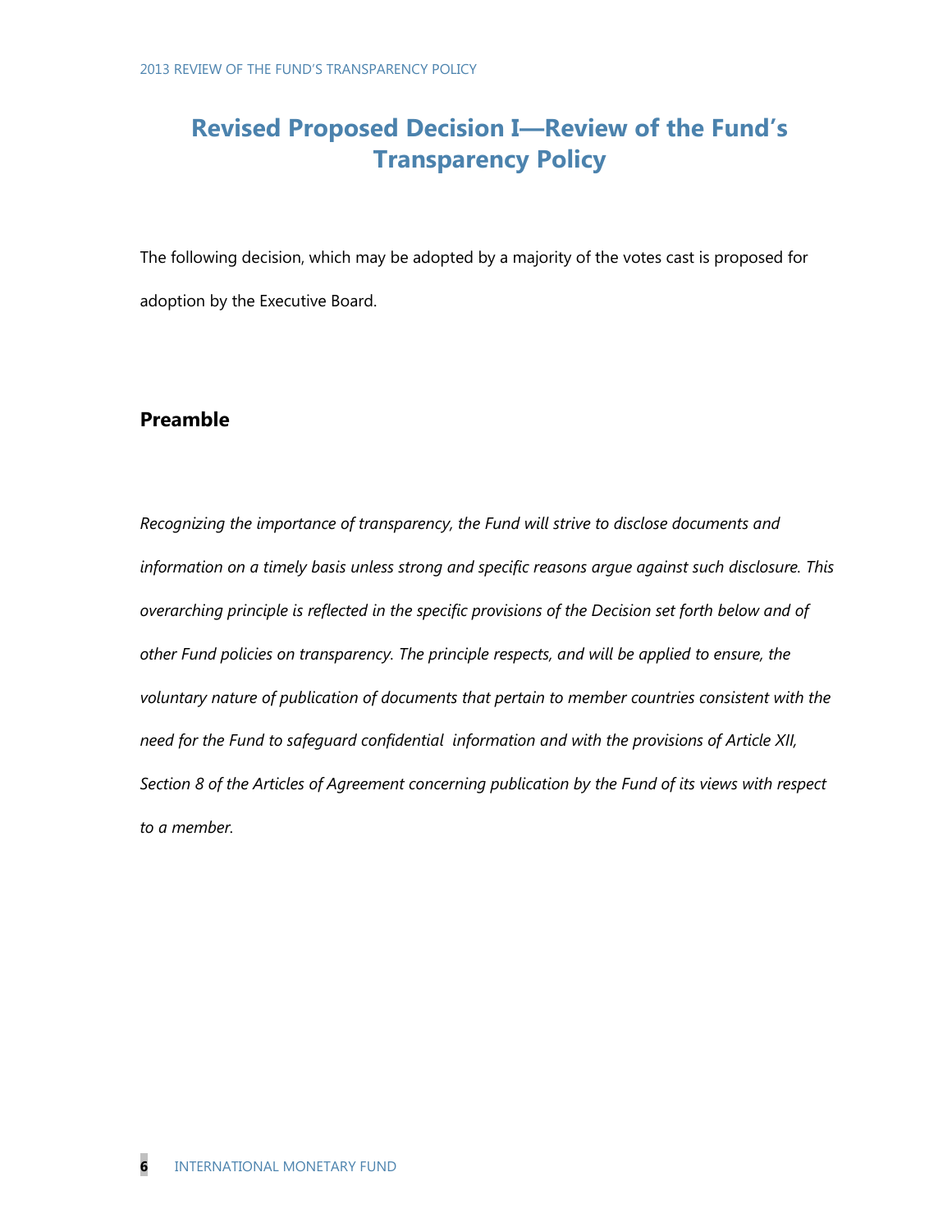# Revised Proposed Decision I—Review of the Fund's Transparency Policy

The following decision, which may be adopted by a majority of the votes cast is proposed for adoption by the Executive Board.

## Preamble

*Recognizing the importance of transparency, the Fund will strive to disclose documents and information on a timely basis unless strong and specific reasons argue against such disclosure. This overarching principle is reflected in the specific provisions of the Decision set forth below and of other Fund policies on transparency. The principle respects, and will be applied to ensure, the voluntary nature of publication of documents that pertain to member countries consistent with the need for the Fund to safeguard confidential information and with the provisions of Article XII, Section 8 of the Articles of Agreement concerning publication by the Fund of its views with respect to a member.*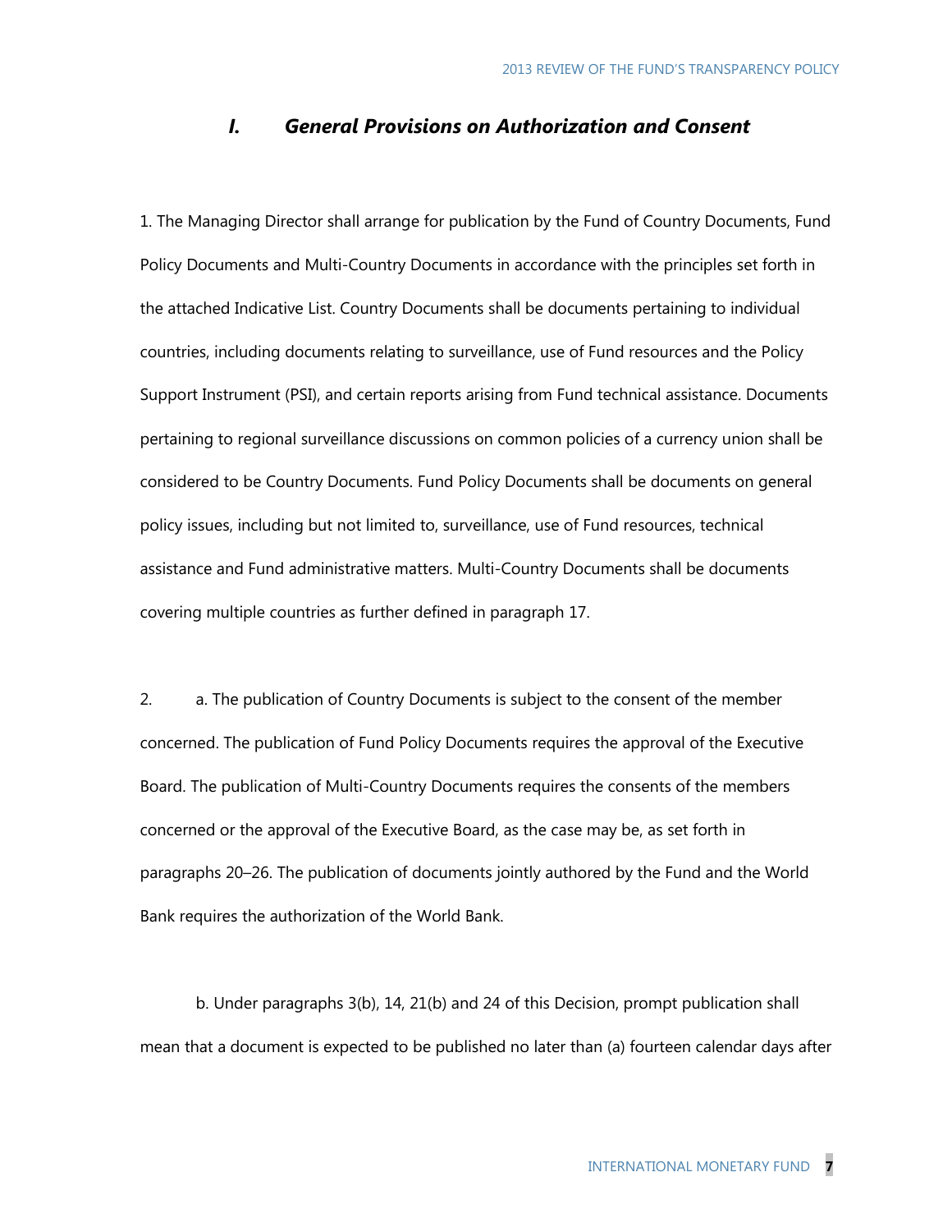## I. General Provisions on Authorization and Consent

1. The Managing Director shall arrange for publication by the Fund of Country Documents, Fund Policy Documents and Multi-Country Documents in accordance with the principles set forth in the attached Indicative List. Country Documents shall be documents pertaining to individual countries, including documents relating to surveillance, use of Fund resources and the Policy Support Instrument (PSI), and certain reports arising from Fund technical assistance. Documents pertaining to regional surveillance discussions on common policies of a currency union shall be considered to be Country Documents. Fund Policy Documents shall be documents on general policy issues, including but not limited to, surveillance, use of Fund resources, technical assistance and Fund administrative matters. Multi-Country Documents shall be documents covering multiple countries as further defined in paragraph 17.

2. a. The publication of Country Documents is subject to the consent of the member concerned. The publication of Fund Policy Documents requires the approval of the Executive Board. The publication of Multi-Country Documents requires the consents of the members concerned or the approval of the Executive Board, as the case may be, as set forth in paragraphs 20–26. The publication of documents jointly authored by the Fund and the World Bank requires the authorization of the World Bank.

b. Under paragraphs 3(b), 14, 21(b) and 24 of this Decision, prompt publication shall mean that a document is expected to be published no later than (a) fourteen calendar days after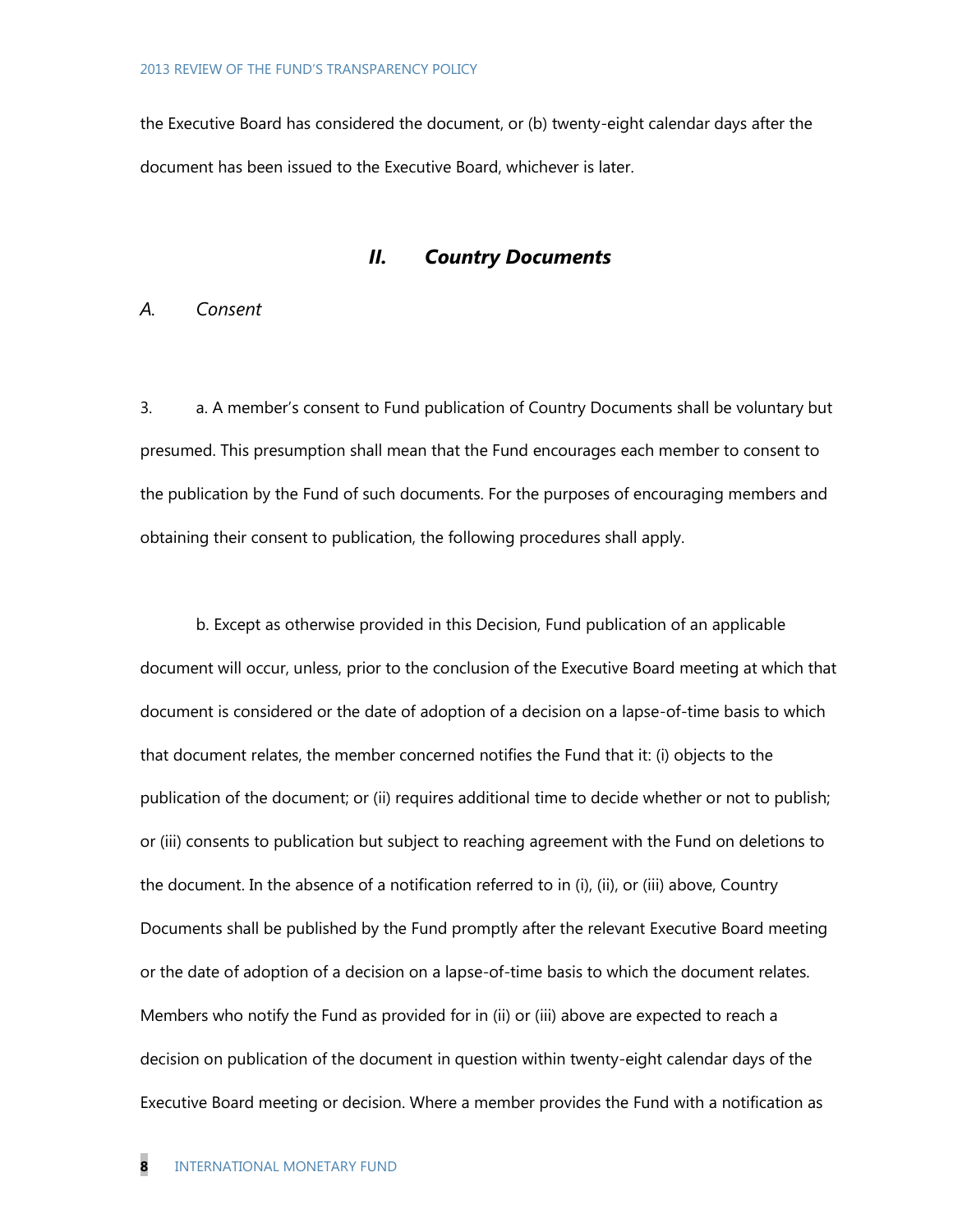the Executive Board has considered the document, or (b) twenty-eight calendar days after the document has been issued to the Executive Board, whichever is later.

## *II. Country Documents*

### *A. Consent*

3. a. A member's consent to Fund publication of Country Documents shall be voluntary but presumed. This presumption shall mean that the Fund encourages each member to consent to the publication by the Fund of such documents. For the purposes of encouraging members and obtaining their consent to publication, the following procedures shall apply.

b. Except as otherwise provided in this Decision, Fund publication of an applicable document will occur, unless, prior to the conclusion of the Executive Board meeting at which that document is considered or the date of adoption of a decision on a lapse-of-time basis to which that document relates, the member concerned notifies the Fund that it: (i) objects to the publication of the document; or (ii) requires additional time to decide whether or not to publish; or (iii) consents to publication but subject to reaching agreement with the Fund on deletions to the document. In the absence of a notification referred to in (i), (ii), or (iii) above, Country Documents shall be published by the Fund promptly after the relevant Executive Board meeting or the date of adoption of a decision on a lapse-of-time basis to which the document relates. Members who notify the Fund as provided for in (ii) or (iii) above are expected to reach a decision on publication of the document in question within twenty-eight calendar days of the Executive Board meeting or decision. Where a member provides the Fund with a notification as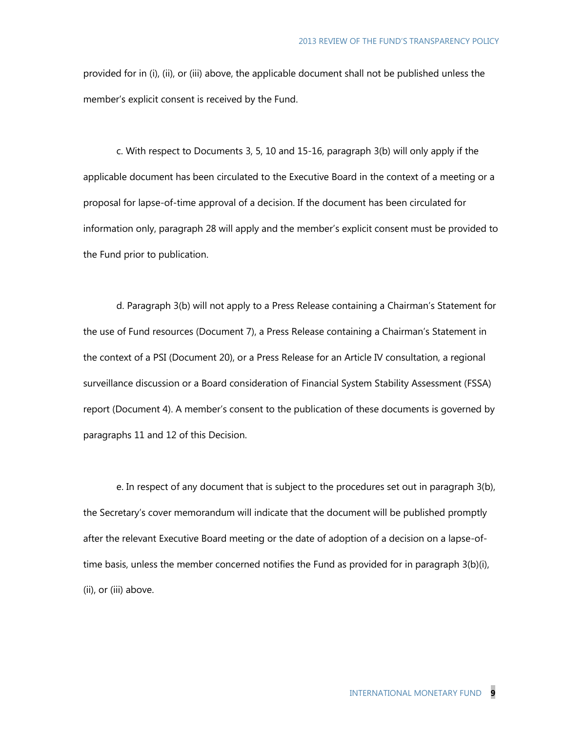provided for in (i), (ii), or (iii) above, the applicable document shall not be published unless the member's explicit consent is received by the Fund.

c. With respect to Documents 3, 5, 10 and 15-16, paragraph 3(b) will only apply if the applicable document has been circulated to the Executive Board in the context of a meeting or a proposal for lapse-of-time approval of a decision. If the document has been circulated for information only, paragraph 28 will apply and the member's explicit consent must be provided to the Fund prior to publication.

d. Paragraph 3(b) will not apply to a Press Release containing a Chairman's Statement for the use of Fund resources (Document 7), a Press Release containing a Chairman's Statement in the context of a PSI (Document 20), or a Press Release for an Article IV consultation, a regional surveillance discussion or a Board consideration of Financial System Stability Assessment (FSSA) report (Document 4). A member's consent to the publication of these documents is governed by paragraphs 11 and 12 of this Decision.

e. In respect of any document that is subject to the procedures set out in paragraph 3(b), the Secretary's cover memorandum will indicate that the document will be published promptly after the relevant Executive Board meeting or the date of adoption of a decision on a lapse-of-time basis, unless the member concerned notifies the Fund as provided for in paragraph 3(b)(i), (ii), or (iii) above.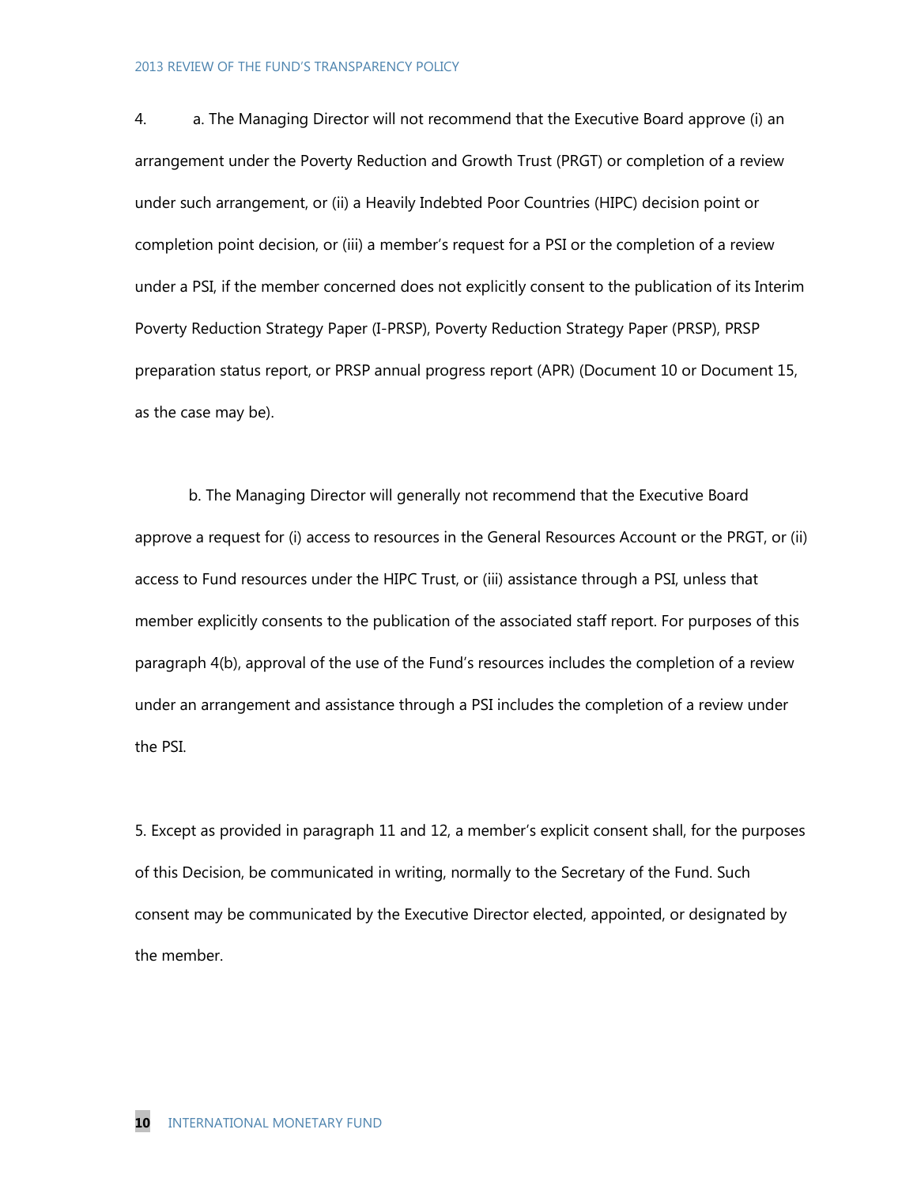4. a. The Managing Director will not recommend that the Executive Board approve (i) an arrangement under the Poverty Reduction and Growth Trust (PRGT) or completion of a review under such arrangement, or (ii) a Heavily Indebted Poor Countries (HIPC) decision point or completion point decision, or (iii) a member's request for a PSI or the completion of a review under a PSI, if the member concerned does not explicitly consent to the publication of its Interim Poverty Reduction Strategy Paper (I-PRSP), Poverty Reduction Strategy Paper (PRSP), PRSP preparation status report, or PRSP annual progress report (APR) (Document 10 or Document 15, as the case may be).

b. The Managing Director will generally not recommend that the Executive Board approve a request for (i) access to resources in the General Resources Account or the PRGT, or (ii) access to Fund resources under the HIPC Trust, or (iii) assistance through a PSI, unless that member explicitly consents to the publication of the associated staff report. For purposes of this paragraph 4(b), approval of the use of the Fund's resources includes the completion of a review under an arrangement and assistance through a PSI includes the completion of a review under the PSI.

5. Except as provided in paragraph 11 and 12, a member's explicit consent shall, for the purposes of this Decision, be communicated in writing, normally to the Secretary of the Fund. Such consent may be communicated by the Executive Director elected, appointed, or designated by the member.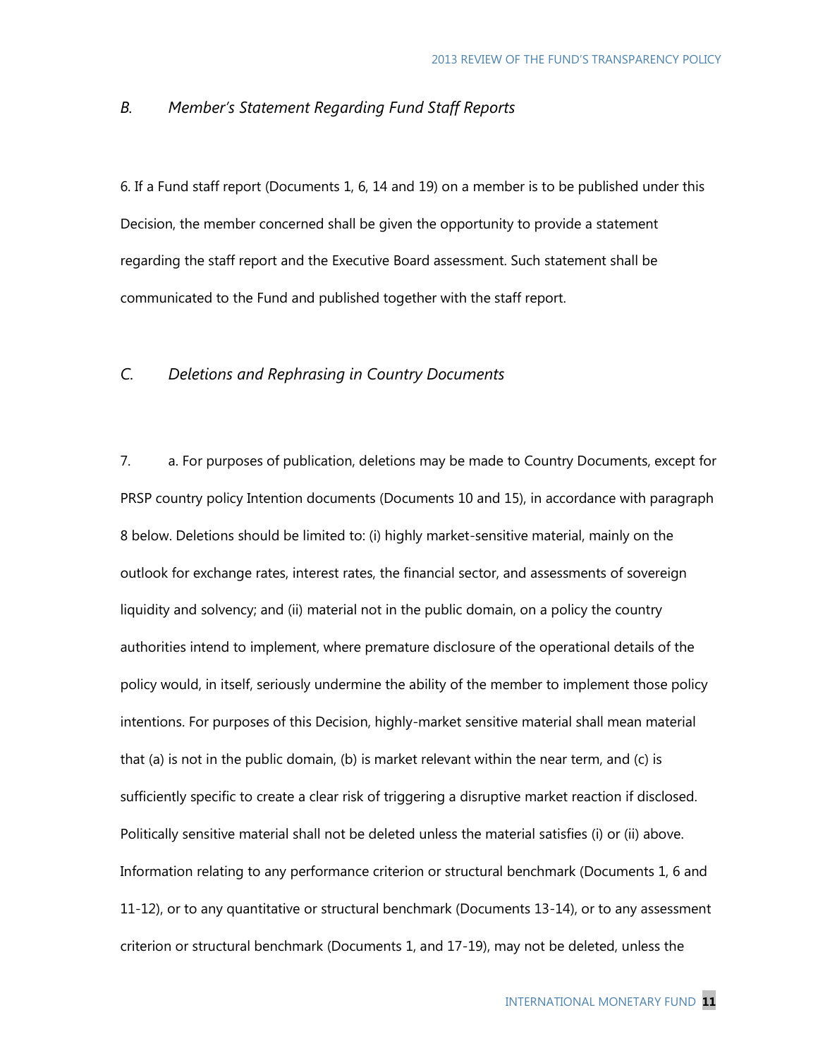### *B. Member's Statement Regarding Fund Staff Reports*

6. If a Fund staff report (Documents 1, 6, 14 and 19) on a member is to be published under this Decision, the member concerned shall be given the opportunity to provide a statement regarding the staff report and the Executive Board assessment. Such statement shall be communicated to the Fund and published together with the staff report.

### *C. Deletions and Rephrasing in Country Documents*

7. a. For purposes of publication, deletions may be made to Country Documents, except for PRSP country policy Intention documents (Documents 10 and 15), in accordance with paragraph 8 below. Deletions should be limited to: (i) highly market-sensitive material, mainly on the outlook for exchange rates, interest rates, the financial sector, and assessments of sovereign liquidity and solvency; and (ii) material not in the public domain, on a policy the country authorities intend to implement, where premature disclosure of the operational details of the policy would, in itself, seriously undermine the ability of the member to implement those policy intentions. For purposes of this Decision, highly-market sensitive material shall mean material that (a) is not in the public domain, (b) is market relevant within the near term, and (c) is sufficiently specific to create a clear risk of triggering a disruptive market reaction if disclosed. Politically sensitive material shall not be deleted unless the material satisfies (i) or (ii) above. Information relating to any performance criterion or structural benchmark (Documents 1, 6 and 11-12), or to any quantitative or structural benchmark (Documents 13-14), or to any assessment criterion or structural benchmark (Documents 1, and 17-19), may not be deleted, unless the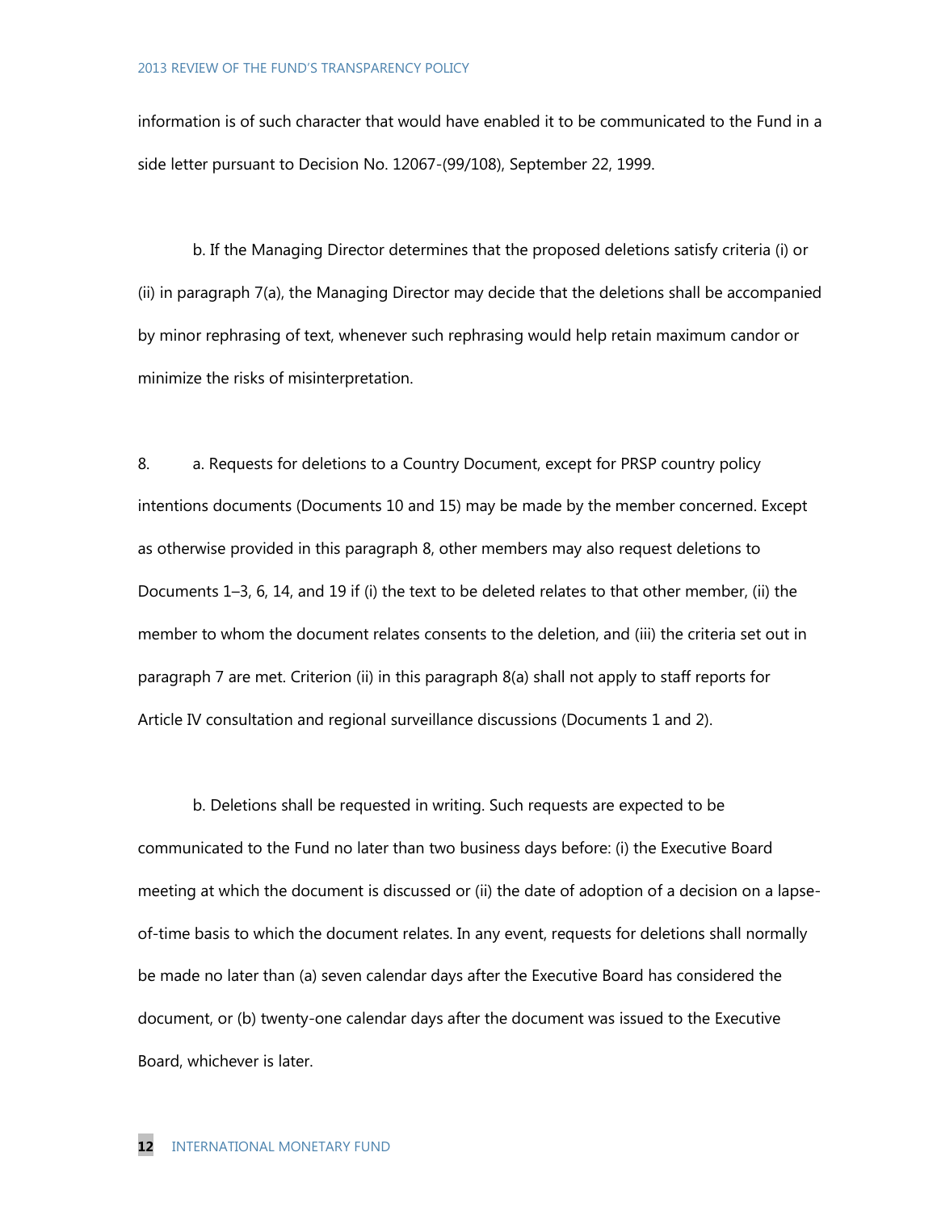information is of such character that would have enabled it to be communicated to the Fund in a side letter pursuant to Decision No. 12067-(99/108), September 22, 1999.

b. If the Managing Director determines that the proposed deletions satisfy criteria (i) or (ii) in paragraph 7(a), the Managing Director may decide that the deletions shall be accompanied by minor rephrasing of text, whenever such rephrasing would help retain maximum candor or minimize the risks of misinterpretation.

8. a. Requests for deletions to a Country Document, except for PRSP country policy intentions documents (Documents 10 and 15) may be made by the member concerned. Except as otherwise provided in this paragraph 8, other members may also request deletions to Documents 1–3, 6, 14, and 19 if (i) the text to be deleted relates to that other member, (ii) the member to whom the document relates consents to the deletion, and (iii) the criteria set out in paragraph 7 are met. Criterion (ii) in this paragraph 8(a) shall not apply to staff reports for Article IV consultation and regional surveillance discussions (Documents 1 and 2).

b. Deletions shall be requested in writing. Such requests are expected to be communicated to the Fund no later than two business days before: (i) the Executive Board meeting at which the document is discussed or (ii) the date of adoption of a decision on a lapse-of-time basis to which the document relates. In any event, requests for deletions shall normally be made no later than (a) seven calendar days after the Executive Board has considered the document, or (b) twenty-one calendar days after the document was issued to the Executive Board, whichever is later.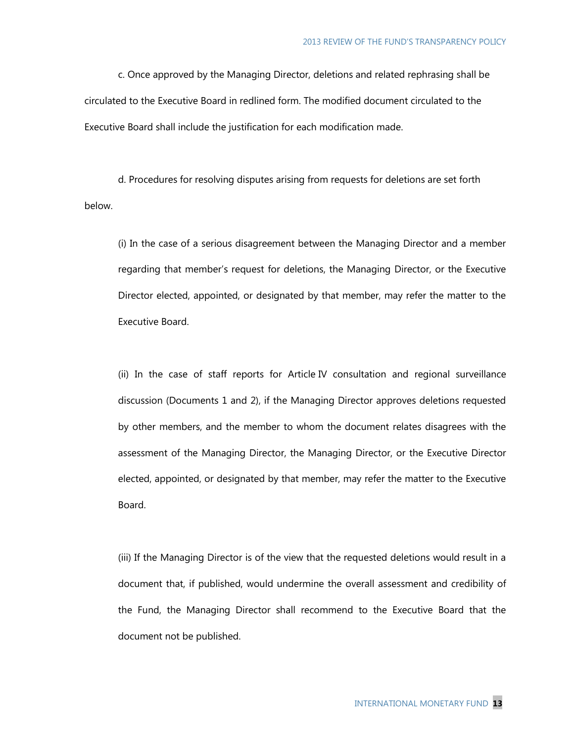c. Once approved by the Managing Director, deletions and related rephrasing shall be circulated to the Executive Board in redlined form. The modified document circulated to the Executive Board shall include the justification for each modification made.

d. Procedures for resolving disputes arising from requests for deletions are set forth below.

> (i) In the case of a serious disagreement between the Managing Director and a member regarding that member's request for deletions, the Managing Director, or the Executive Director elected, appointed, or designated by that member, may refer the matter to the Executive Board.
>
> (ii) In the case of staff reports for Article IV consultation and regional surveillance discussion (Documents 1 and 2), if the Managing Director approves deletions requested by other members, and the member to whom the document relates disagrees with the assessment of the Managing Director, the Managing Director, or the Executive Director elected, appointed, or designated by that member, may refer the matter to the Executive Board.
>
> (iii) If the Managing Director is of the view that the requested deletions would result in a document that, if published, would undermine the overall assessment and credibility of the Fund, the Managing Director shall recommend to the Executive Board that the document not be published.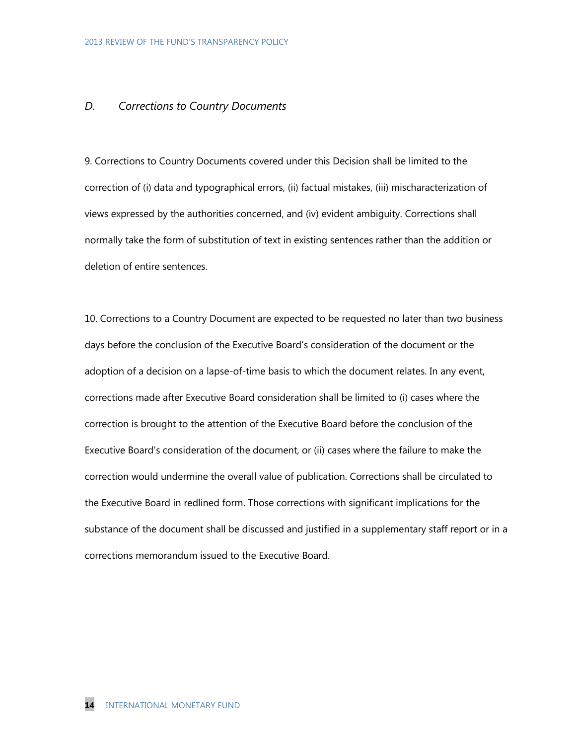### *D. Corrections to Country Documents*

9. Corrections to Country Documents covered under this Decision shall be limited to the correction of (i) data and typographical errors, (ii) factual mistakes, (iii) mischaracterization of views expressed by the authorities concerned, and (iv) evident ambiguity. Corrections shall normally take the form of substitution of text in existing sentences rather than the addition or deletion of entire sentences.

10. Corrections to a Country Document are expected to be requested no later than two business days before the conclusion of the Executive Board's consideration of the document or the adoption of a decision on a lapse-of-time basis to which the document relates. In any event, corrections made after Executive Board consideration shall be limited to (i) cases where the correction is brought to the attention of the Executive Board before the conclusion of the Executive Board's consideration of the document, or (ii) cases where the failure to make the correction would undermine the overall value of publication. Corrections shall be circulated to the Executive Board in redlined form. Those corrections with significant implications for the substance of the document shall be discussed and justified in a supplementary staff report or in a corrections memorandum issued to the Executive Board.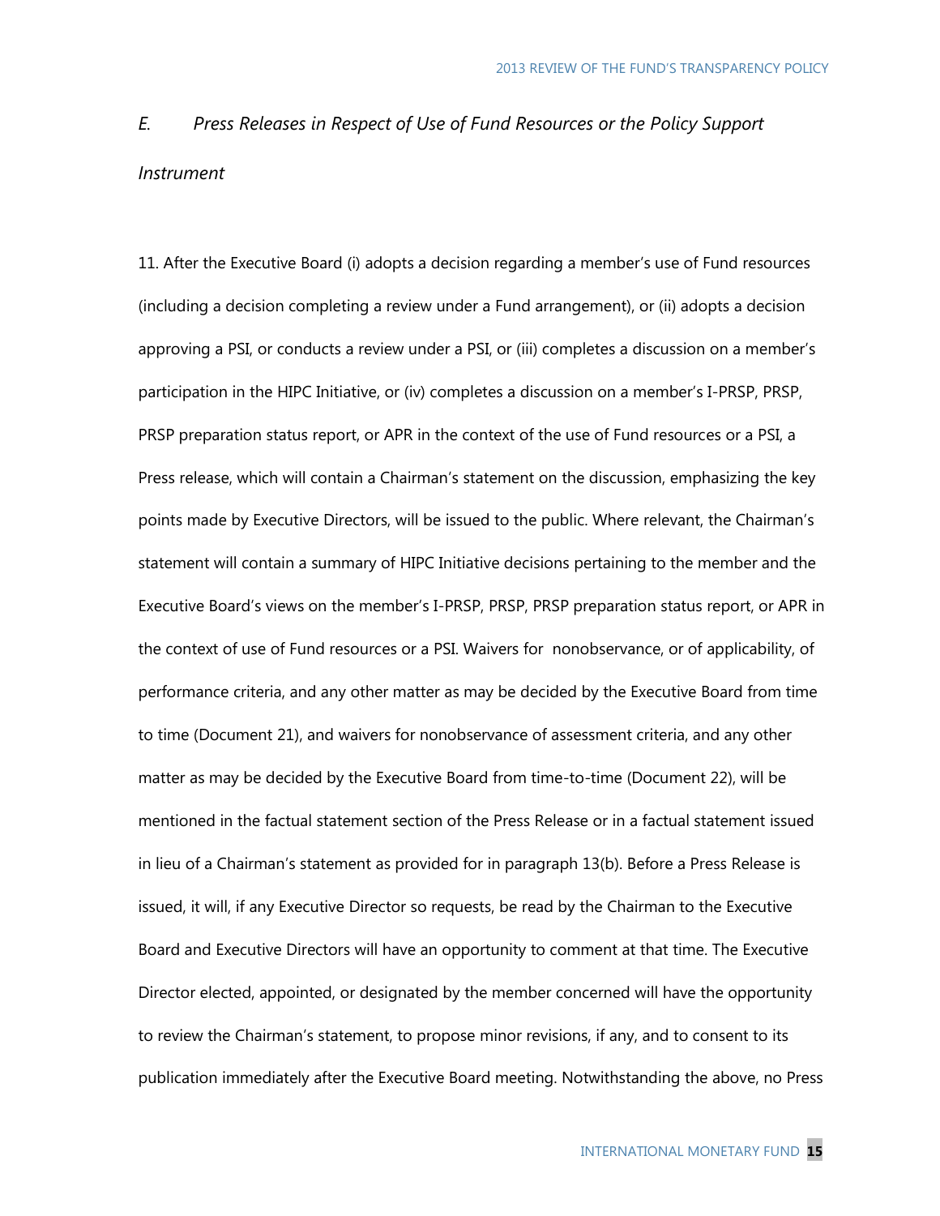### *E. Press Releases in Respect of Use of Fund Resources or the Policy Support Instrument*

11. After the Executive Board (i) adopts a decision regarding a member's use of Fund resources (including a decision completing a review under a Fund arrangement), or (ii) adopts a decision approving a PSI, or conducts a review under a PSI, or (iii) completes a discussion on a member's participation in the HIPC Initiative, or (iv) completes a discussion on a member's I-PRSP, PRSP, PRSP preparation status report, or APR in the context of the use of Fund resources or a PSI, a Press release, which will contain a Chairman's statement on the discussion, emphasizing the key points made by Executive Directors, will be issued to the public. Where relevant, the Chairman's statement will contain a summary of HIPC Initiative decisions pertaining to the member and the Executive Board's views on the member's I-PRSP, PRSP, PRSP preparation status report, or APR in the context of use of Fund resources or a PSI. Waivers for nonobservance, or of applicability, of performance criteria, and any other matter as may be decided by the Executive Board from time to time (Document 21), and waivers for nonobservance of assessment criteria, and any other matter as may be decided by the Executive Board from time-to-time (Document 22), will be mentioned in the factual statement section of the Press Release or in a factual statement issued in lieu of a Chairman's statement as provided for in paragraph 13(b). Before a Press Release is issued, it will, if any Executive Director so requests, be read by the Chairman to the Executive Board and Executive Directors will have an opportunity to comment at that time. The Executive Director elected, appointed, or designated by the member concerned will have the opportunity to review the Chairman's statement, to propose minor revisions, if any, and to consent to its publication immediately after the Executive Board meeting. Notwithstanding the above, no Press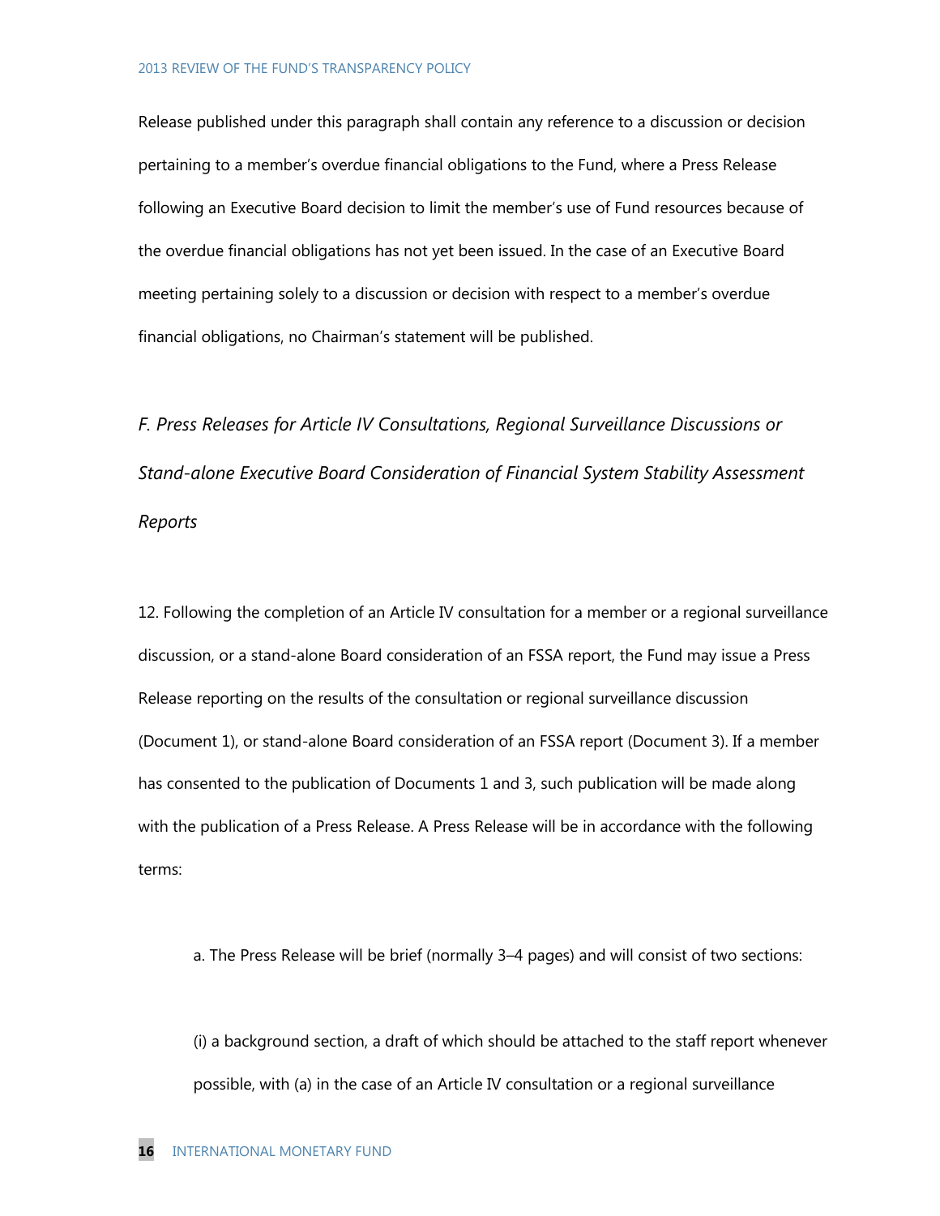Release published under this paragraph shall contain any reference to a discussion or decision pertaining to a member's overdue financial obligations to the Fund, where a Press Release following an Executive Board decision to limit the member's use of Fund resources because of the overdue financial obligations has not yet been issued. In the case of an Executive Board meeting pertaining solely to a discussion or decision with respect to a member's overdue financial obligations, no Chairman's statement will be published.

### *F. Press Releases for Article IV Consultations, Regional Surveillance Discussions or Stand-alone Executive Board Consideration of Financial System Stability Assessment Reports*

12. Following the completion of an Article IV consultation for a member or a regional surveillance discussion, or a stand-alone Board consideration of an FSSA report, the Fund may issue a Press Release reporting on the results of the consultation or regional surveillance discussion (Document 1), or stand-alone Board consideration of an FSSA report (Document 3). If a member has consented to the publication of Documents 1 and 3, such publication will be made along with the publication of a Press Release. A Press Release will be in accordance with the following terms:

a. The Press Release will be brief (normally 3–4 pages) and will consist of two sections:

(i) a background section, a draft of which should be attached to the staff report whenever possible, with (a) in the case of an Article IV consultation or a regional surveillance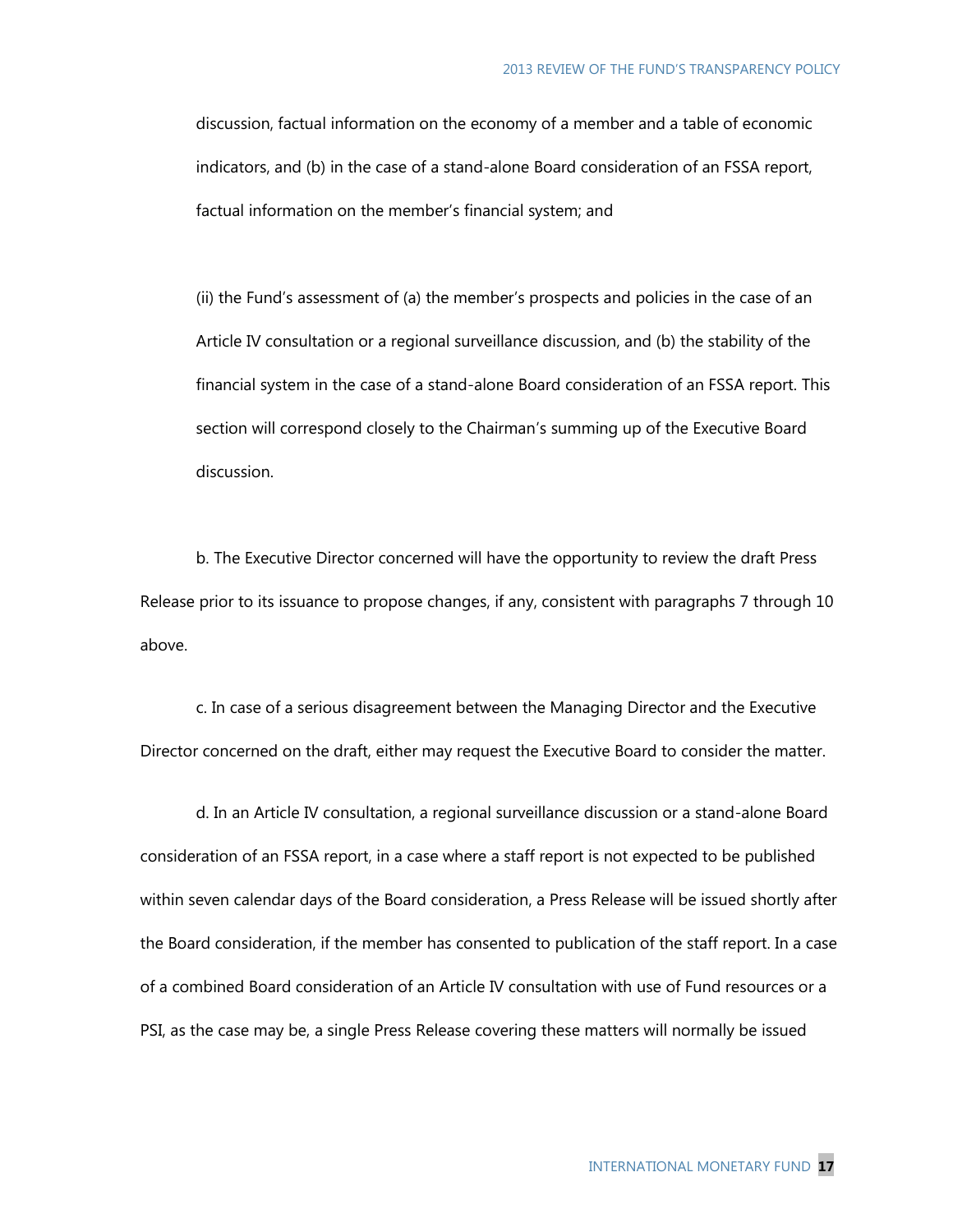discussion, factual information on the economy of a member and a table of economic indicators, and (b) in the case of a stand-alone Board consideration of an FSSA report, factual information on the member's financial system; and

(ii) the Fund's assessment of (a) the member's prospects and policies in the case of an Article IV consultation or a regional surveillance discussion, and (b) the stability of the financial system in the case of a stand-alone Board consideration of an FSSA report. This section will correspond closely to the Chairman's summing up of the Executive Board discussion.

b. The Executive Director concerned will have the opportunity to review the draft Press Release prior to its issuance to propose changes, if any, consistent with paragraphs 7 through 10 above.

c. In case of a serious disagreement between the Managing Director and the Executive Director concerned on the draft, either may request the Executive Board to consider the matter.

d. In an Article IV consultation, a regional surveillance discussion or a stand-alone Board consideration of an FSSA report, in a case where a staff report is not expected to be published within seven calendar days of the Board consideration, a Press Release will be issued shortly after the Board consideration, if the member has consented to publication of the staff report. In a case of a combined Board consideration of an Article IV consultation with use of Fund resources or a PSI, as the case may be, a single Press Release covering these matters will normally be issued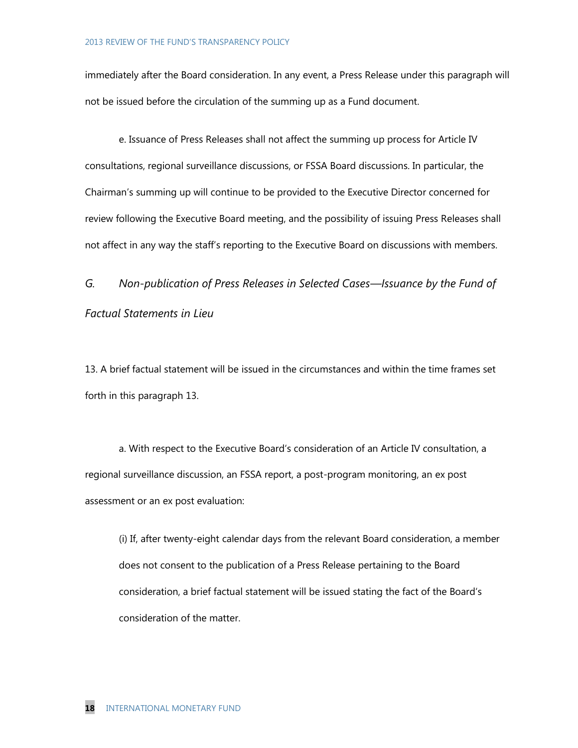immediately after the Board consideration. In any event, a Press Release under this paragraph will not be issued before the circulation of the summing up as a Fund document.

e. Issuance of Press Releases shall not affect the summing up process for Article IV consultations, regional surveillance discussions, or FSSA Board discussions. In particular, the Chairman's summing up will continue to be provided to the Executive Director concerned for review following the Executive Board meeting, and the possibility of issuing Press Releases shall not affect in any way the staff's reporting to the Executive Board on discussions with members.

### *G. Non-publication of Press Releases in Selected Cases—Issuance by the Fund of Factual Statements in Lieu*

13. A brief factual statement will be issued in the circumstances and within the time frames set forth in this paragraph 13.

a. With respect to the Executive Board's consideration of an Article IV consultation, a regional surveillance discussion, an FSSA report, a post-program monitoring, an ex post assessment or an ex post evaluation:

(i) If, after twenty-eight calendar days from the relevant Board consideration, a member does not consent to the publication of a Press Release pertaining to the Board consideration, a brief factual statement will be issued stating the fact of the Board's consideration of the matter.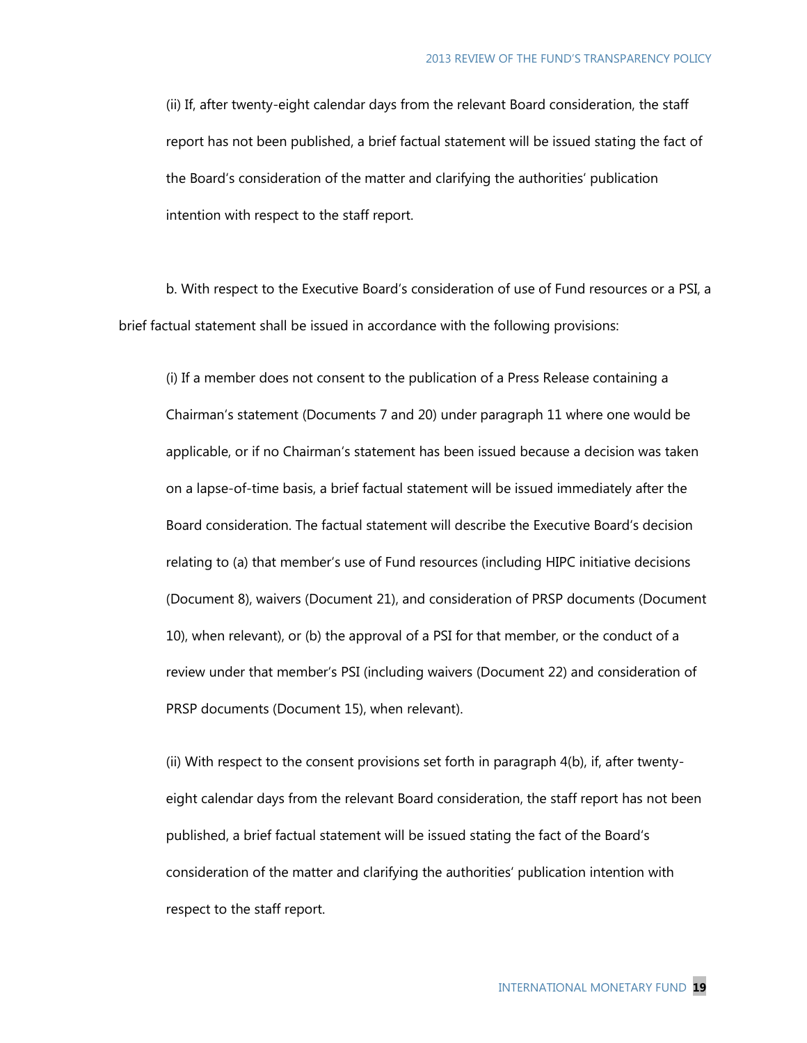(ii) If, after twenty-eight calendar days from the relevant Board consideration, the staff report has not been published, a brief factual statement will be issued stating the fact of the Board's consideration of the matter and clarifying the authorities' publication intention with respect to the staff report.

b. With respect to the Executive Board's consideration of use of Fund resources or a PSI, a brief factual statement shall be issued in accordance with the following provisions:

(i) If a member does not consent to the publication of a Press Release containing a Chairman's statement (Documents 7 and 20) under paragraph 11 where one would be applicable, or if no Chairman's statement has been issued because a decision was taken on a lapse-of-time basis, a brief factual statement will be issued immediately after the Board consideration. The factual statement will describe the Executive Board's decision relating to (a) that member's use of Fund resources (including HIPC initiative decisions (Document 8), waivers (Document 21), and consideration of PRSP documents (Document 10), when relevant), or (b) the approval of a PSI for that member, or the conduct of a review under that member's PSI (including waivers (Document 22) and consideration of PRSP documents (Document 15), when relevant).

(ii) With respect to the consent provisions set forth in paragraph 4(b), if, after twenty-eight calendar days from the relevant Board consideration, the staff report has not been published, a brief factual statement will be issued stating the fact of the Board's consideration of the matter and clarifying the authorities' publication intention with respect to the staff report.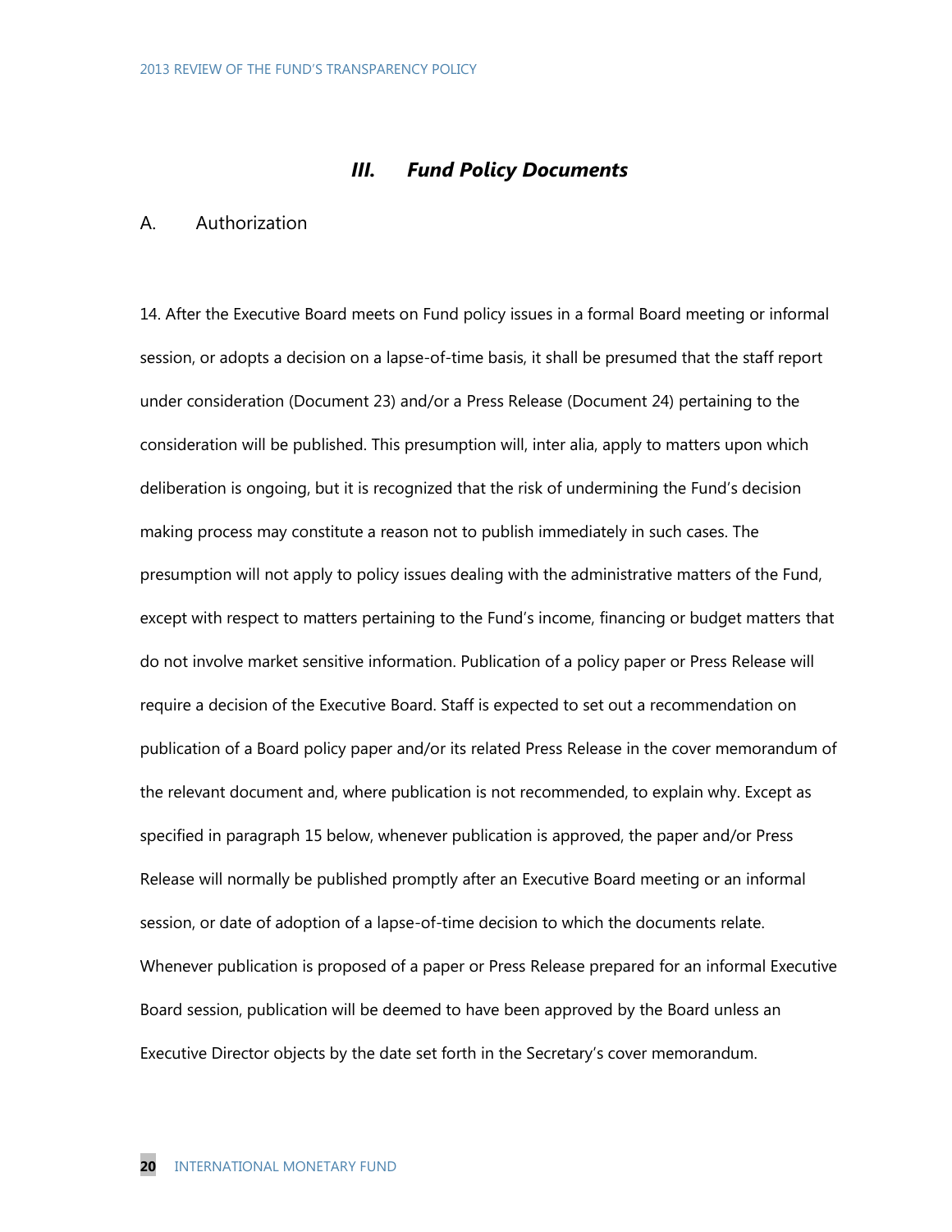## III. *Fund Policy Documents*

### A. Authorization

14. After the Executive Board meets on Fund policy issues in a formal Board meeting or informal session, or adopts a decision on a lapse-of-time basis, it shall be presumed that the staff report under consideration (Document 23) and/or a Press Release (Document 24) pertaining to the consideration will be published. This presumption will, inter alia, apply to matters upon which deliberation is ongoing, but it is recognized that the risk of undermining the Fund's decision making process may constitute a reason not to publish immediately in such cases. The presumption will not apply to policy issues dealing with the administrative matters of the Fund, except with respect to matters pertaining to the Fund's income, financing or budget matters that do not involve market sensitive information. Publication of a policy paper or Press Release will require a decision of the Executive Board. Staff is expected to set out a recommendation on publication of a Board policy paper and/or its related Press Release in the cover memorandum of the relevant document and, where publication is not recommended, to explain why. Except as specified in paragraph 15 below, whenever publication is approved, the paper and/or Press Release will normally be published promptly after an Executive Board meeting or an informal session, or date of adoption of a lapse-of-time decision to which the documents relate. Whenever publication is proposed of a paper or Press Release prepared for an informal Executive Board session, publication will be deemed to have been approved by the Board unless an Executive Director objects by the date set forth in the Secretary's cover memorandum.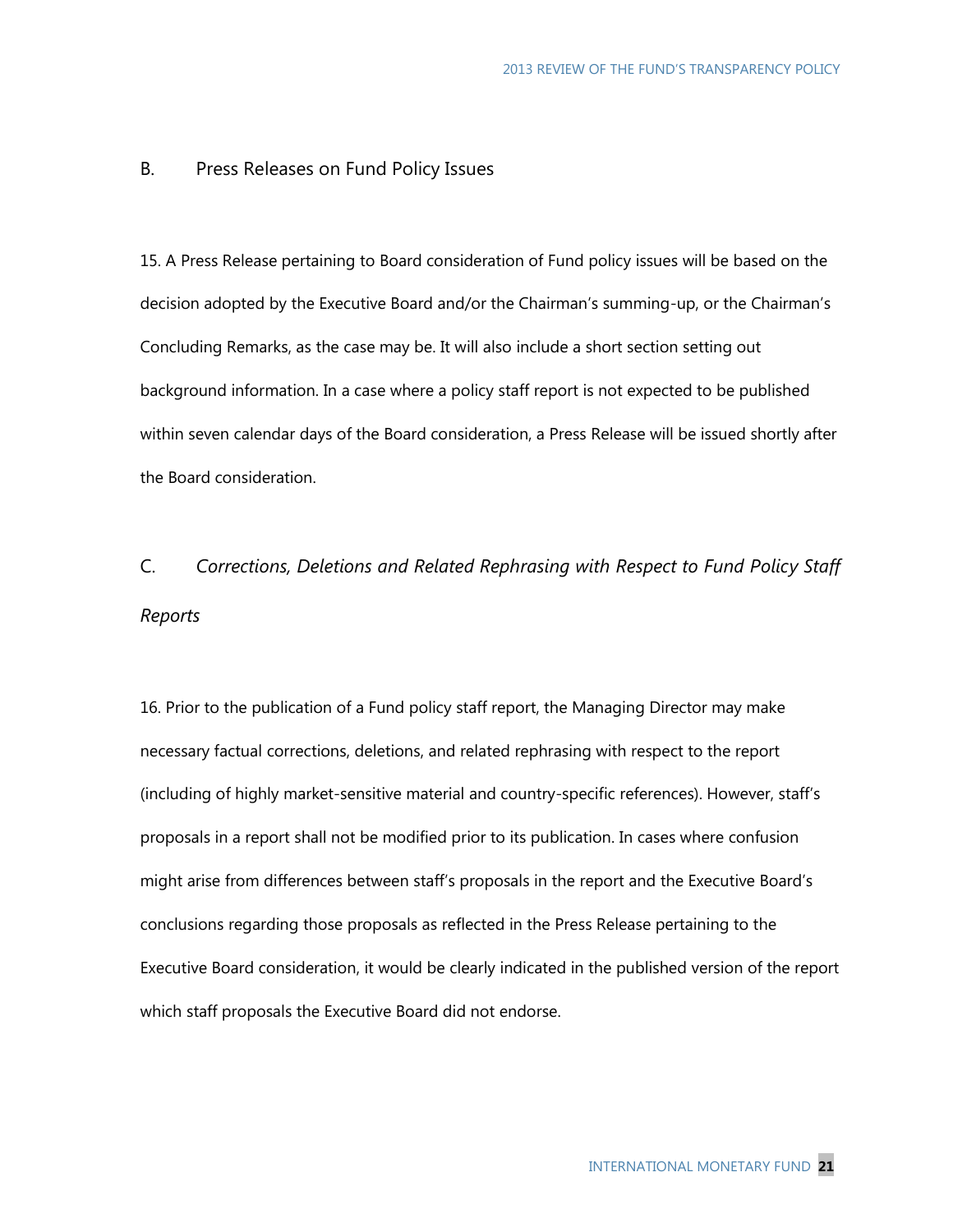### B. Press Releases on Fund Policy Issues

15. A Press Release pertaining to Board consideration of Fund policy issues will be based on the decision adopted by the Executive Board and/or the Chairman's summing-up, or the Chairman's Concluding Remarks, as the case may be. It will also include a short section setting out background information. In a case where a policy staff report is not expected to be published within seven calendar days of the Board consideration, a Press Release will be issued shortly after the Board consideration.

### C. *Corrections, Deletions and Related Rephrasing with Respect to Fund Policy Staff Reports*

16. Prior to the publication of a Fund policy staff report, the Managing Director may make necessary factual corrections, deletions, and related rephrasing with respect to the report (including of highly market-sensitive material and country-specific references). However, staff's proposals in a report shall not be modified prior to its publication. In cases where confusion might arise from differences between staff's proposals in the report and the Executive Board's conclusions regarding those proposals as reflected in the Press Release pertaining to the Executive Board consideration, it would be clearly indicated in the published version of the report which staff proposals the Executive Board did not endorse.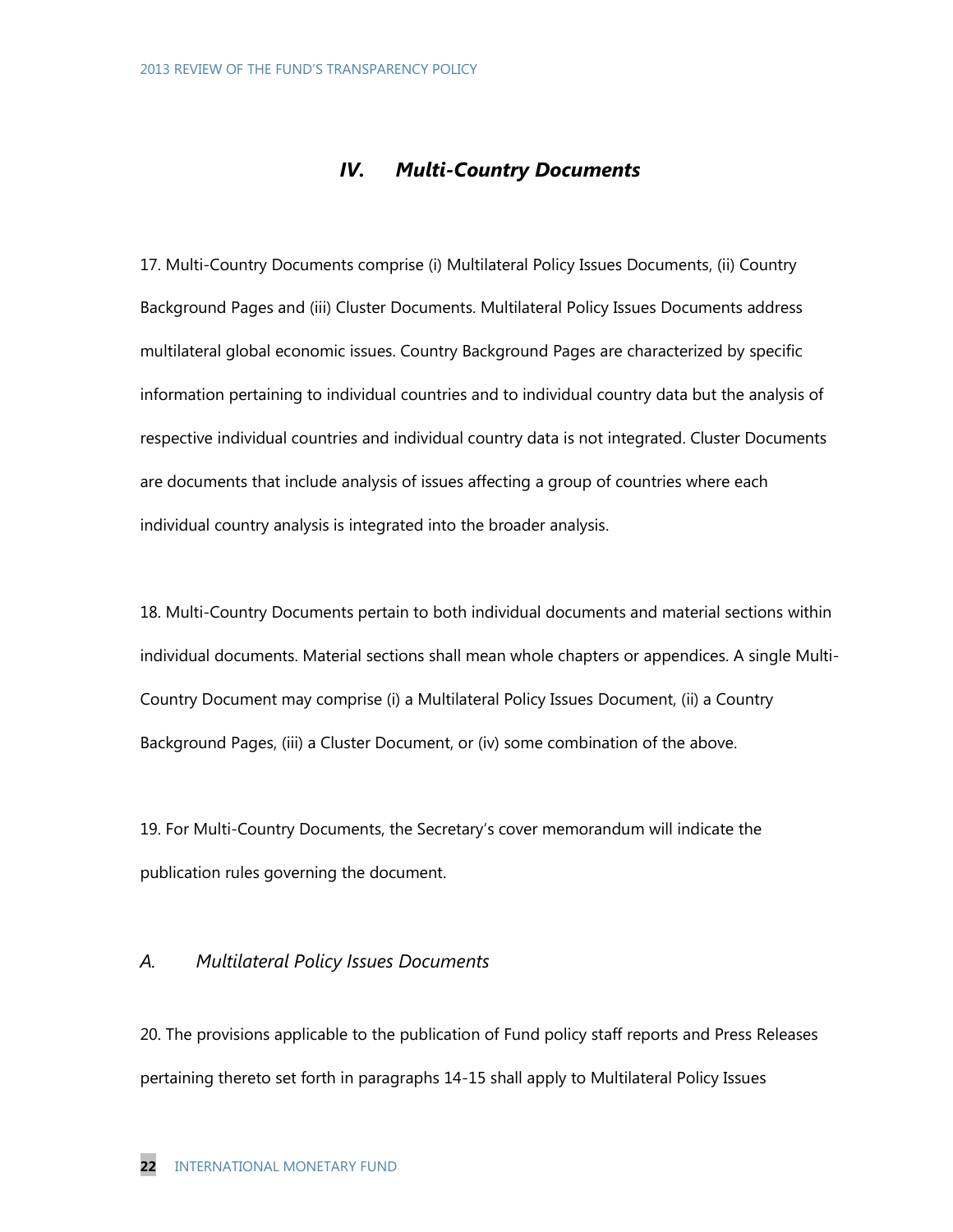## *IV. Multi-Country Documents*

17. Multi-Country Documents comprise (i) Multilateral Policy Issues Documents, (ii) Country Background Pages and (iii) Cluster Documents. Multilateral Policy Issues Documents address multilateral global economic issues. Country Background Pages are characterized by specific information pertaining to individual countries and to individual country data but the analysis of respective individual countries and individual country data is not integrated. Cluster Documents are documents that include analysis of issues affecting a group of countries where each individual country analysis is integrated into the broader analysis.

18. Multi-Country Documents pertain to both individual documents and material sections within individual documents. Material sections shall mean whole chapters or appendices. A single Multi-Country Document may comprise (i) a Multilateral Policy Issues Document, (ii) a Country Background Pages, (iii) a Cluster Document, or (iv) some combination of the above.

19. For Multi-Country Documents, the Secretary's cover memorandum will indicate the publication rules governing the document.

### *A. Multilateral Policy Issues Documents*

20. The provisions applicable to the publication of Fund policy staff reports and Press Releases pertaining thereto set forth in paragraphs 14-15 shall apply to Multilateral Policy Issues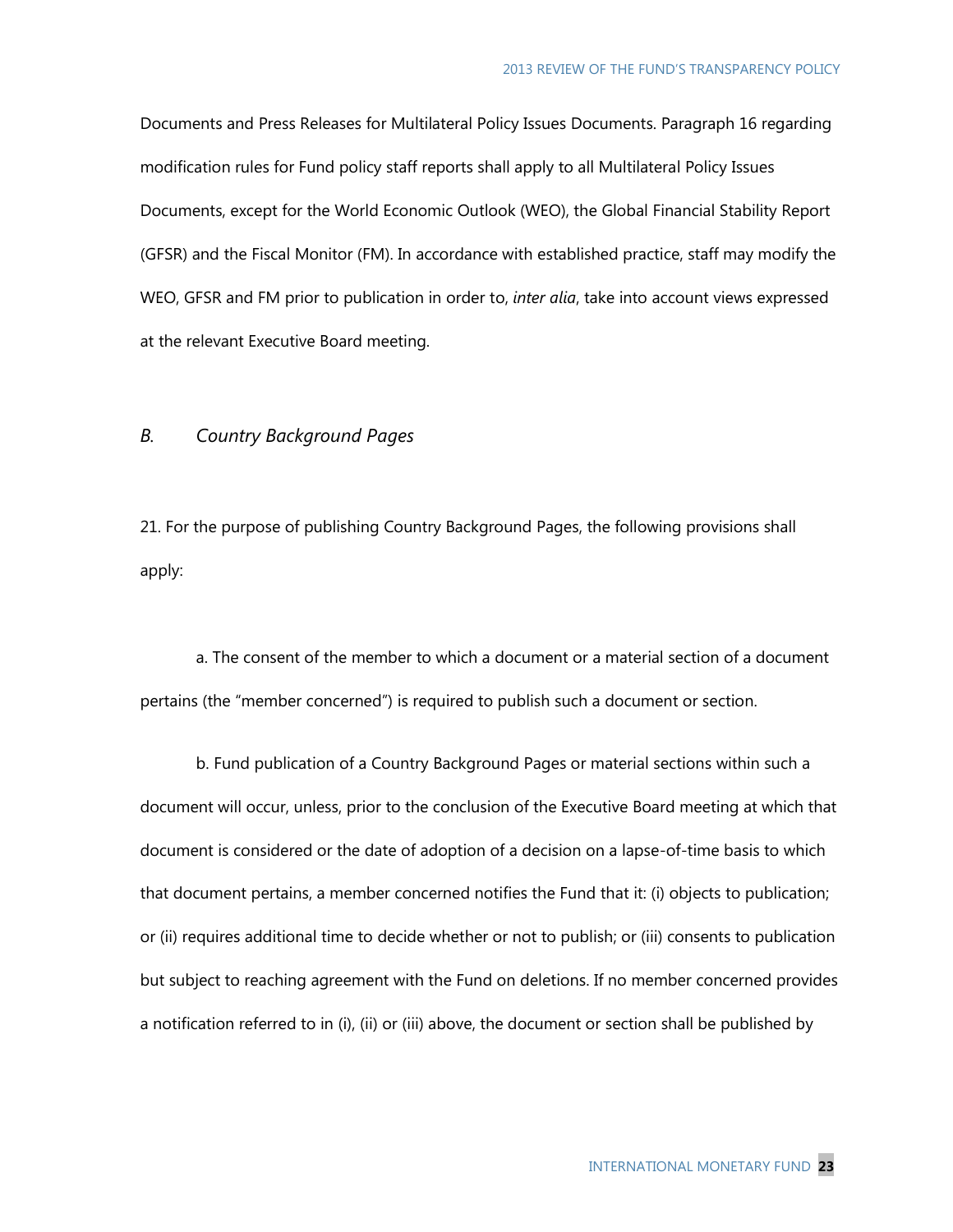Documents and Press Releases for Multilateral Policy Issues Documents. Paragraph 16 regarding modification rules for Fund policy staff reports shall apply to all Multilateral Policy Issues Documents, except for the World Economic Outlook (WEO), the Global Financial Stability Report (GFSR) and the Fiscal Monitor (FM). In accordance with established practice, staff may modify the WEO, GFSR and FM prior to publication in order to, *inter alia*, take into account views expressed at the relevant Executive Board meeting.

### *B. Country Background Pages*

21. For the purpose of publishing Country Background Pages, the following provisions shall apply:

a. The consent of the member to which a document or a material section of a document pertains (the "member concerned") is required to publish such a document or section.

b. Fund publication of a Country Background Pages or material sections within such a document will occur, unless, prior to the conclusion of the Executive Board meeting at which that document is considered or the date of adoption of a decision on a lapse-of-time basis to which that document pertains, a member concerned notifies the Fund that it: (i) objects to publication; or (ii) requires additional time to decide whether or not to publish; or (iii) consents to publication but subject to reaching agreement with the Fund on deletions. If no member concerned provides a notification referred to in (i), (ii) or (iii) above, the document or section shall be published by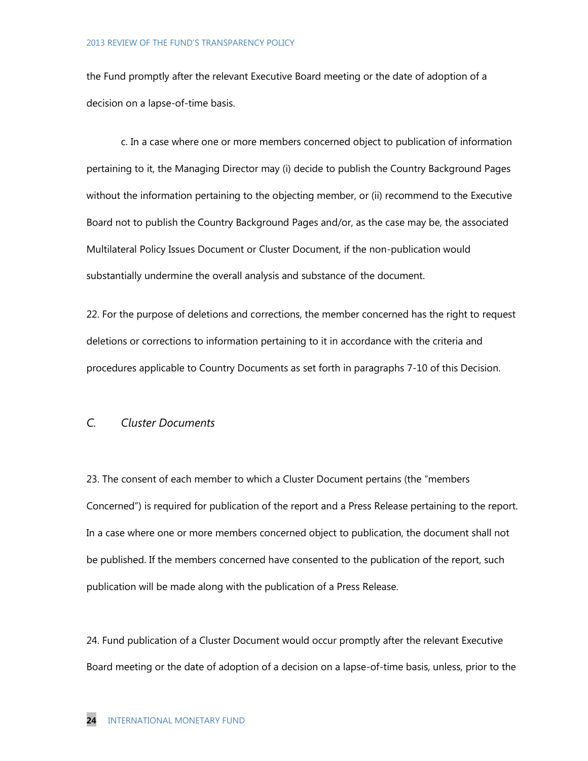the Fund promptly after the relevant Executive Board meeting or the date of adoption of a decision on a lapse-of-time basis.

c. In a case where one or more members concerned object to publication of information pertaining to it, the Managing Director may (i) decide to publish the Country Background Pages without the information pertaining to the objecting member, or (ii) recommend to the Executive Board not to publish the Country Background Pages and/or, as the case may be, the associated Multilateral Policy Issues Document or Cluster Document, if the non-publication would substantially undermine the overall analysis and substance of the document.

22. For the purpose of deletions and corrections, the member concerned has the right to request deletions or corrections to information pertaining to it in accordance with the criteria and procedures applicable to Country Documents as set forth in paragraphs 7-10 of this Decision.

### *C. Cluster Documents*

23. The consent of each member to which a Cluster Document pertains (the "members Concerned") is required for publication of the report and a Press Release pertaining to the report. In a case where one or more members concerned object to publication, the document shall not be published. If the members concerned have consented to the publication of the report, such publication will be made along with the publication of a Press Release.

24. Fund publication of a Cluster Document would occur promptly after the relevant Executive Board meeting or the date of adoption of a decision on a lapse-of-time basis, unless, prior to the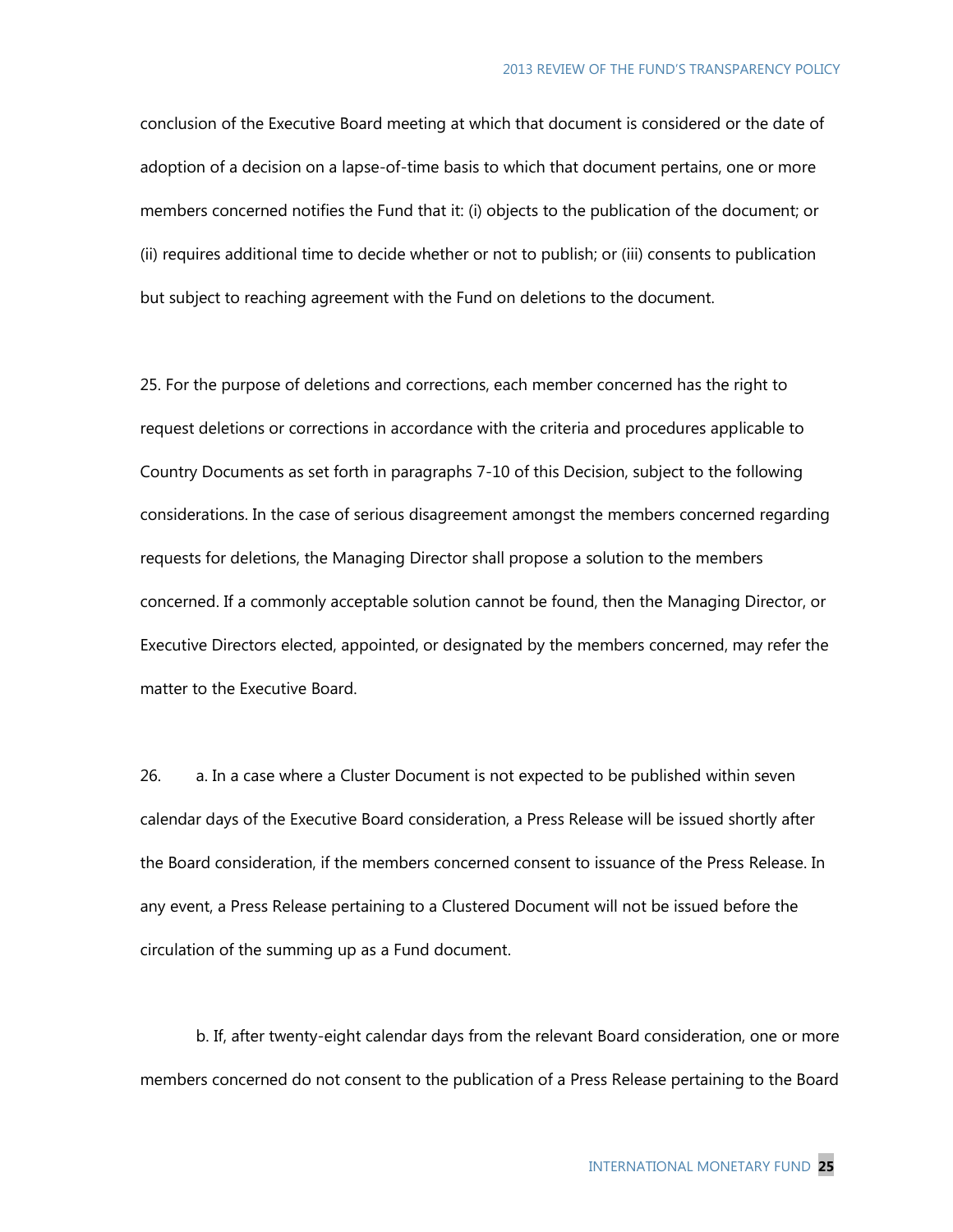conclusion of the Executive Board meeting at which that document is considered or the date of adoption of a decision on a lapse-of-time basis to which that document pertains, one or more members concerned notifies the Fund that it: (i) objects to the publication of the document; or (ii) requires additional time to decide whether or not to publish; or (iii) consents to publication but subject to reaching agreement with the Fund on deletions to the document.

25. For the purpose of deletions and corrections, each member concerned has the right to request deletions or corrections in accordance with the criteria and procedures applicable to Country Documents as set forth in paragraphs 7-10 of this Decision, subject to the following considerations. In the case of serious disagreement amongst the members concerned regarding requests for deletions, the Managing Director shall propose a solution to the members concerned. If a commonly acceptable solution cannot be found, then the Managing Director, or Executive Directors elected, appointed, or designated by the members concerned, may refer the matter to the Executive Board.

26. a. In a case where a Cluster Document is not expected to be published within seven calendar days of the Executive Board consideration, a Press Release will be issued shortly after the Board consideration, if the members concerned consent to issuance of the Press Release. In any event, a Press Release pertaining to a Clustered Document will not be issued before the circulation of the summing up as a Fund document.

b. If, after twenty-eight calendar days from the relevant Board consideration, one or more members concerned do not consent to the publication of a Press Release pertaining to the Board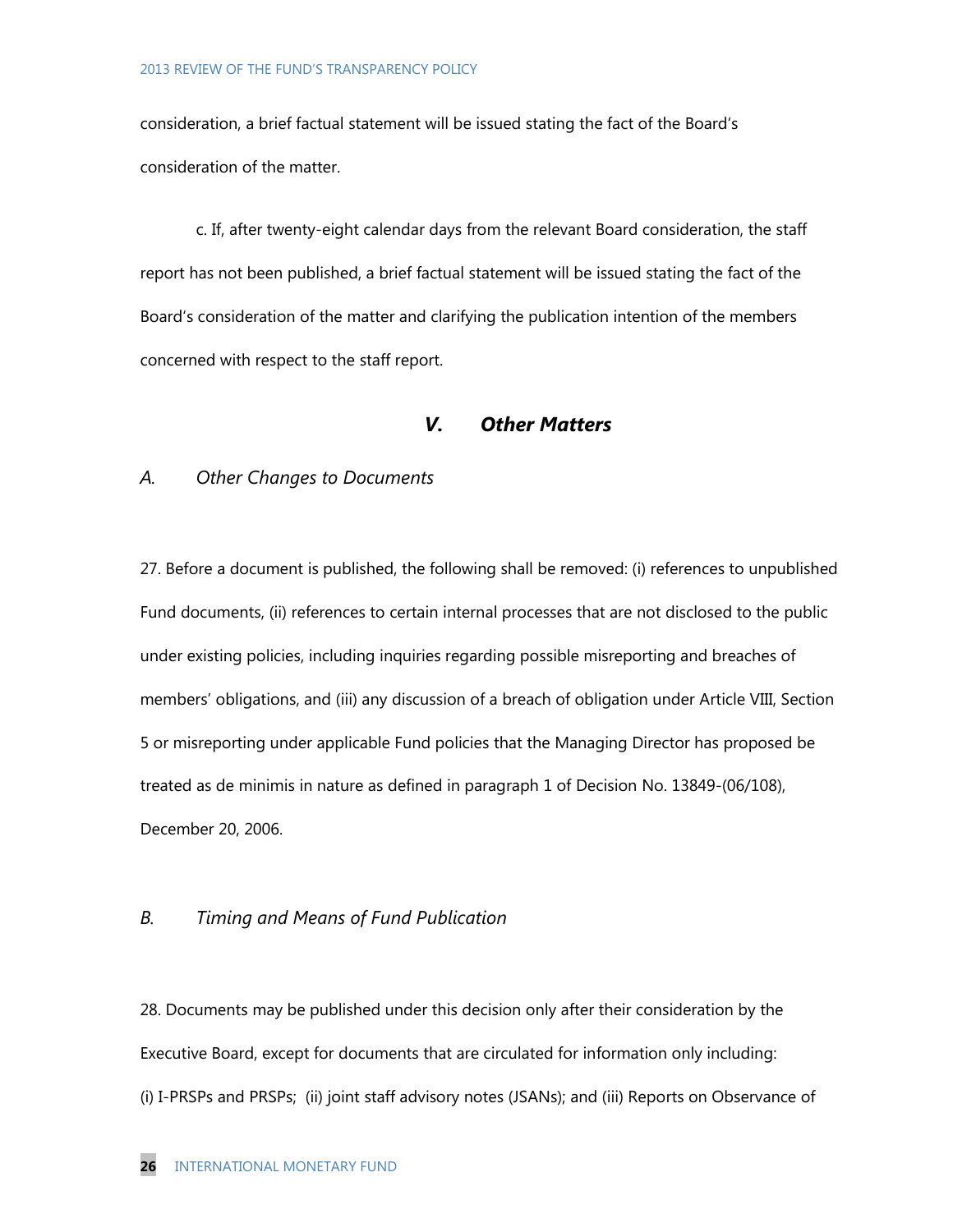consideration, a brief factual statement will be issued stating the fact of the Board's consideration of the matter.

c. If, after twenty-eight calendar days from the relevant Board consideration, the staff report has not been published, a brief factual statement will be issued stating the fact of the Board's consideration of the matter and clarifying the publication intention of the members concerned with respect to the staff report.

## V. Other Matters

### A. Other Changes to Documents

27. Before a document is published, the following shall be removed: (i) references to unpublished Fund documents, (ii) references to certain internal processes that are not disclosed to the public under existing policies, including inquiries regarding possible misreporting and breaches of members' obligations, and (iii) any discussion of a breach of obligation under Article VIII, Section 5 or misreporting under applicable Fund policies that the Managing Director has proposed be treated as de minimis in nature as defined in paragraph 1 of Decision No. 13849-(06/108), December 20, 2006.

### B. Timing and Means of Fund Publication

28. Documents may be published under this decision only after their consideration by the Executive Board, except for documents that are circulated for information only including: (i) I-PRSPs and PRSPs; (ii) joint staff advisory notes (JSANs); and (iii) Reports on Observance of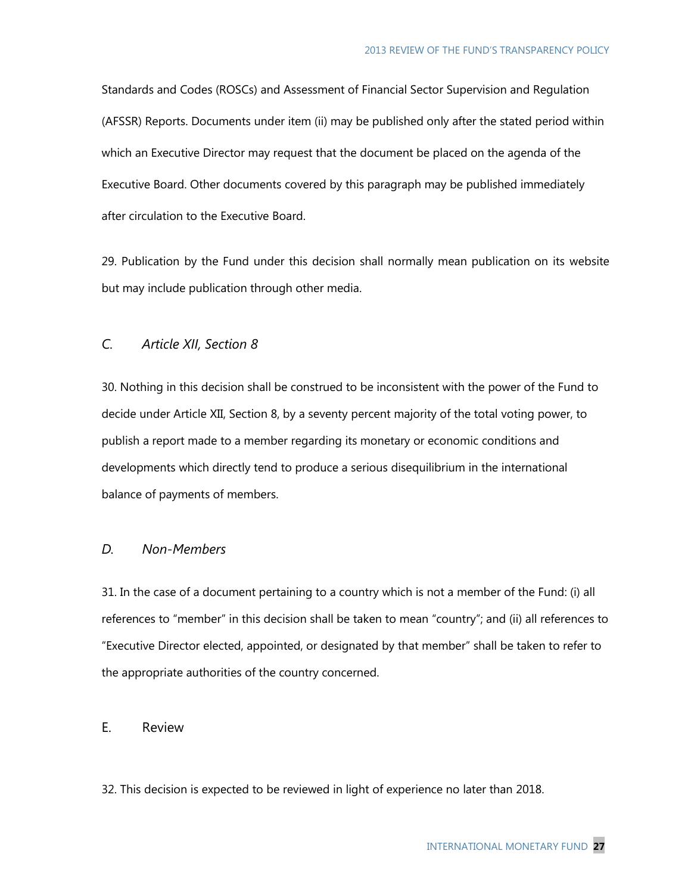Standards and Codes (ROSCs) and Assessment of Financial Sector Supervision and Regulation (AFSSR) Reports. Documents under item (ii) may be published only after the stated period within which an Executive Director may request that the document be placed on the agenda of the Executive Board. Other documents covered by this paragraph may be published immediately after circulation to the Executive Board.

29. Publication by the Fund under this decision shall normally mean publication on its website but may include publication through other media.

### *C. Article XII, Section 8*

30. Nothing in this decision shall be construed to be inconsistent with the power of the Fund to decide under Article XII, Section 8, by a seventy percent majority of the total voting power, to publish a report made to a member regarding its monetary or economic conditions and developments which directly tend to produce a serious disequilibrium in the international balance of payments of members.

### *D. Non-Members*

31. In the case of a document pertaining to a country which is not a member of the Fund: (i) all references to "member" in this decision shall be taken to mean "country"; and (ii) all references to "Executive Director elected, appointed, or designated by that member" shall be taken to refer to the appropriate authorities of the country concerned.

### E. Review

32. This decision is expected to be reviewed in light of experience no later than 2018.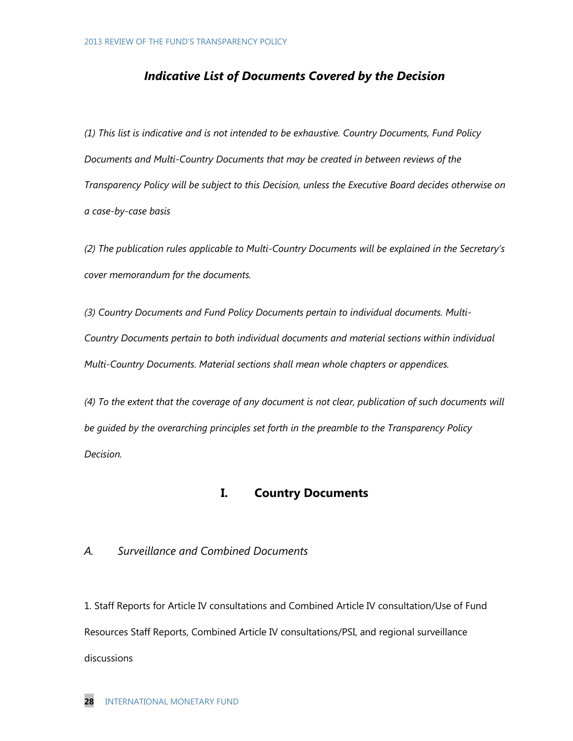## *Indicative List of Documents Covered by the Decision*

*(1) This list is indicative and is not intended to be exhaustive. Country Documents, Fund Policy Documents and Multi-Country Documents that may be created in between reviews of the Transparency Policy will be subject to this Decision, unless the Executive Board decides otherwise on a case-by-case basis*

*(2) The publication rules applicable to Multi-Country Documents will be explained in the Secretary's cover memorandum for the documents.*

*(3) Country Documents and Fund Policy Documents pertain to individual documents. Multi-Country Documents pertain to both individual documents and material sections within individual Multi-Country Documents. Material sections shall mean whole chapters or appendices.*

*(4) To the extent that the coverage of any document is not clear, publication of such documents will be guided by the overarching principles set forth in the preamble to the Transparency Policy Decision.*

## I. Country Documents

### *A. Surveillance and Combined Documents*

1. Staff Reports for Article IV consultations and Combined Article IV consultation/Use of Fund Resources Staff Reports, Combined Article IV consultations/PSI, and regional surveillance discussions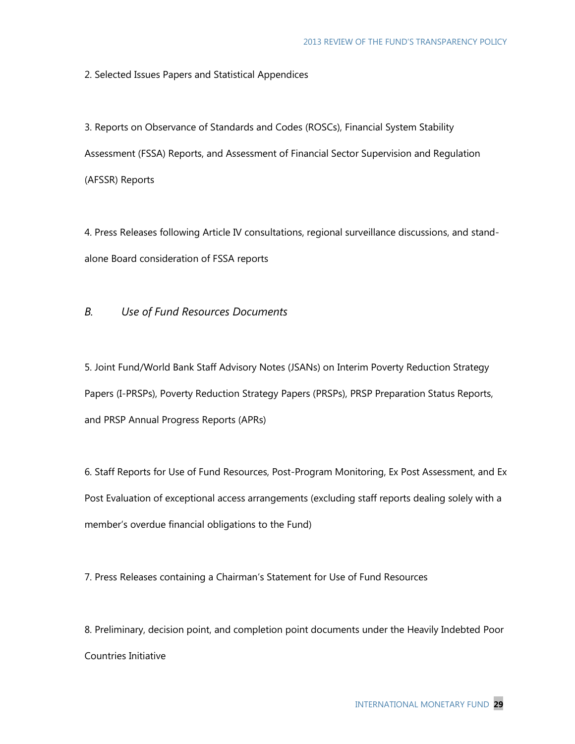2. Selected Issues Papers and Statistical Appendices

3. Reports on Observance of Standards and Codes (ROSCs), Financial System Stability Assessment (FSSA) Reports, and Assessment of Financial Sector Supervision and Regulation (AFSSR) Reports

4. Press Releases following Article IV consultations, regional surveillance discussions, and stand-alone Board consideration of FSSA reports

### *B. Use of Fund Resources Documents*

5. Joint Fund/World Bank Staff Advisory Notes (JSANs) on Interim Poverty Reduction Strategy Papers (I-PRSPs), Poverty Reduction Strategy Papers (PRSPs), PRSP Preparation Status Reports, and PRSP Annual Progress Reports (APRs)

6. Staff Reports for Use of Fund Resources, Post-Program Monitoring, Ex Post Assessment, and Ex Post Evaluation of exceptional access arrangements (excluding staff reports dealing solely with a member's overdue financial obligations to the Fund)

7. Press Releases containing a Chairman's Statement for Use of Fund Resources

8. Preliminary, decision point, and completion point documents under the Heavily Indebted Poor Countries Initiative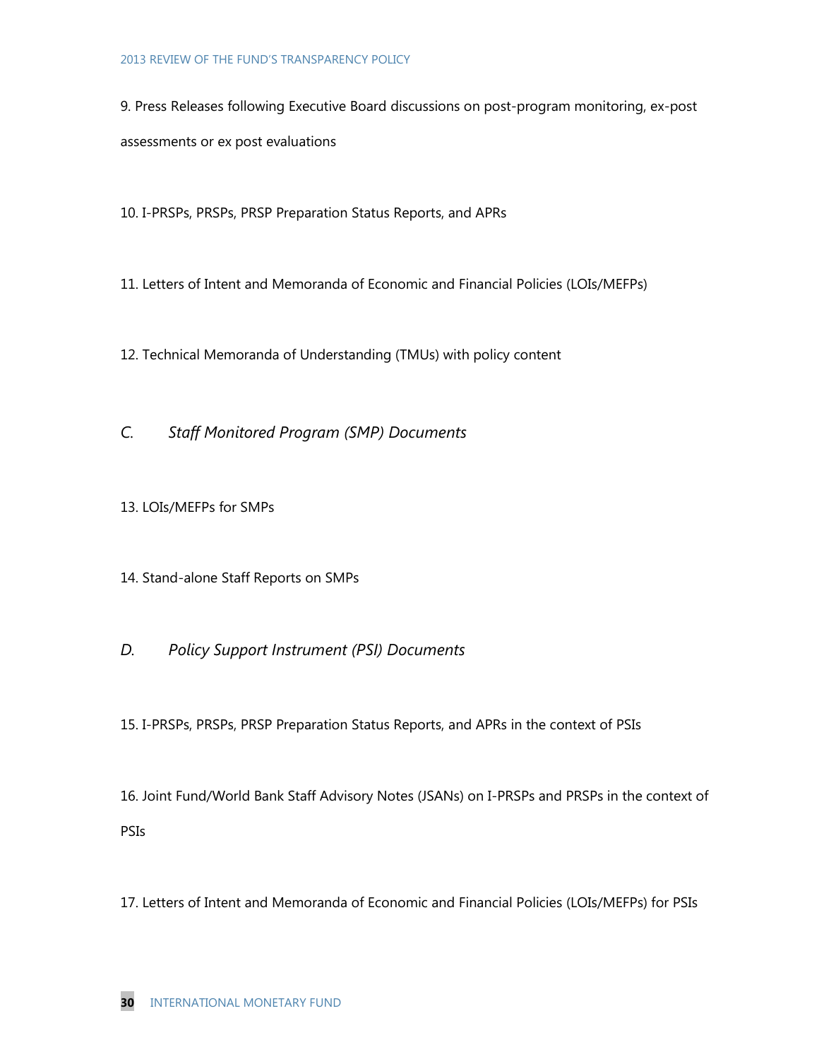9. Press Releases following Executive Board discussions on post-program monitoring, ex-post assessments or ex post evaluations

10. I-PRSPs, PRSPs, PRSP Preparation Status Reports, and APRs

11. Letters of Intent and Memoranda of Economic and Financial Policies (LOIs/MEFPs)

12. Technical Memoranda of Understanding (TMUs) with policy content

### *C. Staff Monitored Program (SMP) Documents*

13. LOIs/MEFPs for SMPs

14. Stand-alone Staff Reports on SMPs

### *D. Policy Support Instrument (PSI) Documents*

15. I-PRSPs, PRSPs, PRSP Preparation Status Reports, and APRs in the context of PSIs

16. Joint Fund/World Bank Staff Advisory Notes (JSANs) on I-PRSPs and PRSPs in the context of PSIs

17. Letters of Intent and Memoranda of Economic and Financial Policies (LOIs/MEFPs) for PSIs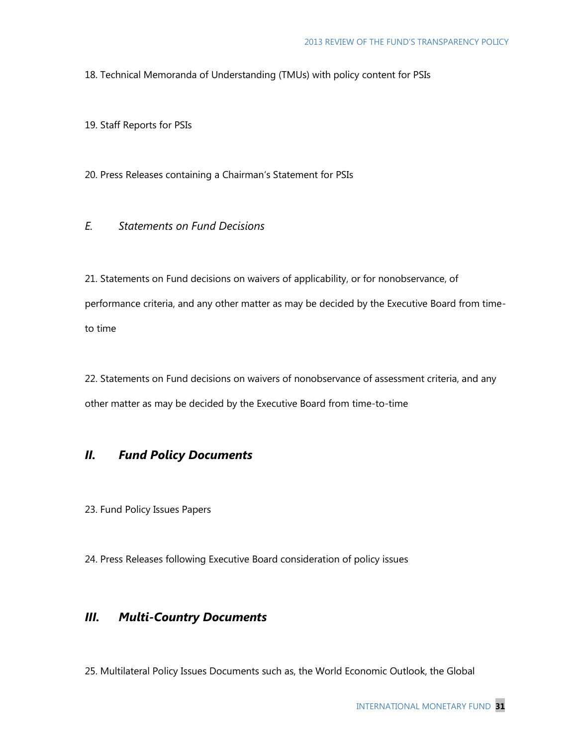18. Technical Memoranda of Understanding (TMUs) with policy content for PSIs

19. Staff Reports for PSIs

20. Press Releases containing a Chairman's Statement for PSIs

### *E. Statements on Fund Decisions*

21. Statements on Fund decisions on waivers of applicability, or for nonobservance, of performance criteria, and any other matter as may be decided by the Executive Board from time-to time

22. Statements on Fund decisions on waivers of nonobservance of assessment criteria, and any other matter as may be decided by the Executive Board from time-to-time

## *II. Fund Policy Documents*

23. Fund Policy Issues Papers

24. Press Releases following Executive Board consideration of policy issues

## *III. Multi-Country Documents*

25. Multilateral Policy Issues Documents such as, the World Economic Outlook, the Global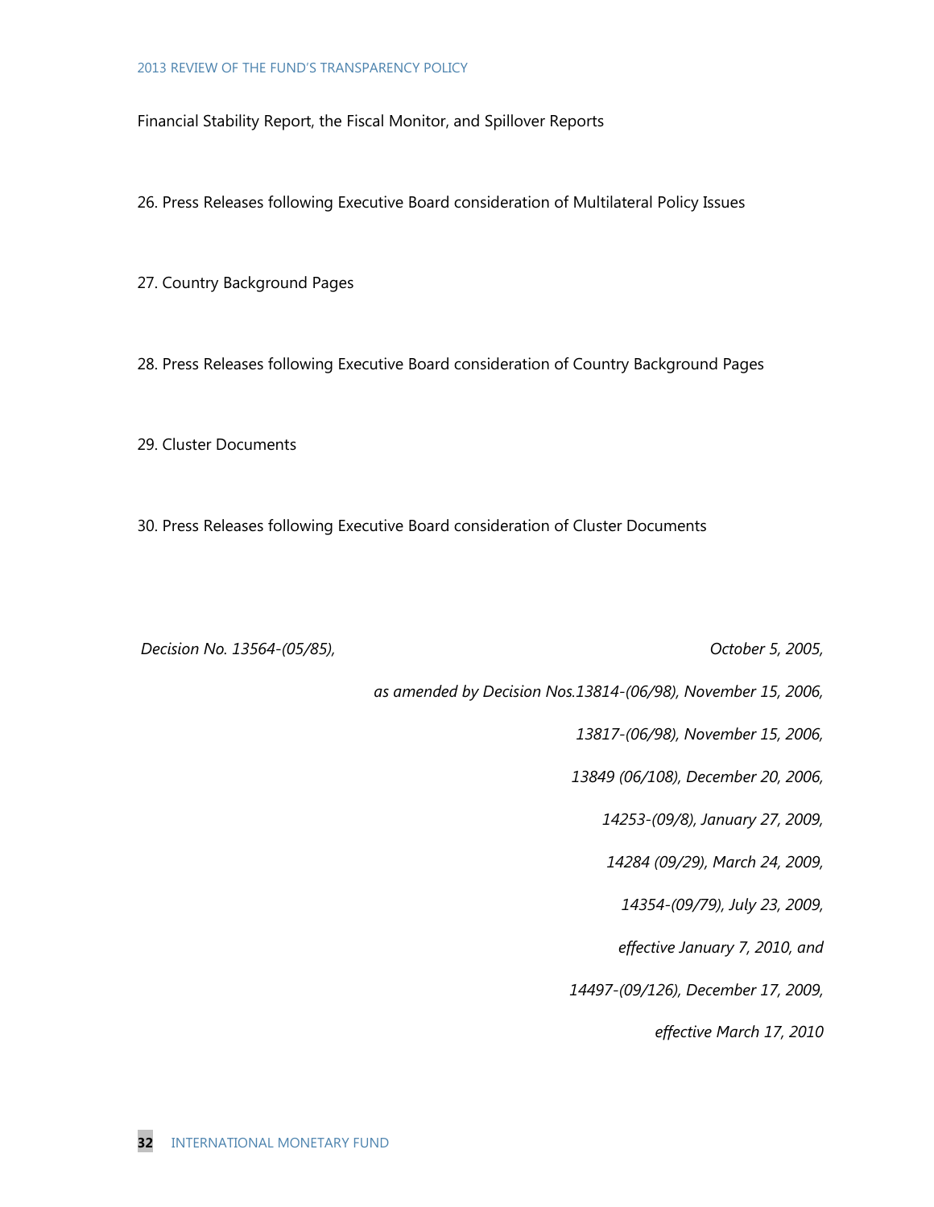Financial Stability Report, the Fiscal Monitor, and Spillover Reports

26. Press Releases following Executive Board consideration of Multilateral Policy Issues

27. Country Background Pages

28. Press Releases following Executive Board consideration of Country Background Pages

29. Cluster Documents

30. Press Releases following Executive Board consideration of Cluster Documents

*Decision No. 13564-(05/85), October 5, 2005,*

*as amended by Decision Nos.13814-(06/98), November 15, 2006,*

*13817-(06/98), November 15, 2006,*

*13849 (06/108), December 20, 2006,*

*14253-(09/8), January 27, 2009,*

*14284 (09/29), March 24, 2009,*

*14354-(09/79), July 23, 2009,*

*effective January 7, 2010, and*

*14497-(09/126), December 17, 2009,*

*effective March 17, 2010*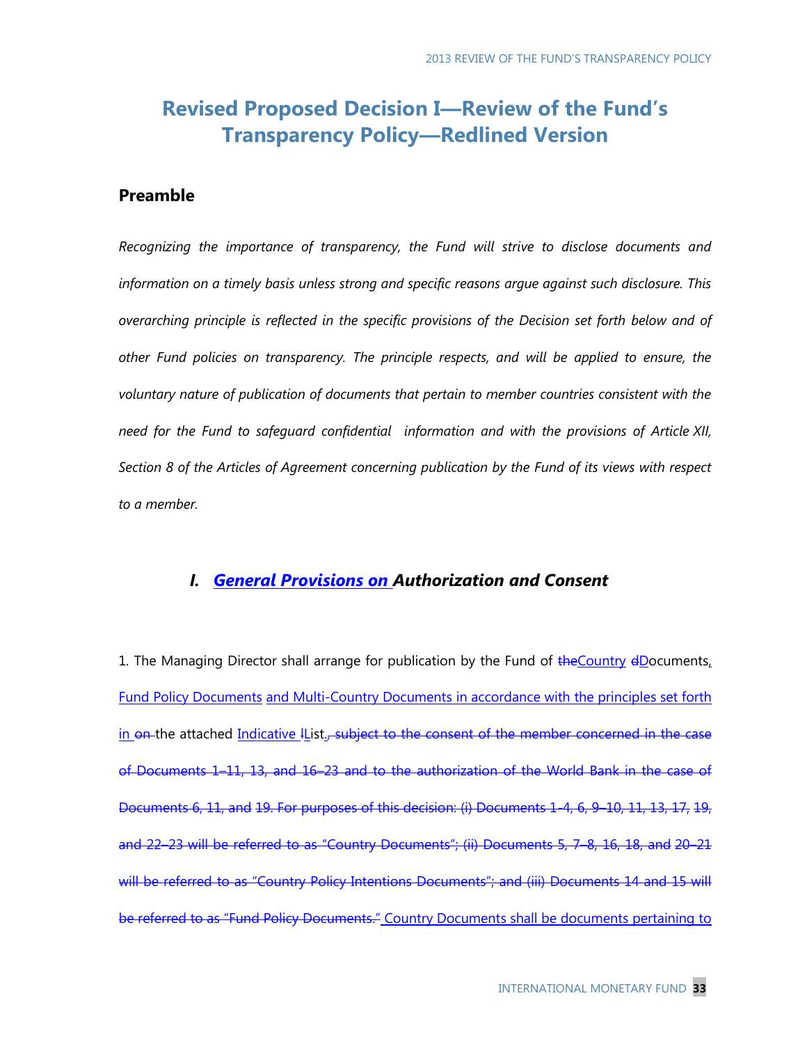# Revised Proposed Decision I—Review of the Fund's Transparency Policy—Redlined Version

## Preamble

*Recognizing the importance of transparency, the Fund will strive to disclose documents and information on a timely basis unless strong and specific reasons argue against such disclosure. This overarching principle is reflected in the specific provisions of the Decision set forth below and of other Fund policies on transparency. The principle respects, and will be applied to ensure, the voluntary nature of publication of documents that pertain to member countries consistent with the need for the Fund to safeguard confidential information and with the provisions of Article XII, Section 8 of the Articles of Agreement concerning publication by the Fund of its views with respect to a member.*

### I. General Provisions on Authorization and Consent

1. The Managing Director shall arrange for publication by the Fund of ~~the~~Country ~~d~~Documents, Fund Policy Documents and Multi-Country Documents in accordance with the principles set forth in ~~on~~ the attached Indicative ~~l~~List~~, subject to the consent of the member concerned in the case of Documents 1–11, 13, and 16–23 and to the authorization of the World Bank in the case of Documents 6, 11, and 19. For purposes of this decision: (i) Documents 1-4, 6, 9–10, 11, 13, 17, 19, and 22–23 will be referred to as "Country Documents"; (ii) Documents 5, 7–8, 16, 18, and 20–21 will be referred to as "Country Policy Intentions Documents"; and (iii) Documents 14 and 15 will be referred to as "Fund Policy Documents."~~ Country Documents shall be documents pertaining to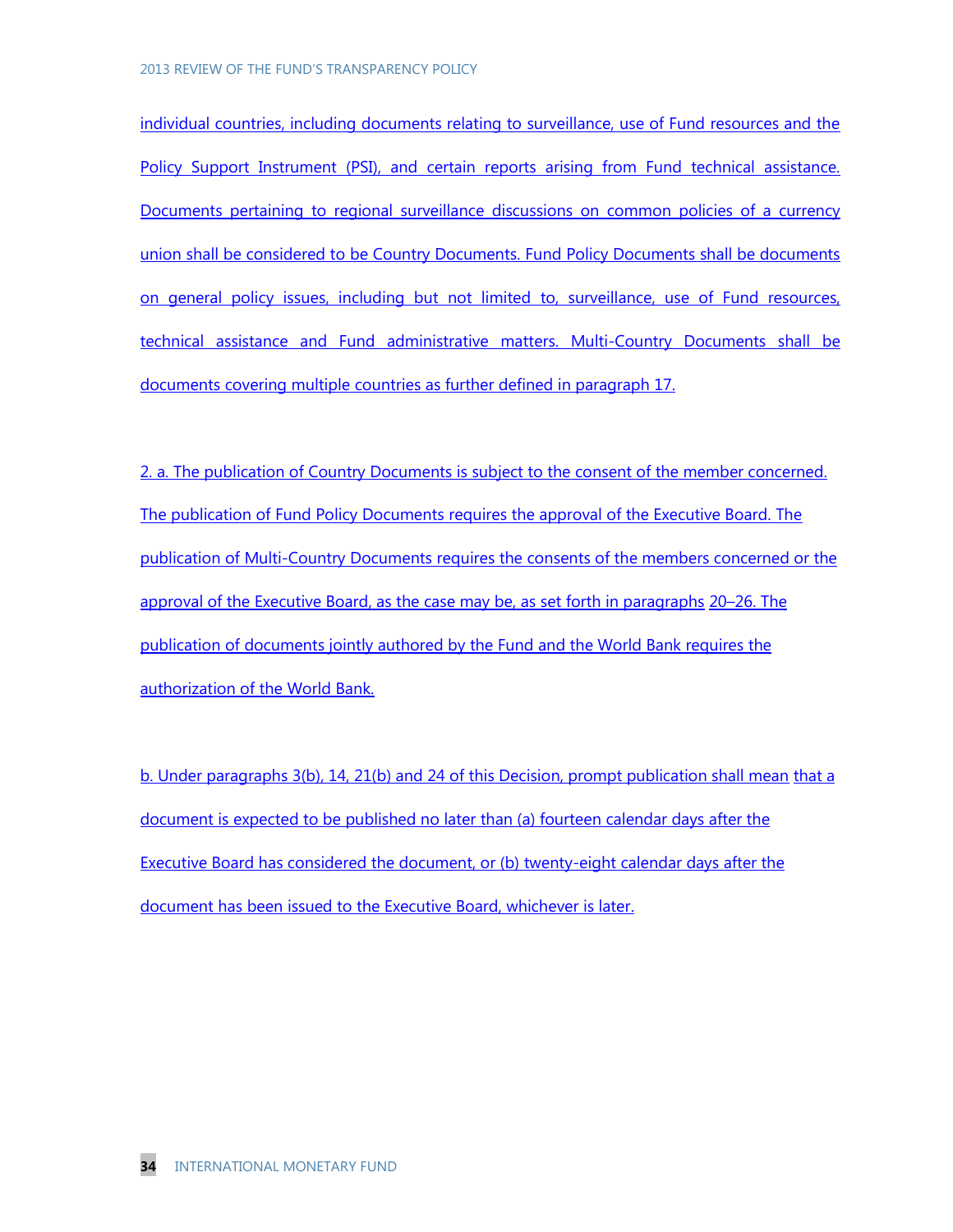individual countries, including documents relating to surveillance, use of Fund resources and the Policy Support Instrument (PSI), and certain reports arising from Fund technical assistance. Documents pertaining to regional surveillance discussions on common policies of a currency union shall be considered to be Country Documents. Fund Policy Documents shall be documents on general policy issues, including but not limited to, surveillance, use of Fund resources, technical assistance and Fund administrative matters. Multi-Country Documents shall be documents covering multiple countries as further defined in paragraph 17.

2. a. The publication of Country Documents is subject to the consent of the member concerned. The publication of Fund Policy Documents requires the approval of the Executive Board. The publication of Multi-Country Documents requires the consents of the members concerned or the approval of the Executive Board, as the case may be, as set forth in paragraphs 20–26. The publication of documents jointly authored by the Fund and the World Bank requires the authorization of the World Bank.

b. Under paragraphs 3(b), 14, 21(b) and 24 of this Decision, prompt publication shall mean that a document is expected to be published no later than (a) fourteen calendar days after the Executive Board has considered the document, or (b) twenty-eight calendar days after the document has been issued to the Executive Board, whichever is later.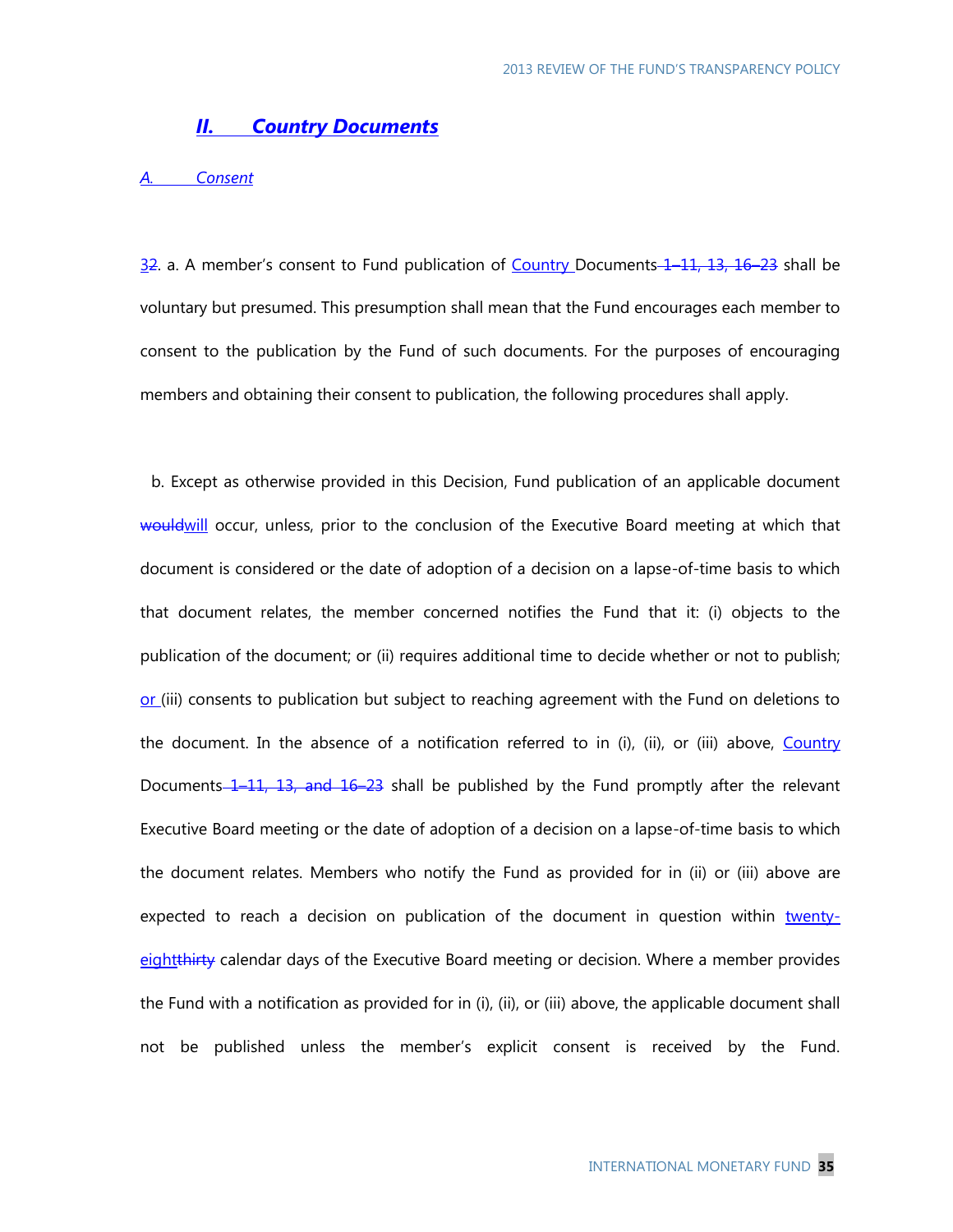## *II. Country Documents*

### *A. Consent*

32. a. A member's consent to Fund publication of Country Documents ~~1–11, 13, 16–23~~ shall be voluntary but presumed. This presumption shall mean that the Fund encourages each member to consent to the publication by the Fund of such documents. For the purposes of encouraging members and obtaining their consent to publication, the following procedures shall apply.

b. Except as otherwise provided in this Decision, Fund publication of an applicable document ~~would~~will occur, unless, prior to the conclusion of the Executive Board meeting at which that document is considered or the date of adoption of a decision on a lapse-of-time basis to which that document relates, the member concerned notifies the Fund that it: (i) objects to the publication of the document; or (ii) requires additional time to decide whether or not to publish; or (iii) consents to publication but subject to reaching agreement with the Fund on deletions to the document. In the absence of a notification referred to in (i), (ii), or (iii) above, Country Documents ~~1–11, 13, and 16–23~~ shall be published by the Fund promptly after the relevant Executive Board meeting or the date of adoption of a decision on a lapse-of-time basis to which the document relates. Members who notify the Fund as provided for in (ii) or (iii) above are expected to reach a decision on publication of the document in question within twenty-eight~~thirty~~ calendar days of the Executive Board meeting or decision. Where a member provides the Fund with a notification as provided for in (i), (ii), or (iii) above, the applicable document shall not be published unless the member's explicit consent is received by the Fund.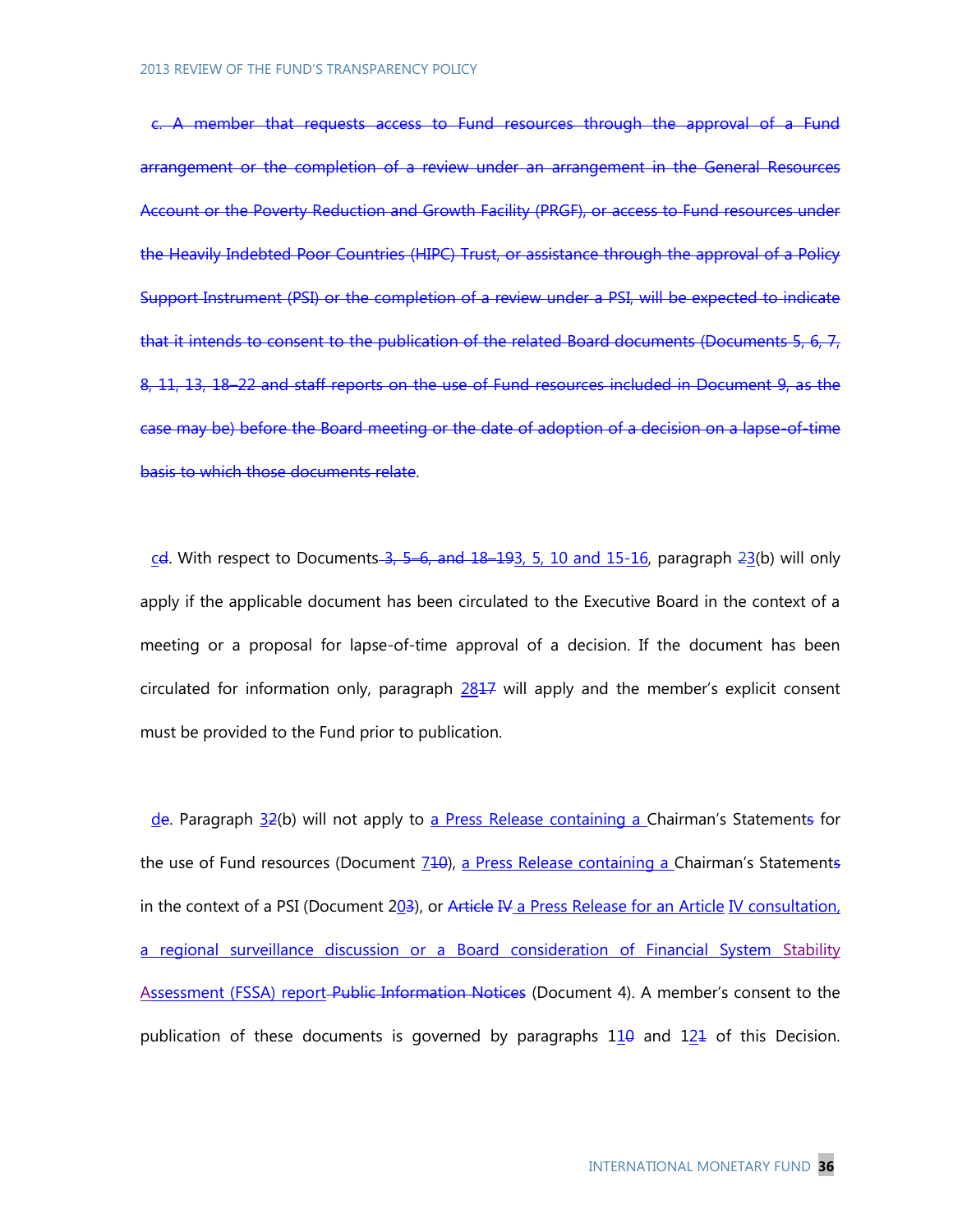~~c. A member that requests access to Fund resources through the approval of a Fund arrangement or the completion of a review under an arrangement in the General Resources Account or the Poverty Reduction and Growth Facility (PRGF), or access to Fund resources under the Heavily Indebted Poor Countries (HIPC) Trust, or assistance through the approval of a Policy Support Instrument (PSI) or the completion of a review under a PSI, will be expected to indicate that it intends to consent to the publication of the related Board documents (Documents 5, 6, 7, 8, 11, 13, 18–22 and staff reports on the use of Fund resources included in Document 9, as the case may be) before the Board meeting or the date of adoption of a decision on a lapse-of-time basis to which those documents relate~~.

<u>c</u>~~d~~. With respect to Documents ~~3, 5–6, and 18–19~~<u>3, 5, 10 and 15-16</u>, paragraph <u>2</u>~~3~~(b) will only apply if the applicable document has been circulated to the Executive Board in the context of a meeting or a proposal for lapse-of-time approval of a decision. If the document has been circulated for information only, paragraph <u>28</u>~~17~~ will apply and the member's explicit consent must be provided to the Fund prior to publication.

<u>d</u>~~e~~. Paragraph <u>3</u>~~2~~(b) will not apply to <u>a Press Release containing a </u>Chairman's Statement~~s~~ for the use of Fund resources (Document <u>7</u>~~10~~), <u>a Press Release containing a </u>Chairman's Statement~~s~~ in the context of a PSI (Document 2<u>0</u>~~3~~), or ~~Article IV~~ <u>a Press Release for an Article</u> <u>IV consultation, a regional surveillance discussion or a Board consideration of Financial System Stability Assessment (FSSA) report</u> ~~Public Information Notices~~ (Document 4). A member's consent to the publication of these documents is governed by paragraphs 1<u>1</u>~~0~~ and 1<u>2</u>~~1~~ of this Decision.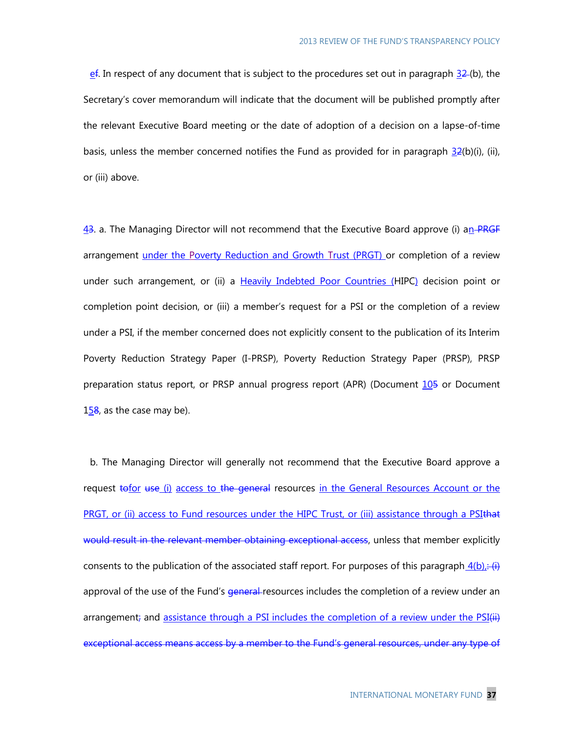ef. In respect of any document that is subject to the procedures set out in paragraph 32 (b), the Secretary's cover memorandum will indicate that the document will be published promptly after the relevant Executive Board meeting or the date of adoption of a decision on a lapse-of-time basis, unless the member concerned notifies the Fund as provided for in paragraph 32(b)(i), (ii), or (iii) above.

43. a. The Managing Director will not recommend that the Executive Board approve (i) an PRGF arrangement under the Poverty Reduction and Growth Trust (PRGT) or completion of a review under such arrangement, or (ii) a Heavily Indebted Poor Countries (HIPC) decision point or completion point decision, or (iii) a member's request for a PSI or the completion of a review under a PSI, if the member concerned does not explicitly consent to the publication of its Interim Poverty Reduction Strategy Paper (I-PRSP), Poverty Reduction Strategy Paper (PRSP), PRSP preparation status report, or PRSP annual progress report (APR) (Document 105 or Document 158, as the case may be).

b. The Managing Director will generally not recommend that the Executive Board approve a request tofor use (i) access to the general resources in the General Resources Account or the PRGT, or (ii) access to Fund resources under the HIPC Trust, or (iii) assistance through a PSIthat would result in the relevant member obtaining exceptional access, unless that member explicitly consents to the publication of the associated staff report. For purposes of this paragraph 4(b),: (i) approval of the use of the Fund's general resources includes the completion of a review under an arrangement; and assistance through a PSI includes the completion of a review under the PSI(ii) exceptional access means access by a member to the Fund's general resources, under any type of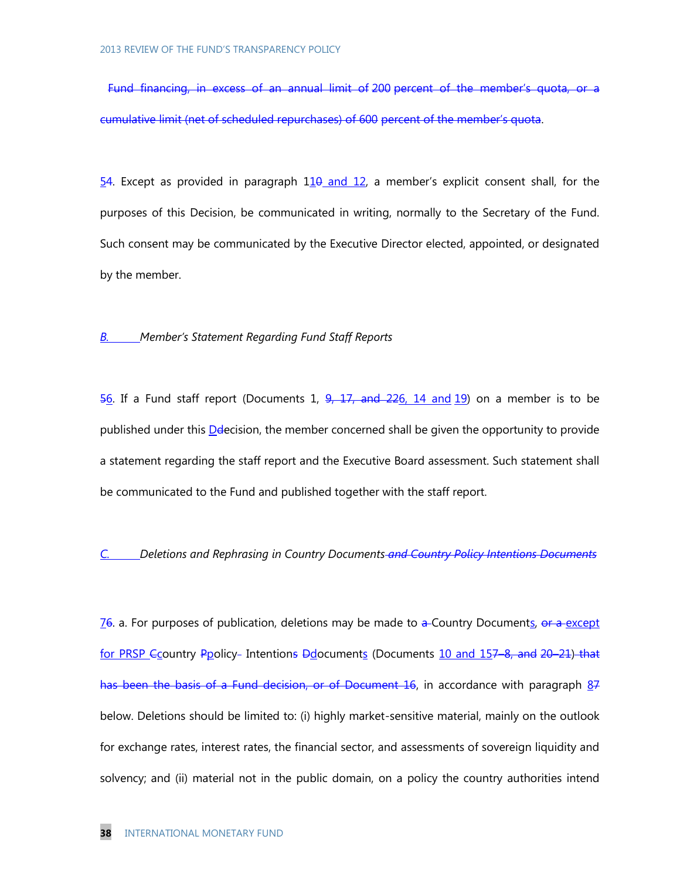Fund financing, in excess of an annual limit of 200 percent of the member's quota, or a cumulative limit (net of scheduled repurchases) of 600 percent of the member's quota.

54. Except as provided in paragraph 110 and 12, a member's explicit consent shall, for the purposes of this Decision, be communicated in writing, normally to the Secretary of the Fund. Such consent may be communicated by the Executive Director elected, appointed, or designated by the member.

*B. Member's Statement Regarding Fund Staff Reports*

56. If a Fund staff report (Documents 1, 9, 17, and 226, 14 and 19) on a member is to be published under this Ddecision, the member concerned shall be given the opportunity to provide a statement regarding the staff report and the Executive Board assessment. Such statement shall be communicated to the Fund and published together with the staff report.

*C. Deletions and Rephrasing in Country Documents and Country Policy Intentions Documents*

76. a. For purposes of publication, deletions may be made to a Country Documents, or a except for PRSP Ccountry Ppolicy Intentions Ddocuments (Documents 10 and 157–8, and 20–21) that has been the basis of a Fund decision, or of Document 16, in accordance with paragraph 87 below. Deletions should be limited to: (i) highly market-sensitive material, mainly on the outlook for exchange rates, interest rates, the financial sector, and assessments of sovereign liquidity and solvency; and (ii) material not in the public domain, on a policy the country authorities intend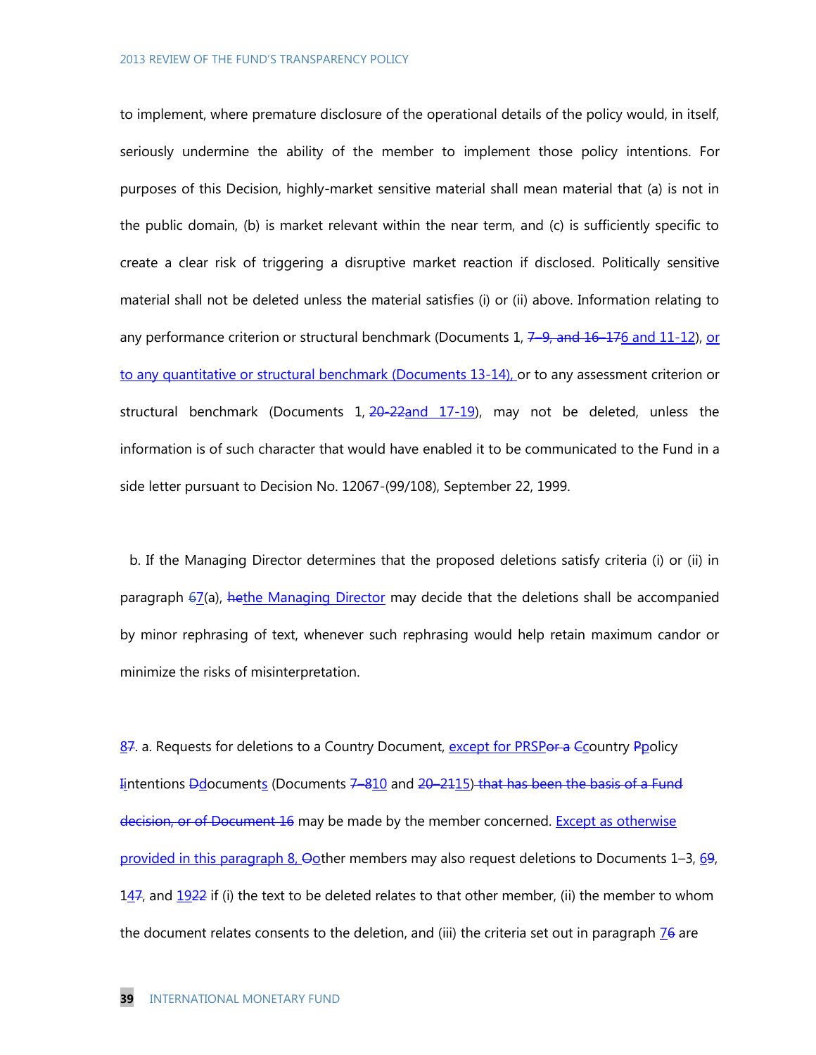to implement, where premature disclosure of the operational details of the policy would, in itself, seriously undermine the ability of the member to implement those policy intentions. For purposes of this Decision, highly-market sensitive material shall mean material that (a) is not in the public domain, (b) is market relevant within the near term, and (c) is sufficiently specific to create a clear risk of triggering a disruptive market reaction if disclosed. Politically sensitive material shall not be deleted unless the material satisfies (i) or (ii) above. Information relating to any performance criterion or structural benchmark (Documents 1, ~~7–9, and 16–17~~6 and 11-12), or to any quantitative or structural benchmark (Documents 13-14), or to any assessment criterion or structural benchmark (Documents 1, ~~20-22~~and 17-19), may not be deleted, unless the information is of such character that would have enabled it to be communicated to the Fund in a side letter pursuant to Decision No. 12067-(99/108), September 22, 1999.

b. If the Managing Director determines that the proposed deletions satisfy criteria (i) or (ii) in paragraph ~~6~~7(a), ~~he~~the Managing Director may decide that the deletions shall be accompanied by minor rephrasing of text, whenever such rephrasing would help retain maximum candor or minimize the risks of misinterpretation.

8~~7~~. a. Requests for deletions to a Country Document, except for PRSP~~or a~~ ~~C~~country ~~P~~policy ~~I~~intentions ~~D~~documents (Documents ~~7–8~~10 and ~~20–21~~15)~~ that has been the basis of a Fund decision, or of Document 16~~ may be made by the member concerned. Except as otherwise provided in this paragraph 8, ~~O~~other members may also request deletions to Documents 1–3, 6~~9~~, 14~~7~~, and 19~~22~~ if (i) the text to be deleted relates to that other member, (ii) the member to whom the document relates consents to the deletion, and (iii) the criteria set out in paragraph 7~~6~~ are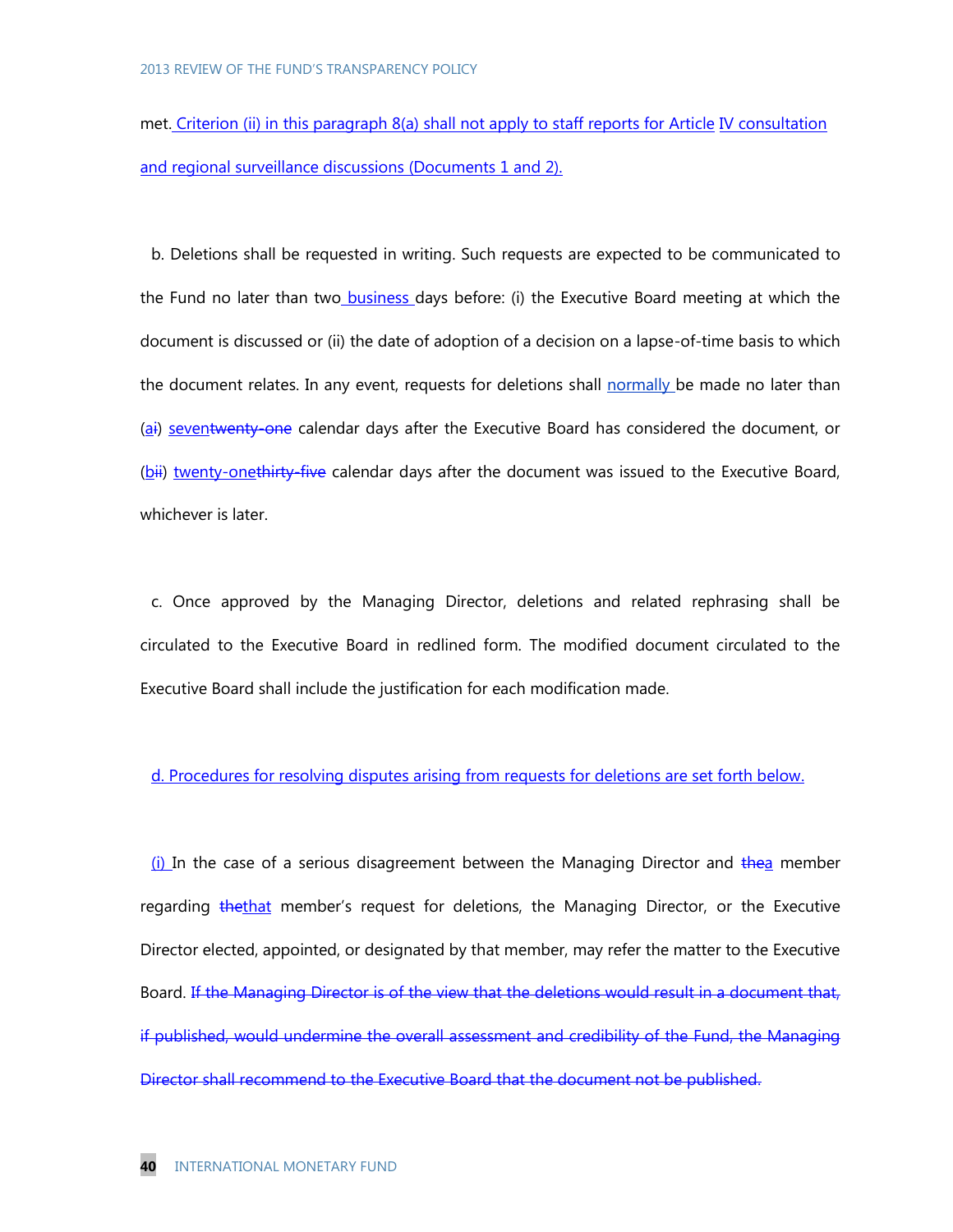met. Criterion (ii) in this paragraph 8(a) shall not apply to staff reports for Article IV consultation and regional surveillance discussions (Documents 1 and 2).

b. Deletions shall be requested in writing. Such requests are expected to be communicated to the Fund no later than two business days before: (i) the Executive Board meeting at which the document is discussed or (ii) the date of adoption of a decision on a lapse-of-time basis to which the document relates. In any event, requests for deletions shall normally be made no later than (ai) seventwenty-one calendar days after the Executive Board has considered the document, or (bii) twenty-onethirty-five calendar days after the document was issued to the Executive Board, whichever is later.

c. Once approved by the Managing Director, deletions and related rephrasing shall be circulated to the Executive Board in redlined form. The modified document circulated to the Executive Board shall include the justification for each modification made.

d. Procedures for resolving disputes arising from requests for deletions are set forth below.

(i) In the case of a serious disagreement between the Managing Director and thea member regarding thethat member's request for deletions, the Managing Director, or the Executive Director elected, appointed, or designated by that member, may refer the matter to the Executive Board. ~~If the Managing Director is of the view that the deletions would result in a document that, if published, would undermine the overall assessment and credibility of the Fund, the Managing Director shall recommend to the Executive Board that the document not be published.~~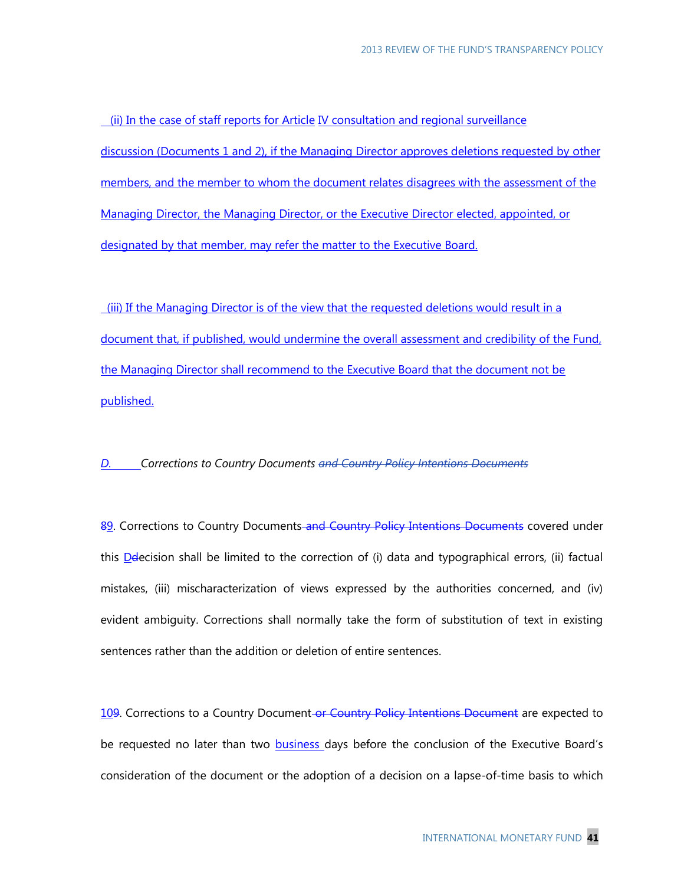(ii) In the case of staff reports for Article IV consultation and regional surveillance discussion (Documents 1 and 2), if the Managing Director approves deletions requested by other members, and the member to whom the document relates disagrees with the assessment of the Managing Director, the Managing Director, or the Executive Director elected, appointed, or designated by that member, may refer the matter to the Executive Board.

(iii) If the Managing Director is of the view that the requested deletions would result in a document that, if published, would undermine the overall assessment and credibility of the Fund, the Managing Director shall recommend to the Executive Board that the document not be published.

*D. Corrections to Country Documents ~~and Country Policy Intentions Documents~~*

89. Corrections to Country Documents ~~and Country Policy Intentions Documents~~ covered under this Ddecision shall be limited to the correction of (i) data and typographical errors, (ii) factual mistakes, (iii) mischaracterization of views expressed by the authorities concerned, and (iv) evident ambiguity. Corrections shall normally take the form of substitution of text in existing sentences rather than the addition or deletion of entire sentences.

109. Corrections to a Country Document ~~or Country Policy Intentions Document~~ are expected to be requested no later than two business days before the conclusion of the Executive Board's consideration of the document or the adoption of a decision on a lapse-of-time basis to which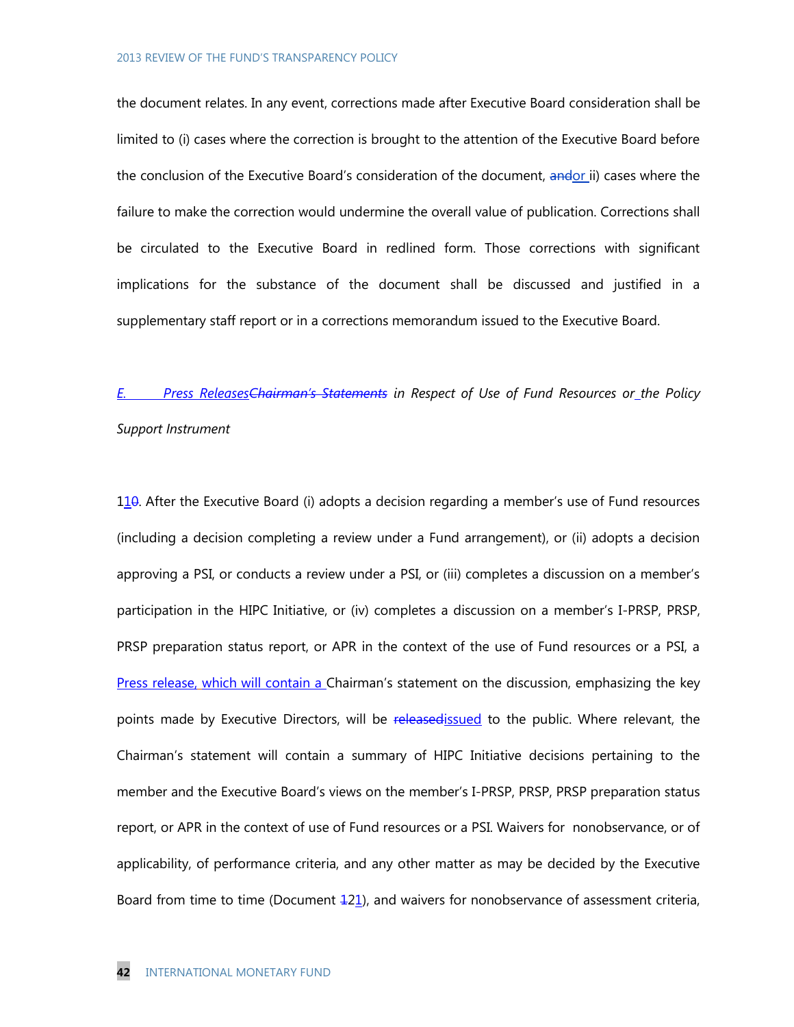the document relates. In any event, corrections made after Executive Board consideration shall be limited to (i) cases where the correction is brought to the attention of the Executive Board before the conclusion of the Executive Board's consideration of the document, ~~and~~or ii) cases where the failure to make the correction would undermine the overall value of publication. Corrections shall be circulated to the Executive Board in redlined form. Those corrections with significant implications for the substance of the document shall be discussed and justified in a supplementary staff report or in a corrections memorandum issued to the Executive Board.

*E. Press Releases~~Chairman's Statements~~ in Respect of Use of Fund Resources or the Policy Support Instrument*

11~~0~~. After the Executive Board (i) adopts a decision regarding a member's use of Fund resources (including a decision completing a review under a Fund arrangement), or (ii) adopts a decision approving a PSI, or conducts a review under a PSI, or (iii) completes a discussion on a member's participation in the HIPC Initiative, or (iv) completes a discussion on a member's I-PRSP, PRSP, PRSP preparation status report, or APR in the context of the use of Fund resources or a PSI, a Press release, which will contain a Chairman's statement on the discussion, emphasizing the key points made by Executive Directors, will be ~~released~~issued to the public. Where relevant, the Chairman's statement will contain a summary of HIPC Initiative decisions pertaining to the member and the Executive Board's views on the member's I-PRSP, PRSP, PRSP preparation status report, or APR in the context of use of Fund resources or a PSI. Waivers for nonobservance, or of applicability, of performance criteria, and any other matter as may be decided by the Executive Board from time to time (Document ~~1~~21), and waivers for nonobservance of assessment criteria,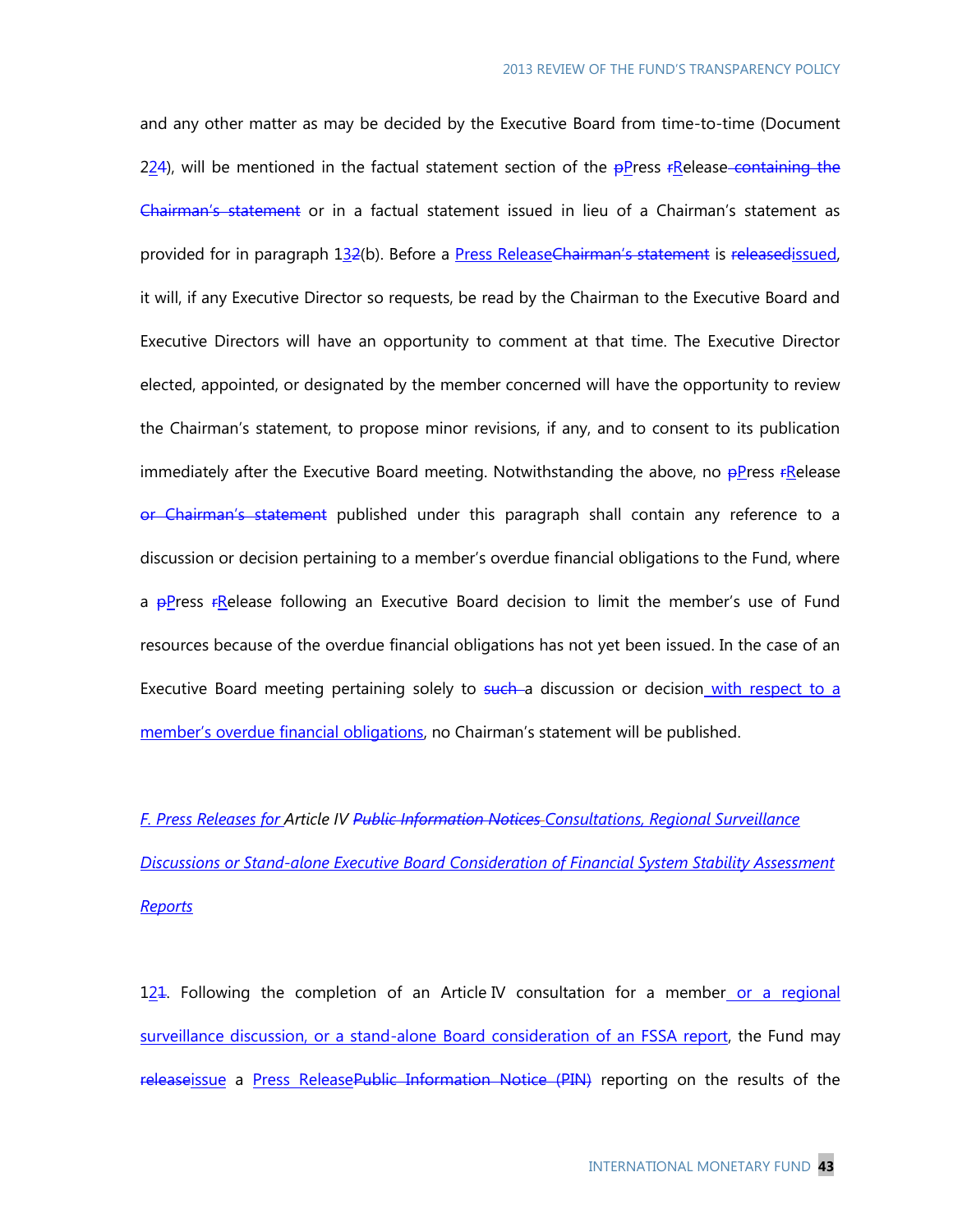and any other matter as may be decided by the Executive Board from time-to-time (Document 224), will be mentioned in the factual statement section of the pPress rRelease containing the Chairman's statement or in a factual statement issued in lieu of a Chairman's statement as provided for in paragraph 132(b). Before a Press ReleaseChairman's statement is releasedissued, it will, if any Executive Director so requests, be read by the Chairman to the Executive Board and Executive Directors will have an opportunity to comment at that time. The Executive Director elected, appointed, or designated by the member concerned will have the opportunity to review the Chairman's statement, to propose minor revisions, if any, and to consent to its publication immediately after the Executive Board meeting. Notwithstanding the above, no pPress rRelease or Chairman's statement published under this paragraph shall contain any reference to a discussion or decision pertaining to a member's overdue financial obligations to the Fund, where a pPress rRelease following an Executive Board decision to limit the member's use of Fund resources because of the overdue financial obligations has not yet been issued. In the case of an Executive Board meeting pertaining solely to such a discussion or decision with respect to a member's overdue financial obligations, no Chairman's statement will be published.

*F. Press Releases for Article IV Public Information Notices Consultations, Regional Surveillance Discussions or Stand-alone Executive Board Consideration of Financial System Stability Assessment Reports*

121. Following the completion of an Article IV consultation for a member or a regional surveillance discussion, or a stand-alone Board consideration of an FSSA report, the Fund may releaseissue a Press ReleasePublic Information Notice (PIN) reporting on the results of the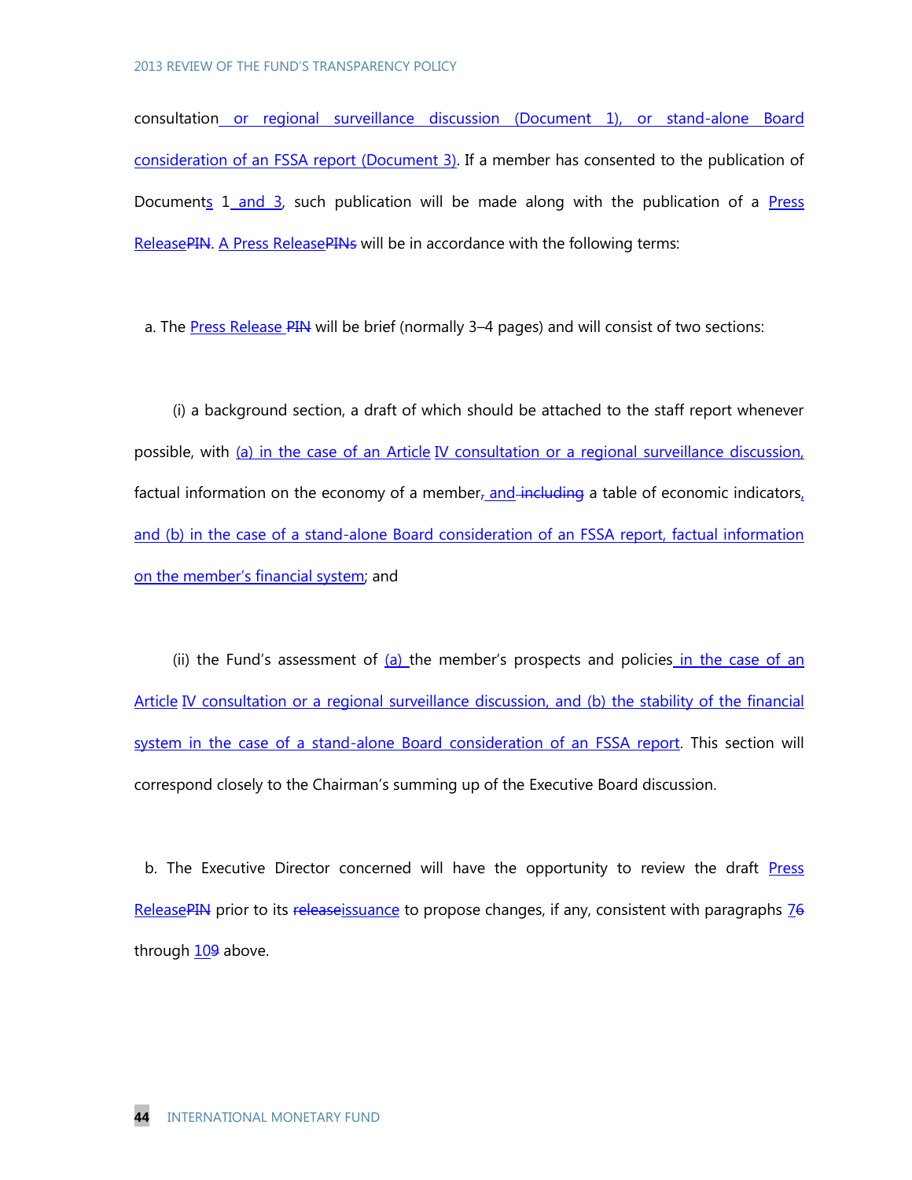consultation or regional surveillance discussion (Document 1), or stand-alone Board consideration of an FSSA report (Document 3). If a member has consented to the publication of Documents 1 and 3, such publication will be made along with the publication of a Press ReleasePIN. A Press ReleasePINs will be in accordance with the following terms:

a. The Press Release PIN will be brief (normally 3–4 pages) and will consist of two sections:

(i) a background section, a draft of which should be attached to the staff report whenever possible, with (a) in the case of an Article IV consultation or a regional surveillance discussion, factual information on the economy of a member, and including a table of economic indicators, and (b) in the case of a stand-alone Board consideration of an FSSA report, factual information on the member's financial system; and

(ii) the Fund's assessment of (a) the member's prospects and policies in the case of an Article IV consultation or a regional surveillance discussion, and (b) the stability of the financial system in the case of a stand-alone Board consideration of an FSSA report. This section will correspond closely to the Chairman's summing up of the Executive Board discussion.

b. The Executive Director concerned will have the opportunity to review the draft Press ReleasePIN prior to its releaseissuance to propose changes, if any, consistent with paragraphs 76 through 109 above.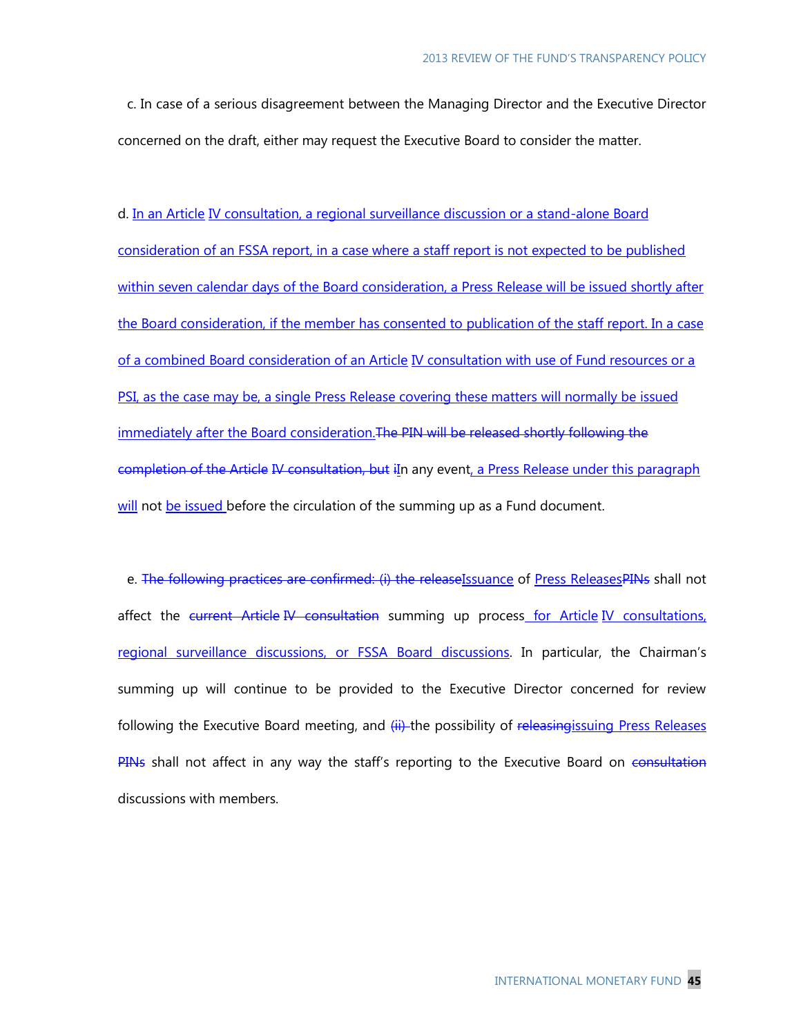c. In case of a serious disagreement between the Managing Director and the Executive Director concerned on the draft, either may request the Executive Board to consider the matter.

d. In an Article IV consultation, a regional surveillance discussion or a stand-alone Board consideration of an FSSA report, in a case where a staff report is not expected to be published within seven calendar days of the Board consideration, a Press Release will be issued shortly after the Board consideration, if the member has consented to publication of the staff report. In a case of a combined Board consideration of an Article IV consultation with use of Fund resources or a PSI, as the case may be, a single Press Release covering these matters will normally be issued immediately after the Board consideration.~~The PIN will be released shortly following the completion of the Article IV consultation, but i~~In any event, a Press Release under this paragraph will not be issued before the circulation of the summing up as a Fund document.

e. ~~The following practices are confirmed: (i) the release~~Issuance of Press Releases~~PINs~~ shall not affect the ~~current Article IV consultation~~ summing up process for Article IV consultations, regional surveillance discussions, or FSSA Board discussions. In particular, the Chairman's summing up will continue to be provided to the Executive Director concerned for review following the Executive Board meeting, and ~~(ii)~~ the possibility of ~~releasing~~issuing Press Releases ~~PINs~~ shall not affect in any way the staff's reporting to the Executive Board on ~~consultation~~ discussions with members.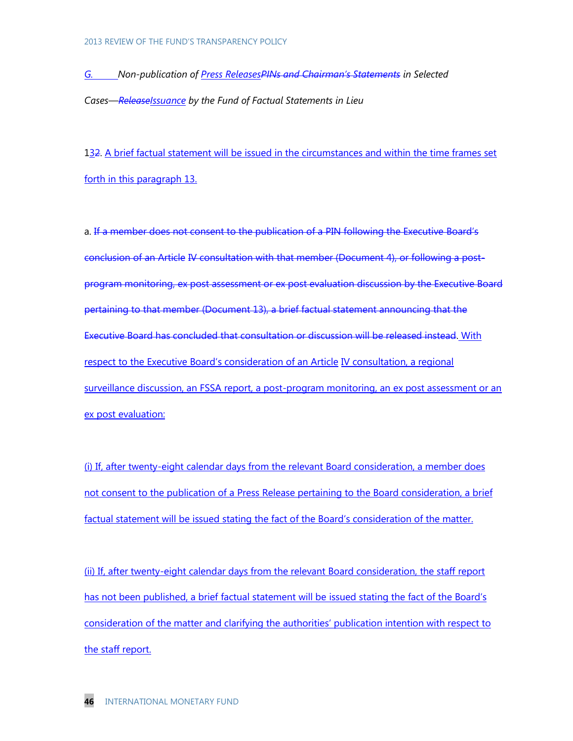*G. Non-publication of Press ReleasesPINs and Chairman's Statements in Selected Cases—ReleaseIssuance by the Fund of Factual Statements in Lieu*

132. A brief factual statement will be issued in the circumstances and within the time frames set forth in this paragraph 13.

a. ~~If a member does not consent to the publication of a PIN following the Executive Board's conclusion of an Article IV consultation with that member (Document 4), or following a post-program monitoring, ex post assessment or ex post evaluation discussion by the Executive Board pertaining to that member (Document 13), a brief factual statement announcing that the Executive Board has concluded that consultation or discussion will be released instead.~~ With respect to the Executive Board's consideration of an Article IV consultation, a regional surveillance discussion, an FSSA report, a post-program monitoring, an ex post assessment or an ex post evaluation:

(i) If, after twenty-eight calendar days from the relevant Board consideration, a member does not consent to the publication of a Press Release pertaining to the Board consideration, a brief factual statement will be issued stating the fact of the Board's consideration of the matter.

(ii) If, after twenty-eight calendar days from the relevant Board consideration, the staff report has not been published, a brief factual statement will be issued stating the fact of the Board's consideration of the matter and clarifying the authorities' publication intention with respect to the staff report.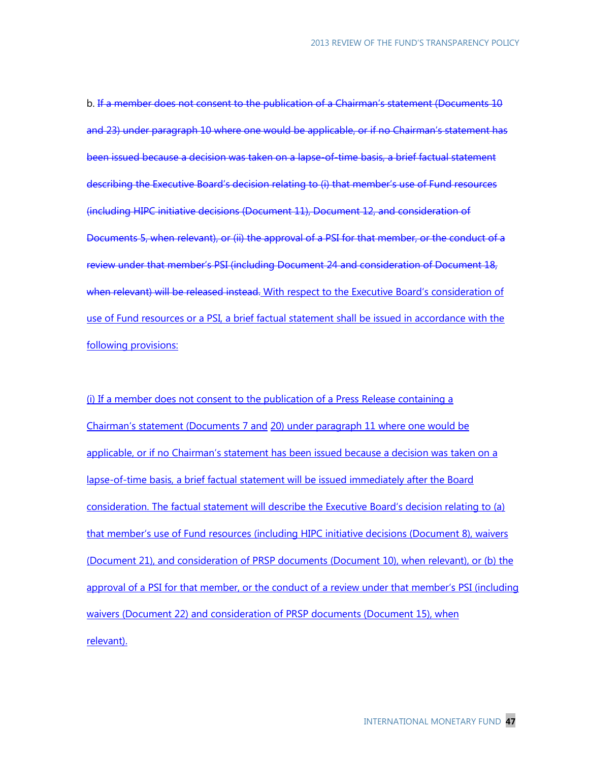b. ~~If a member does not consent to the publication of a Chairman's statement (Documents 10 and 23) under paragraph 10 where one would be applicable, or if no Chairman's statement has been issued because a decision was taken on a lapse-of-time basis, a brief factual statement describing the Executive Board's decision relating to (i) that member's use of Fund resources (including HIPC initiative decisions (Document 11), Document 12, and consideration of Documents 5, when relevant), or (ii) the approval of a PSI for that member, or the conduct of a review under that member's PSI (including Document 24 and consideration of Document 18, when relevant) will be released instead.~~ <u>With respect to the Executive Board's consideration of use of Fund resources or a PSI, a brief factual statement shall be issued in accordance with the following provisions:</u>

<u>(i) If a member does not consent to the publication of a Press Release containing a Chairman's statement (Documents 7 and 20) under paragraph 11 where one would be applicable, or if no Chairman's statement has been issued because a decision was taken on a lapse-of-time basis, a brief factual statement will be issued immediately after the Board consideration. The factual statement will describe the Executive Board's decision relating to (a) that member's use of Fund resources (including HIPC initiative decisions (Document 8), waivers (Document 21), and consideration of PRSP documents (Document 10), when relevant), or (b) the approval of a PSI for that member, or the conduct of a review under that member's PSI (including waivers (Document 22) and consideration of PRSP documents (Document 15), when relevant).</u>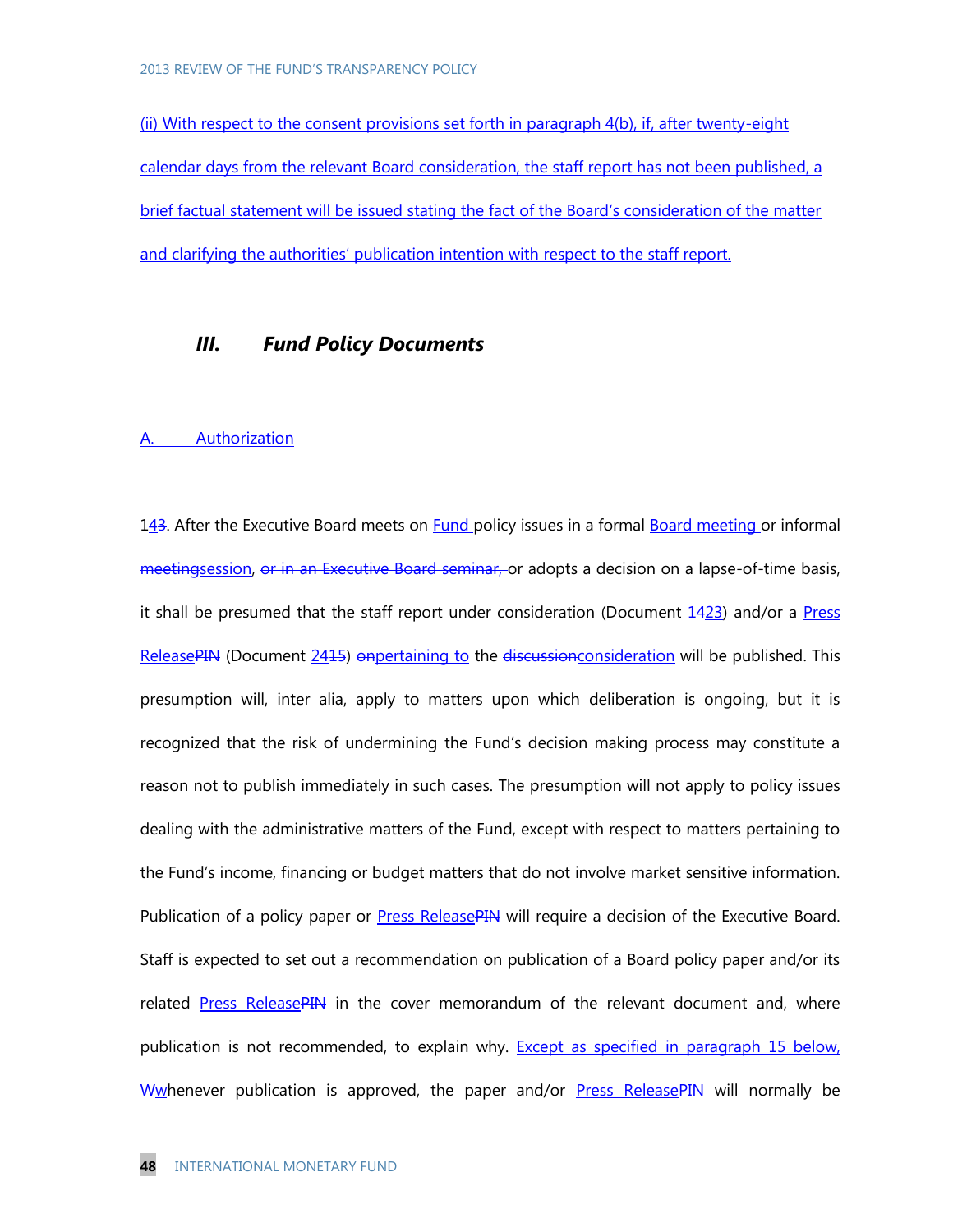(ii) With respect to the consent provisions set forth in paragraph 4(b), if, after twenty-eight calendar days from the relevant Board consideration, the staff report has not been published, a brief factual statement will be issued stating the fact of the Board's consideration of the matter and clarifying the authorities' publication intention with respect to the staff report.

## III. Fund Policy Documents

### A. Authorization

143. After the Executive Board meets on Fund policy issues in a formal Board meeting or informal meetingsession, or in an Executive Board seminar, or adopts a decision on a lapse-of-time basis, it shall be presumed that the staff report under consideration (Document 1423) and/or a Press ReleasePIN (Document 2415) onpertaining to the discussionconsideration will be published. This presumption will, inter alia, apply to matters upon which deliberation is ongoing, but it is recognized that the risk of undermining the Fund's decision making process may constitute a reason not to publish immediately in such cases. The presumption will not apply to policy issues dealing with the administrative matters of the Fund, except with respect to matters pertaining to the Fund's income, financing or budget matters that do not involve market sensitive information. Publication of a policy paper or Press ReleasePIN will require a decision of the Executive Board. Staff is expected to set out a recommendation on publication of a Board policy paper and/or its related Press ReleasePIN in the cover memorandum of the relevant document and, where publication is not recommended, to explain why. Except as specified in paragraph 15 below, Wwhenever publication is approved, the paper and/or Press ReleasePIN will normally be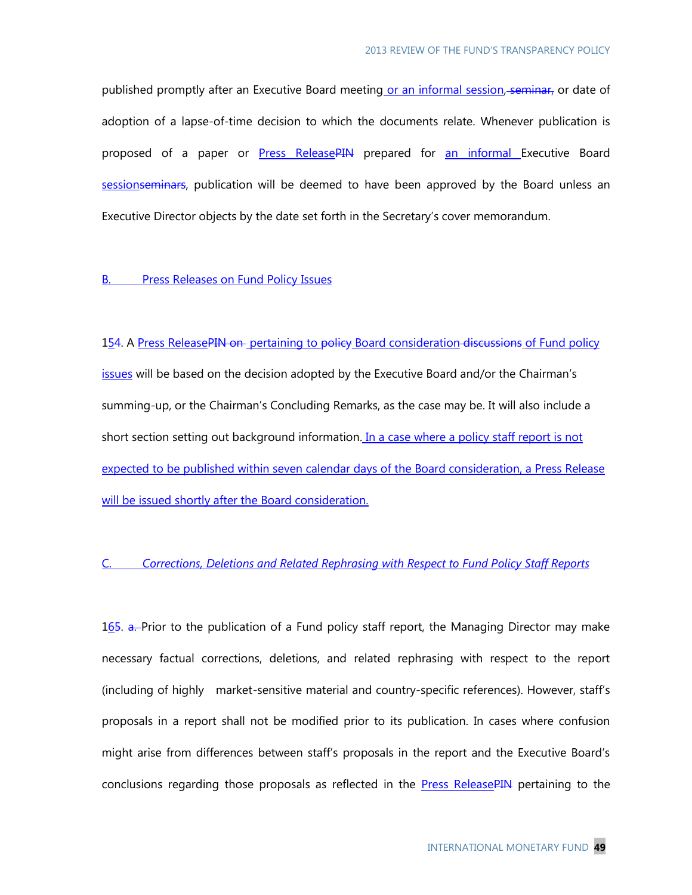published promptly after an Executive Board meeting or an informal session, ~~seminar,~~ or date of adoption of a lapse-of-time decision to which the documents relate. Whenever publication is proposed of a paper or Press Release~~PIN~~ prepared for an informal Executive Board session~~seminars~~, publication will be deemed to have been approved by the Board unless an Executive Director objects by the date set forth in the Secretary's cover memorandum.

## B. Press Releases on Fund Policy Issues

15~~4~~. A Press Release~~PIN on~~ pertaining to ~~policy~~ Board consideration ~~discussions~~ of Fund policy issues will be based on the decision adopted by the Executive Board and/or the Chairman's summing-up, or the Chairman's Concluding Remarks, as the case may be. It will also include a short section setting out background information. In a case where a policy staff report is not expected to be published within seven calendar days of the Board consideration, a Press Release will be issued shortly after the Board consideration.

## C. *Corrections, Deletions and Related Rephrasing with Respect to Fund Policy Staff Reports*

16~~5~~. ~~a.~~ Prior to the publication of a Fund policy staff report, the Managing Director may make necessary factual corrections, deletions, and related rephrasing with respect to the report (including of highly market-sensitive material and country-specific references). However, staff's proposals in a report shall not be modified prior to its publication. In cases where confusion might arise from differences between staff's proposals in the report and the Executive Board's conclusions regarding those proposals as reflected in the Press Release~~PIN~~ pertaining to the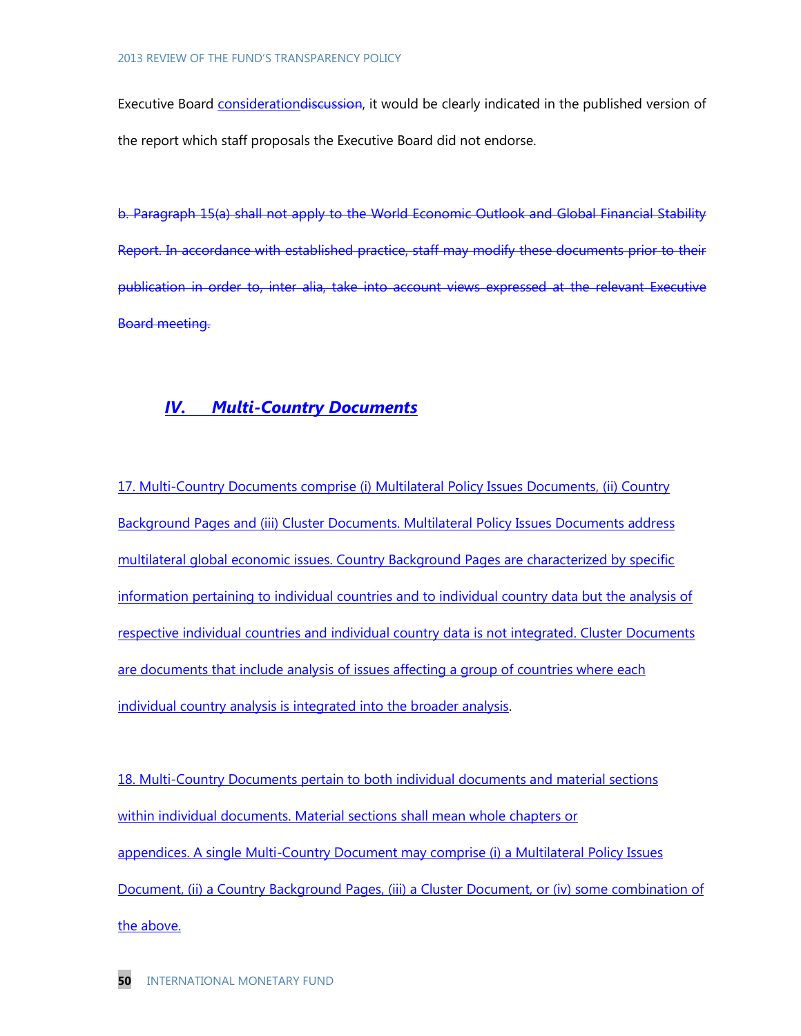Executive Board considerationdiscussion, it would be clearly indicated in the published version of the report which staff proposals the Executive Board did not endorse.

b. Paragraph 15(a) shall not apply to the World Economic Outlook and Global Financial Stability Report. In accordance with established practice, staff may modify these documents prior to their publication in order to, inter alia, take into account views expressed at the relevant Executive Board meeting.

## *IV. Multi-Country Documents*

17. Multi-Country Documents comprise (i) Multilateral Policy Issues Documents, (ii) Country Background Pages and (iii) Cluster Documents. Multilateral Policy Issues Documents address multilateral global economic issues. Country Background Pages are characterized by specific information pertaining to individual countries and to individual country data but the analysis of respective individual countries and individual country data is not integrated. Cluster Documents are documents that include analysis of issues affecting a group of countries where each individual country analysis is integrated into the broader analysis.

18. Multi-Country Documents pertain to both individual documents and material sections within individual documents. Material sections shall mean whole chapters or appendices. A single Multi-Country Document may comprise (i) a Multilateral Policy Issues Document, (ii) a Country Background Pages, (iii) a Cluster Document, or (iv) some combination of the above.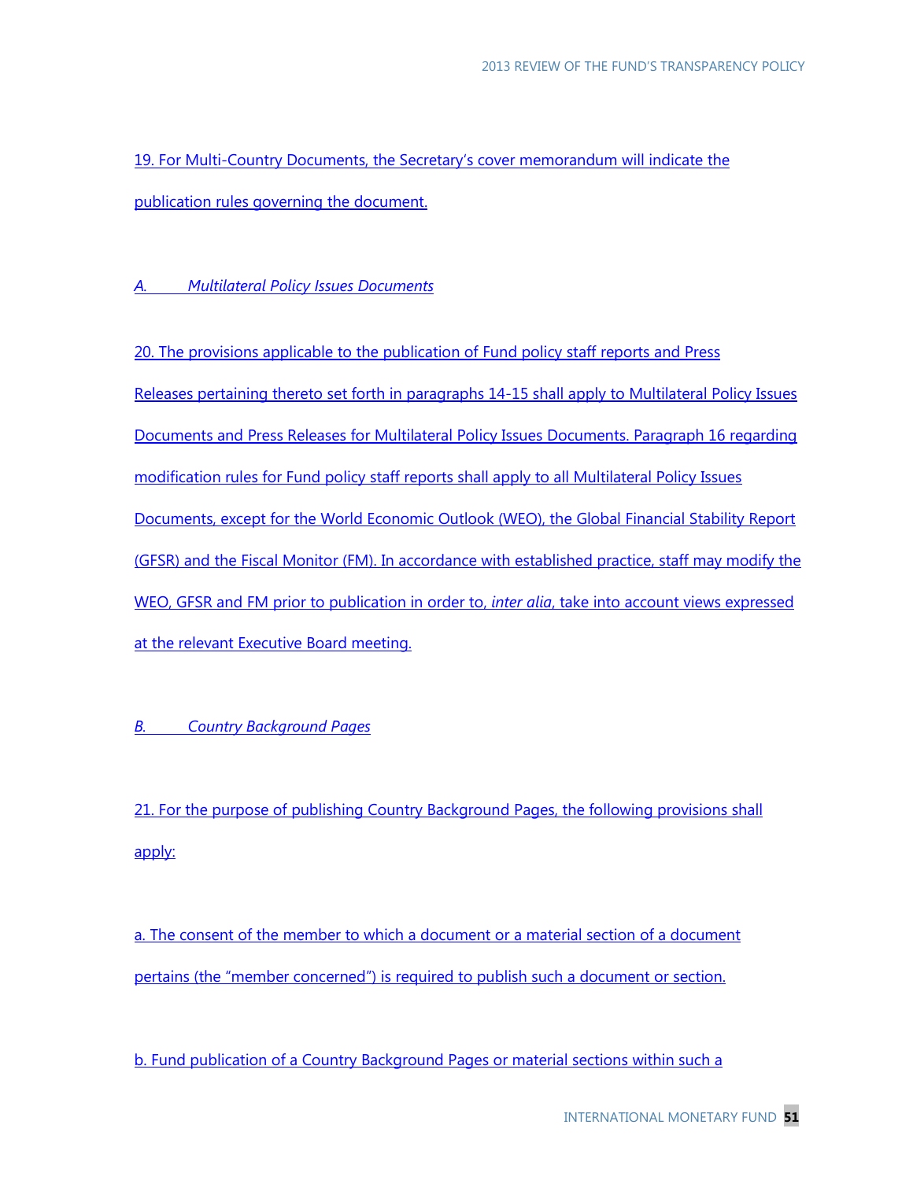19. For Multi-Country Documents, the Secretary's cover memorandum will indicate the publication rules governing the document.

### *A. Multilateral Policy Issues Documents*

20. The provisions applicable to the publication of Fund policy staff reports and Press Releases pertaining thereto set forth in paragraphs 14-15 shall apply to Multilateral Policy Issues Documents and Press Releases for Multilateral Policy Issues Documents. Paragraph 16 regarding modification rules for Fund policy staff reports shall apply to all Multilateral Policy Issues Documents, except for the World Economic Outlook (WEO), the Global Financial Stability Report (GFSR) and the Fiscal Monitor (FM). In accordance with established practice, staff may modify the WEO, GFSR and FM prior to publication in order to, *inter alia*, take into account views expressed at the relevant Executive Board meeting.

### *B. Country Background Pages*

21. For the purpose of publishing Country Background Pages, the following provisions shall apply:

a. The consent of the member to which a document or a material section of a document pertains (the "member concerned") is required to publish such a document or section.

b. Fund publication of a Country Background Pages or material sections within such a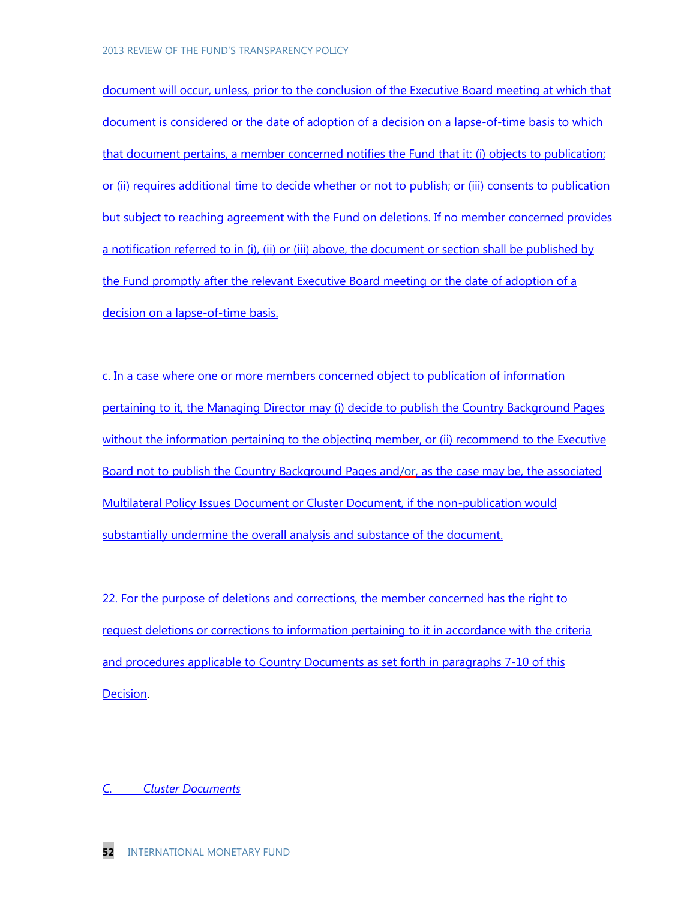document will occur, unless, prior to the conclusion of the Executive Board meeting at which that document is considered or the date of adoption of a decision on a lapse-of-time basis to which that document pertains, a member concerned notifies the Fund that it: (i) objects to publication; or (ii) requires additional time to decide whether or not to publish; or (iii) consents to publication but subject to reaching agreement with the Fund on deletions. If no member concerned provides a notification referred to in (i), (ii) or (iii) above, the document or section shall be published by the Fund promptly after the relevant Executive Board meeting or the date of adoption of a decision on a lapse-of-time basis.

c. In a case where one or more members concerned object to publication of information pertaining to it, the Managing Director may (i) decide to publish the Country Background Pages without the information pertaining to the objecting member, or (ii) recommend to the Executive Board not to publish the Country Background Pages and/or, as the case may be, the associated Multilateral Policy Issues Document or Cluster Document, if the non-publication would substantially undermine the overall analysis and substance of the document.

22. For the purpose of deletions and corrections, the member concerned has the right to request deletions or corrections to information pertaining to it in accordance with the criteria and procedures applicable to Country Documents as set forth in paragraphs 7-10 of this Decision.

*C. Cluster Documents*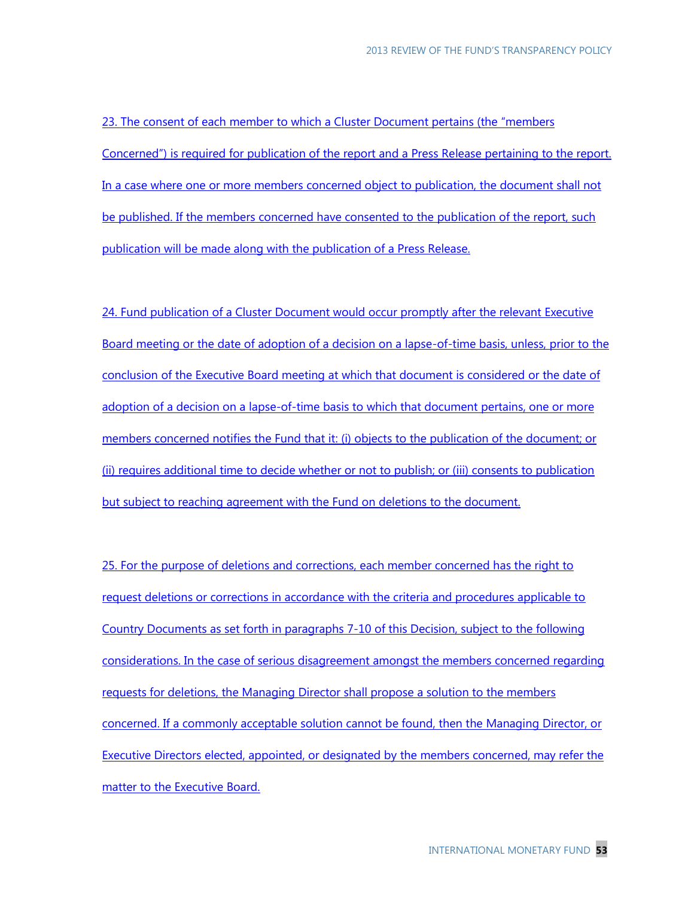23. The consent of each member to which a Cluster Document pertains (the "members Concerned") is required for publication of the report and a Press Release pertaining to the report. In a case where one or more members concerned object to publication, the document shall not be published. If the members concerned have consented to the publication of the report, such publication will be made along with the publication of a Press Release.

24. Fund publication of a Cluster Document would occur promptly after the relevant Executive Board meeting or the date of adoption of a decision on a lapse-of-time basis, unless, prior to the conclusion of the Executive Board meeting at which that document is considered or the date of adoption of a decision on a lapse-of-time basis to which that document pertains, one or more members concerned notifies the Fund that it: (i) objects to the publication of the document; or (ii) requires additional time to decide whether or not to publish; or (iii) consents to publication but subject to reaching agreement with the Fund on deletions to the document.

25. For the purpose of deletions and corrections, each member concerned has the right to request deletions or corrections in accordance with the criteria and procedures applicable to Country Documents as set forth in paragraphs 7-10 of this Decision, subject to the following considerations. In the case of serious disagreement amongst the members concerned regarding requests for deletions, the Managing Director shall propose a solution to the members concerned. If a commonly acceptable solution cannot be found, then the Managing Director, or Executive Directors elected, appointed, or designated by the members concerned, may refer the matter to the Executive Board.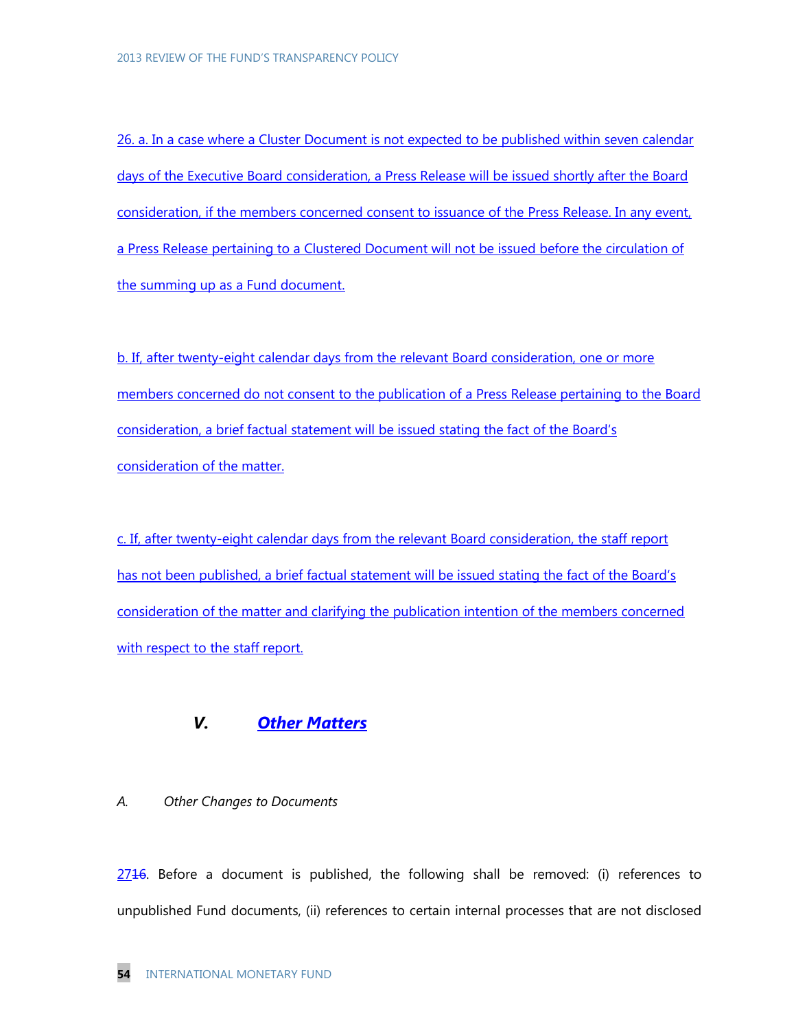26. a. In a case where a Cluster Document is not expected to be published within seven calendar days of the Executive Board consideration, a Press Release will be issued shortly after the Board consideration, if the members concerned consent to issuance of the Press Release. In any event, a Press Release pertaining to a Clustered Document will not be issued before the circulation of the summing up as a Fund document.

b. If, after twenty-eight calendar days from the relevant Board consideration, one or more members concerned do not consent to the publication of a Press Release pertaining to the Board consideration, a brief factual statement will be issued stating the fact of the Board's consideration of the matter.

c. If, after twenty-eight calendar days from the relevant Board consideration, the staff report has not been published, a brief factual statement will be issued stating the fact of the Board's consideration of the matter and clarifying the publication intention of the members concerned with respect to the staff report.

## V. *Other Matters*

### *A. Other Changes to Documents*

27~~16~~. Before a document is published, the following shall be removed: (i) references to unpublished Fund documents, (ii) references to certain internal processes that are not disclosed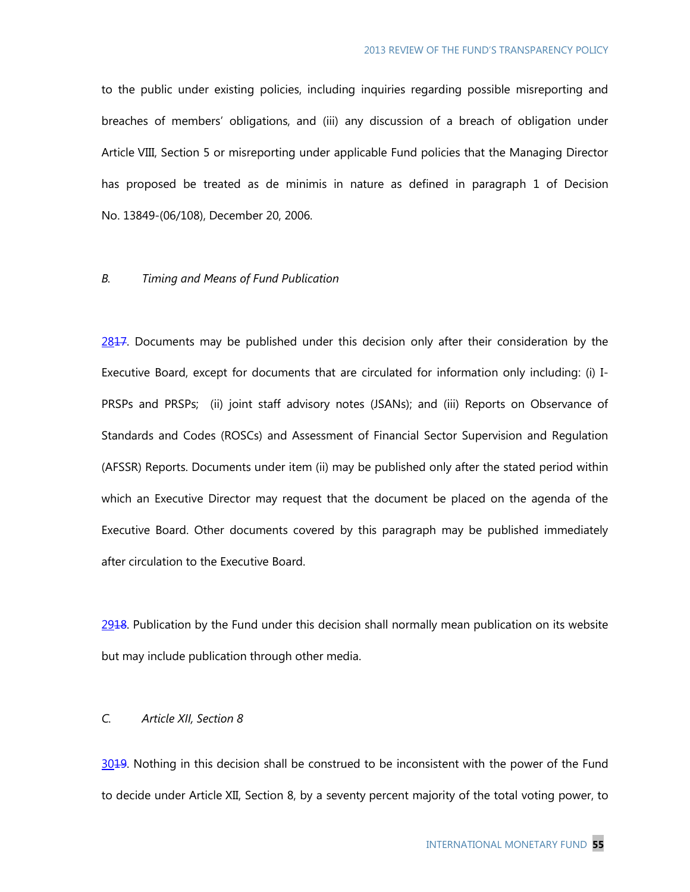to the public under existing policies, including inquiries regarding possible misreporting and breaches of members' obligations, and (iii) any discussion of a breach of obligation under Article VIII, Section 5 or misreporting under applicable Fund policies that the Managing Director has proposed be treated as de minimis in nature as defined in paragraph 1 of Decision No. 13849-(06/108), December 20, 2006.

*B. Timing and Means of Fund Publication*

2817. Documents may be published under this decision only after their consideration by the Executive Board, except for documents that are circulated for information only including: (i) I-PRSPs and PRSPs; (ii) joint staff advisory notes (JSANs); and (iii) Reports on Observance of Standards and Codes (ROSCs) and Assessment of Financial Sector Supervision and Regulation (AFSSR) Reports. Documents under item (ii) may be published only after the stated period within which an Executive Director may request that the document be placed on the agenda of the Executive Board. Other documents covered by this paragraph may be published immediately after circulation to the Executive Board.

2918. Publication by the Fund under this decision shall normally mean publication on its website but may include publication through other media.

*C. Article XII, Section 8*

3019. Nothing in this decision shall be construed to be inconsistent with the power of the Fund to decide under Article XII, Section 8, by a seventy percent majority of the total voting power, to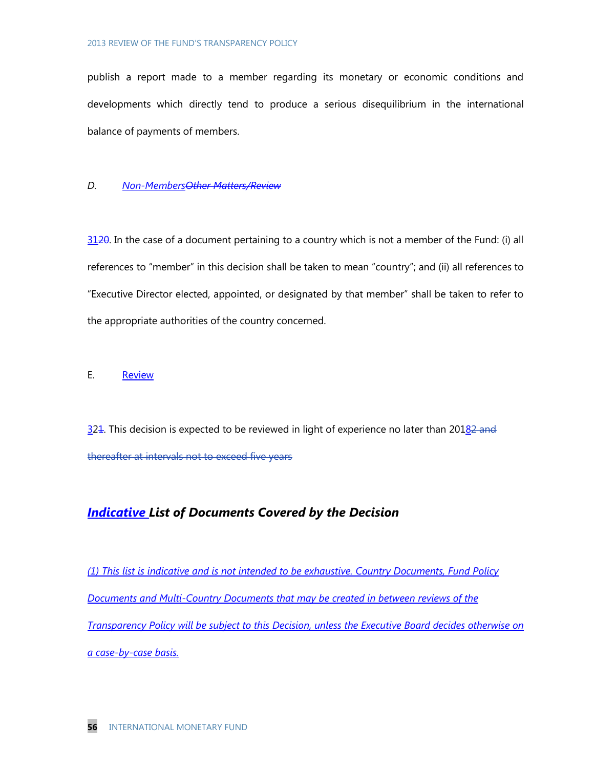publish a report made to a member regarding its monetary or economic conditions and developments which directly tend to produce a serious disequilibrium in the international balance of payments of members.

*D. Non-MembersOther Matters/Review*

3120. In the case of a document pertaining to a country which is not a member of the Fund: (i) all references to "member" in this decision shall be taken to mean "country"; and (ii) all references to "Executive Director elected, appointed, or designated by that member" shall be taken to refer to the appropriate authorities of the country concerned.

E. Review

321. This decision is expected to be reviewed in light of experience no later than 20182 and thereafter at intervals not to exceed five years

## ***Indicative List of Documents Covered by the Decision***

*(1) This list is indicative and is not intended to be exhaustive. Country Documents, Fund Policy Documents and Multi-Country Documents that may be created in between reviews of the Transparency Policy will be subject to this Decision, unless the Executive Board decides otherwise on a case-by-case basis.*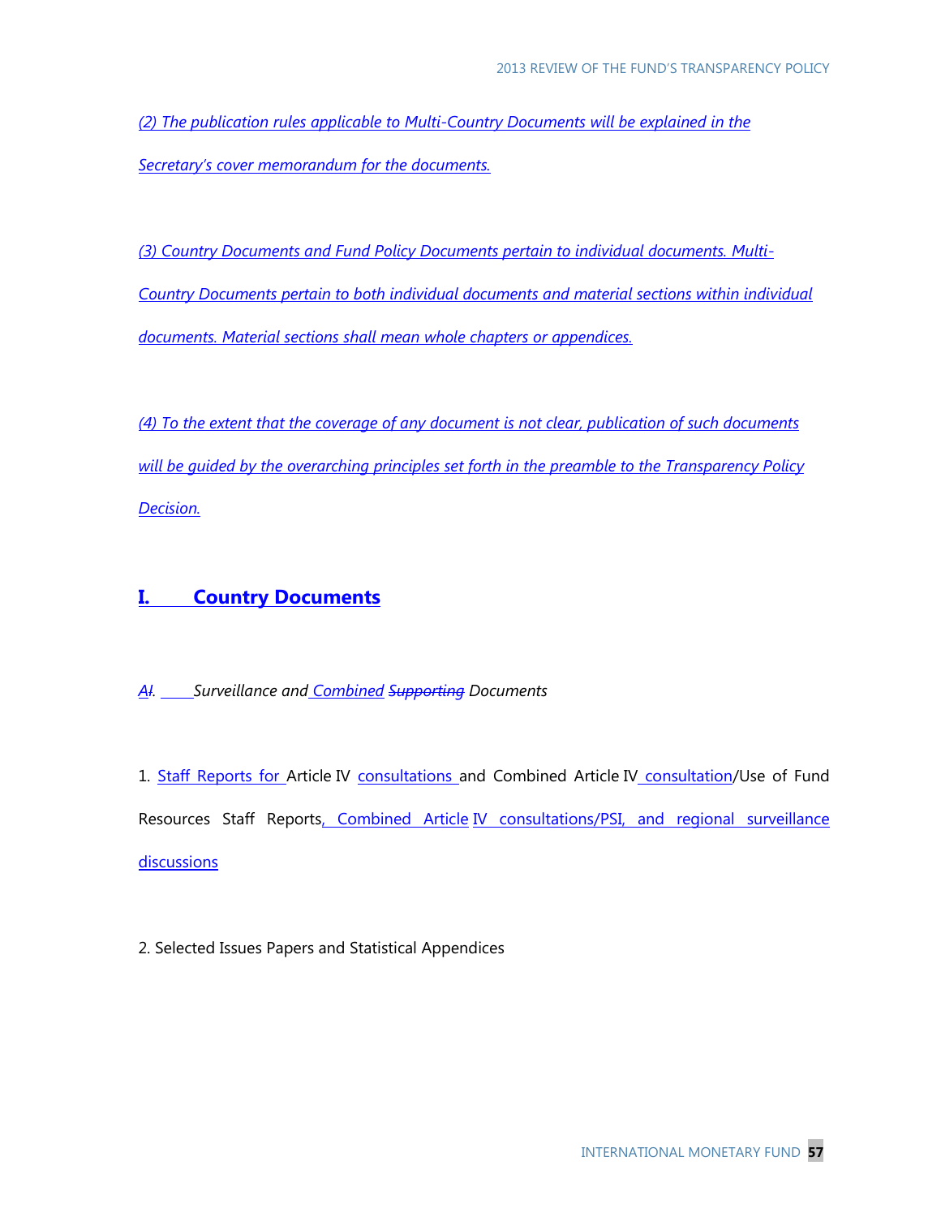*(2) The publication rules applicable to Multi-Country Documents will be explained in the Secretary's cover memorandum for the documents.*

*(3) Country Documents and Fund Policy Documents pertain to individual documents. Multi-Country Documents pertain to both individual documents and material sections within individual documents. Material sections shall mean whole chapters or appendices.*

*(4) To the extent that the coverage of any document is not clear, publication of such documents will be guided by the overarching principles set forth in the preamble to the Transparency Policy Decision.*

## I. Country Documents

*A~~I~~. Surveillance and Combined ~~Supporting~~ Documents*

1. Staff Reports for Article IV consultations and Combined Article IV consultation/Use of Fund Resources Staff Reports, Combined Article IV consultations/PSI, and regional surveillance discussions

2. Selected Issues Papers and Statistical Appendices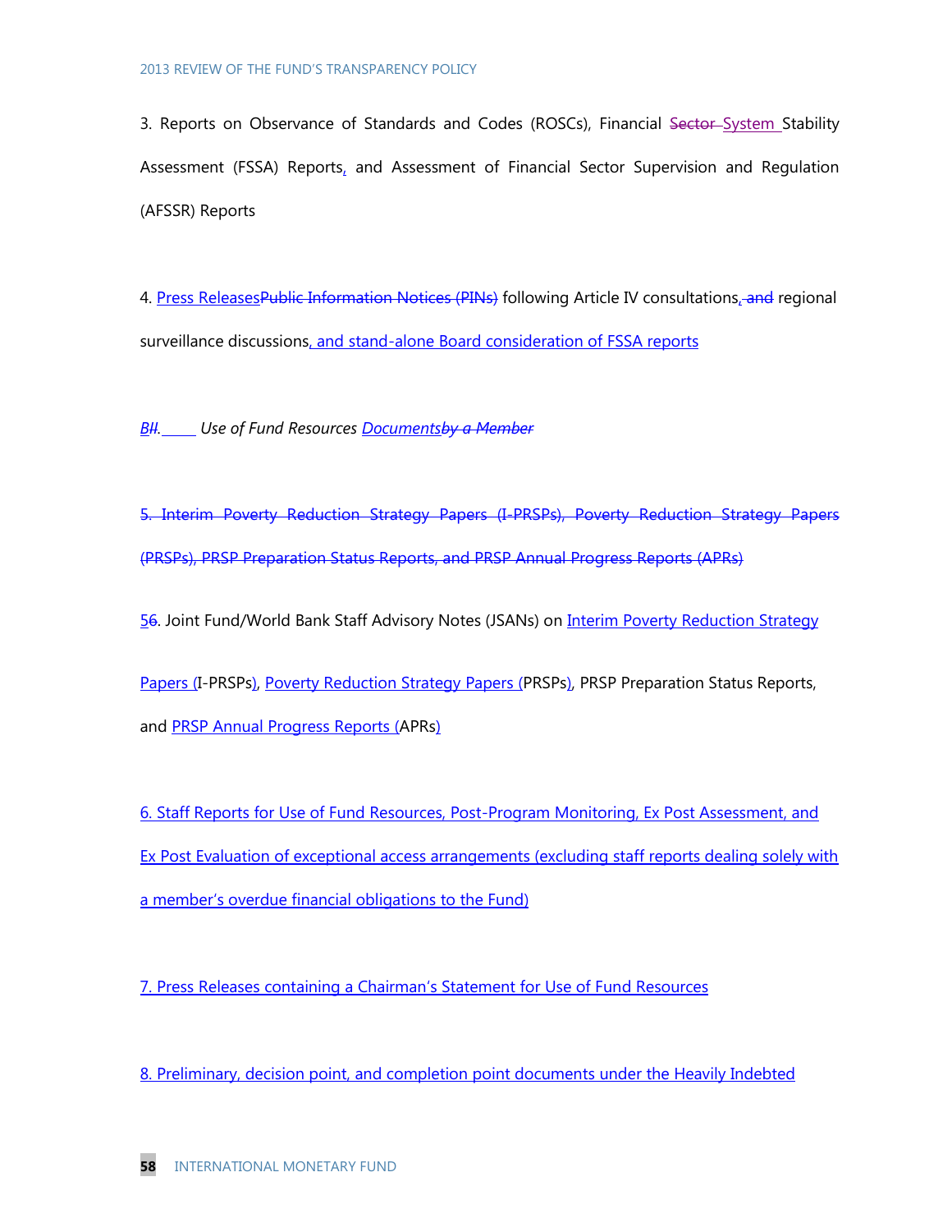3. Reports on Observance of Standards and Codes (ROSCs), Financial ~~Sector~~ System Stability Assessment (FSSA) Reports, and Assessment of Financial Sector Supervision and Regulation (AFSSR) Reports

4. Press Releases~~Public Information Notices (PINs)~~ following Article IV consultations, ~~and~~ regional surveillance discussions, and stand-alone Board consideration of FSSA reports

*B~~II~~.    Use of Fund Resources Documents~~by a Member~~*

~~5. Interim Poverty Reduction Strategy Papers (I-PRSPs), Poverty Reduction Strategy Papers (PRSPs), PRSP Preparation Status Reports, and PRSP Annual Progress Reports (APRs)~~

5~~6~~. Joint Fund/World Bank Staff Advisory Notes (JSANs) on Interim Poverty Reduction Strategy Papers (I-PRSPs), Poverty Reduction Strategy Papers (PRSPs), PRSP Preparation Status Reports, and PRSP Annual Progress Reports (APRs)

6. Staff Reports for Use of Fund Resources, Post-Program Monitoring, Ex Post Assessment, and Ex Post Evaluation of exceptional access arrangements (excluding staff reports dealing solely with a member's overdue financial obligations to the Fund)

7. Press Releases containing a Chairman's Statement for Use of Fund Resources

8. Preliminary, decision point, and completion point documents under the Heavily Indebted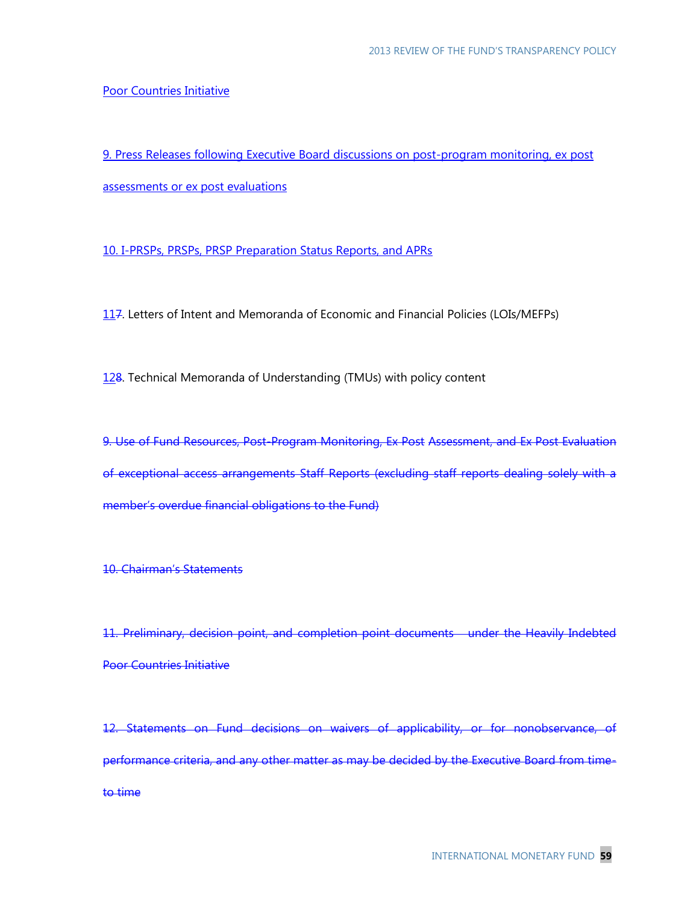Poor Countries Initiative

9. Press Releases following Executive Board discussions on post-program monitoring, ex post assessments or ex post evaluations

10. I-PRSPs, PRSPs, PRSP Preparation Status Reports, and APRs

117. Letters of Intent and Memoranda of Economic and Financial Policies (LOIs/MEFPs)

128. Technical Memoranda of Understanding (TMUs) with policy content

~~9. Use of Fund Resources, Post-Program Monitoring, Ex Post Assessment, and Ex Post Evaluation of exceptional access arrangements Staff Reports (excluding staff reports dealing solely with a member's overdue financial obligations to the Fund)~~

~~10. Chairman's Statements~~

~~11. Preliminary, decision point, and completion point documents under the Heavily Indebted Poor Countries Initiative~~

~~12. Statements on Fund decisions on waivers of applicability, or for nonobservance, of performance criteria, and any other matter as may be decided by the Executive Board from time-to time~~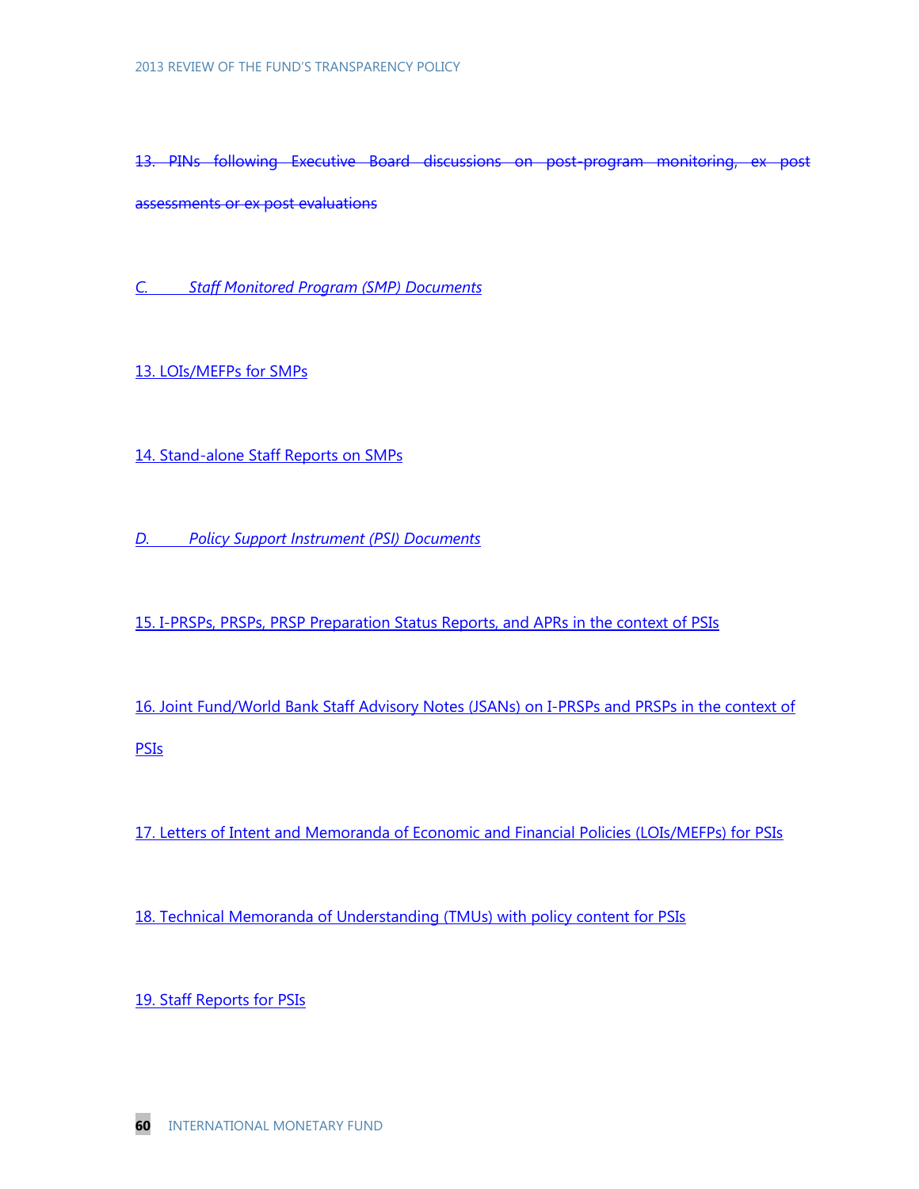~~13. PINs following Executive Board discussions on post-program monitoring, ex post assessments or ex post evaluations~~

*C. Staff Monitored Program (SMP) Documents*

13. LOIs/MEFPs for SMPs

14. Stand-alone Staff Reports on SMPs

*D. Policy Support Instrument (PSI) Documents*

15. I-PRSPs, PRSPs, PRSP Preparation Status Reports, and APRs in the context of PSIs

16. Joint Fund/World Bank Staff Advisory Notes (JSANs) on I-PRSPs and PRSPs in the context of PSIs

17. Letters of Intent and Memoranda of Economic and Financial Policies (LOIs/MEFPs) for PSIs

18. Technical Memoranda of Understanding (TMUs) with policy content for PSIs

19. Staff Reports for PSIs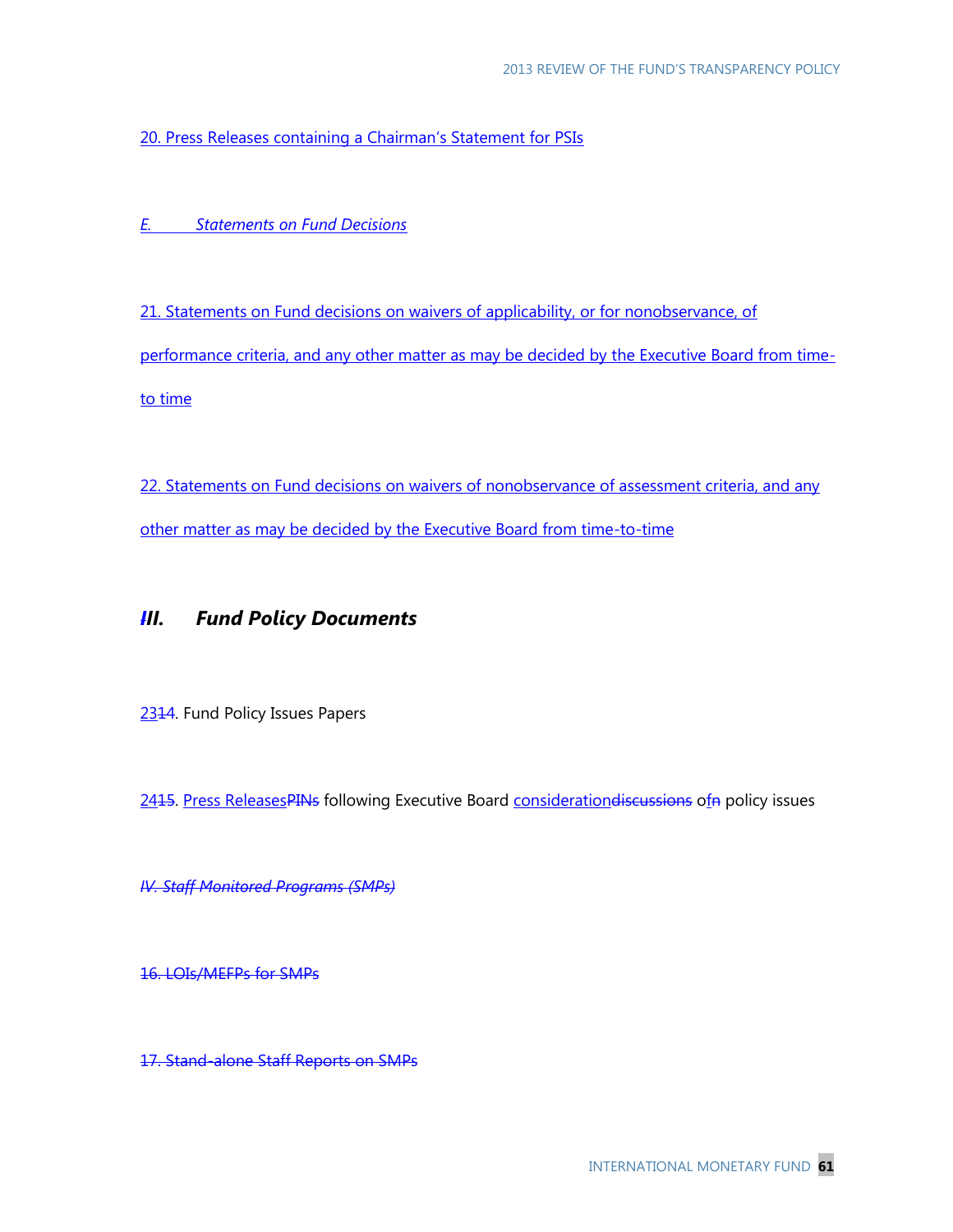20. Press Releases containing a Chairman's Statement for PSIs

*E. Statements on Fund Decisions*

21. Statements on Fund decisions on waivers of applicability, or for nonobservance, of performance criteria, and any other matter as may be decided by the Executive Board from time-to time

22. Statements on Fund decisions on waivers of nonobservance of assessment criteria, and any other matter as may be decided by the Executive Board from time-to-time

## *IIII. Fund Policy Documents*

2314. Fund Policy Issues Papers

2415. Press ReleasesPINs following Executive Board considerationdiscussions ofn policy issues

~~*IV. Staff Monitored Programs (SMPs)*~~

~~16. LOIs/MEFPs for SMPs~~

~~17. Stand-alone Staff Reports on SMPs~~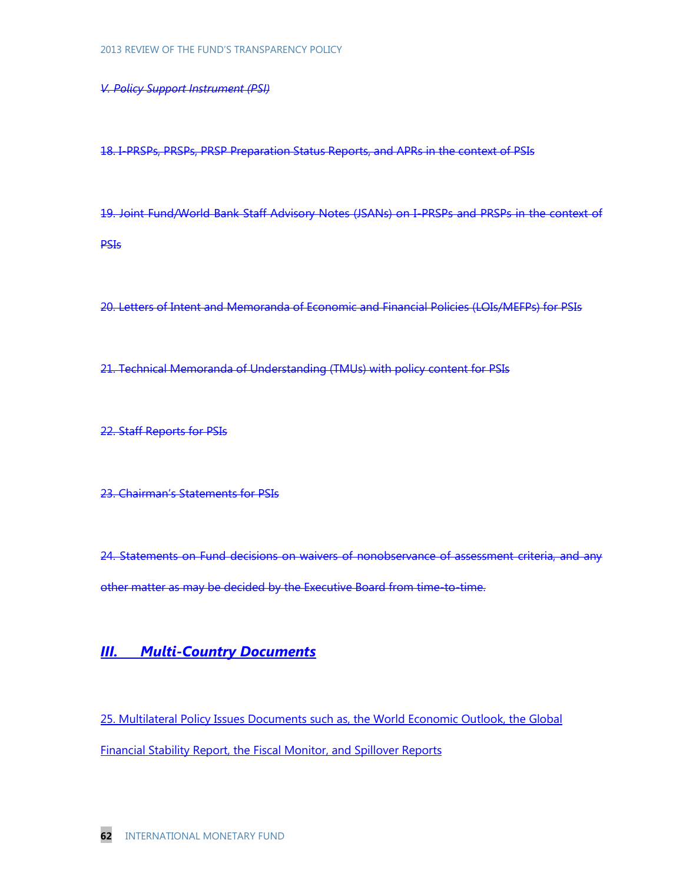~~*V. Policy Support Instrument (PSI)*~~

~~18. I-PRSPs, PRSPs, PRSP Preparation Status Reports, and APRs in the context of PSIs~~

~~19. Joint Fund/World Bank Staff Advisory Notes (JSANs) on I-PRSPs and PRSPs in the context of PSIs~~

~~20. Letters of Intent and Memoranda of Economic and Financial Policies (LOIs/MEFPs) for PSIs~~

~~21. Technical Memoranda of Understanding (TMUs) with policy content for PSIs~~

~~22. Staff Reports for PSIs~~

~~23. Chairman's Statements for PSIs~~

~~24. Statements on Fund decisions on waivers of nonobservance of assessment criteria, and any other matter as may be decided by the Executive Board from time-to-time.~~

## ***III. Multi-Country Documents***

25. Multilateral Policy Issues Documents such as, the World Economic Outlook, the Global Financial Stability Report, the Fiscal Monitor, and Spillover Reports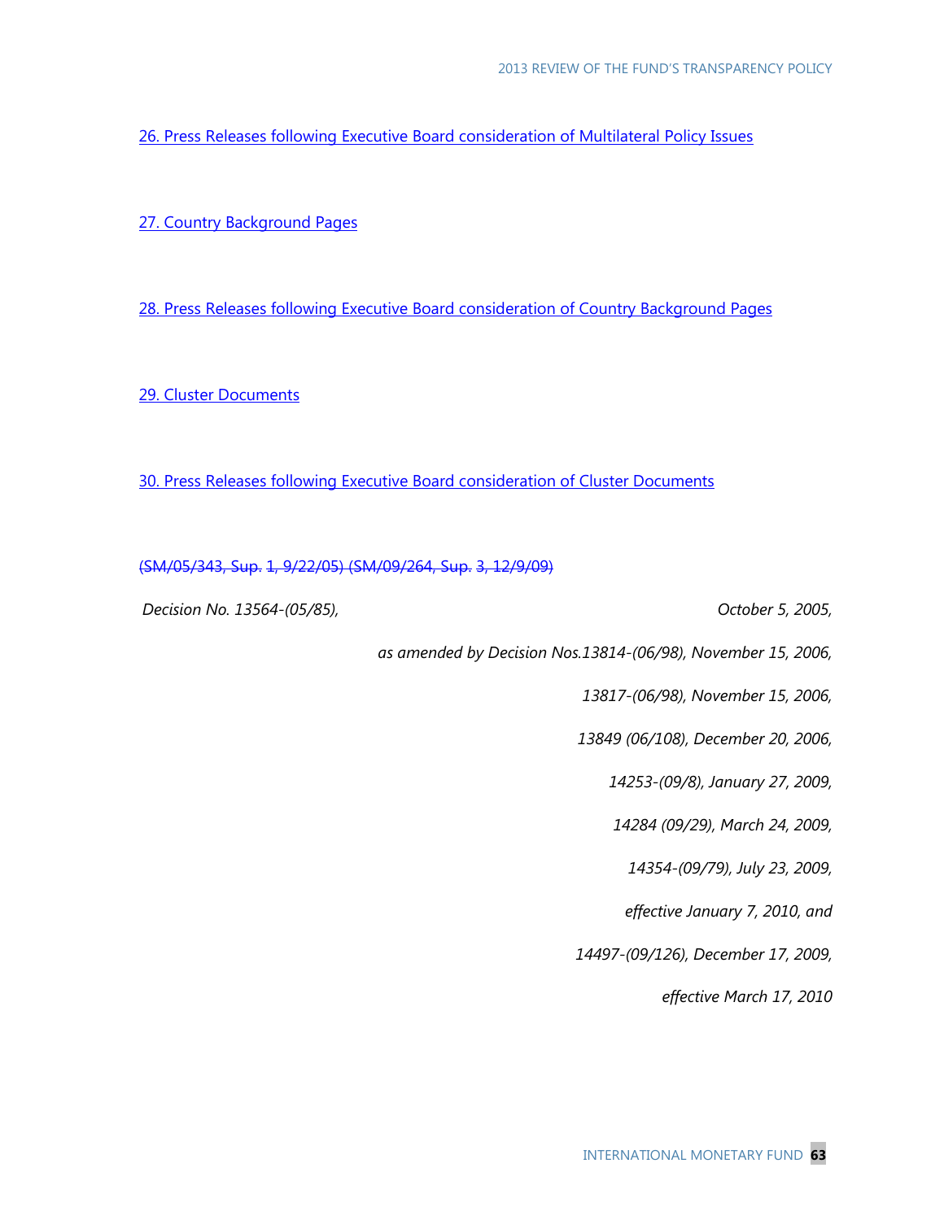[26. Press Releases following Executive Board consideration of Multilateral Policy Issues]

[27. Country Background Pages]

[28. Press Releases following Executive Board consideration of Country Background Pages]

[29. Cluster Documents]

[30. Press Releases following Executive Board consideration of Cluster Documents]

~~(SM/05/343, Sup. 1, 9/22/05) (SM/09/264, Sup. 3, 12/9/09)~~

*Decision No. 13564-(05/85), October 5, 2005,*

*as amended by Decision Nos.13814-(06/98), November 15, 2006,*

*13817-(06/98), November 15, 2006,*

*13849 (06/108), December 20, 2006,*

*14253-(09/8), January 27, 2009,*

*14284 (09/29), March 24, 2009,*

*14354-(09/79), July 23, 2009,*

*effective January 7, 2010, and*

*14497-(09/126), December 17, 2009,*

*effective March 17, 2010*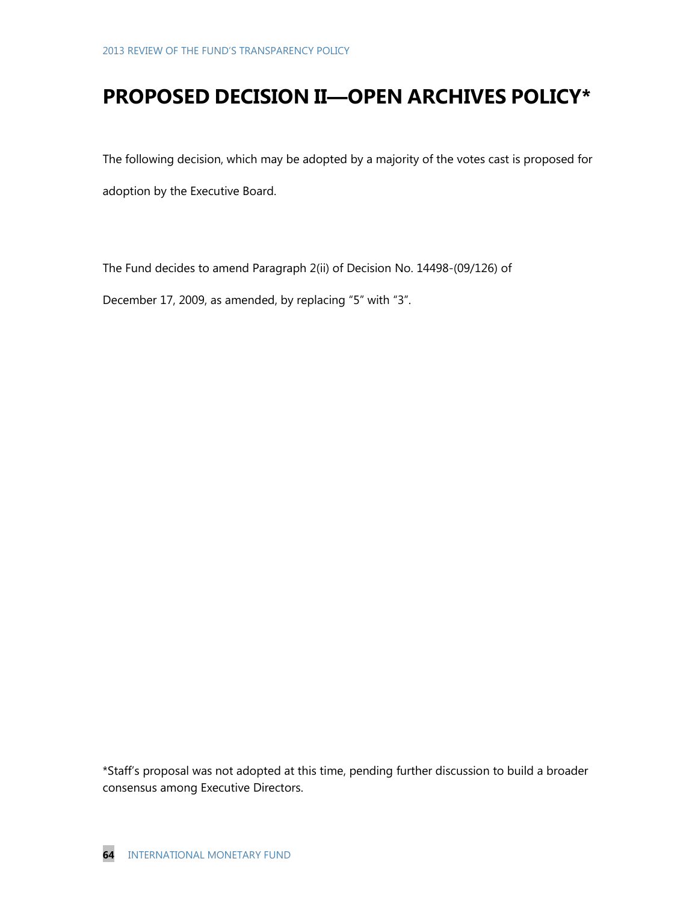# PROPOSED DECISION II—OPEN ARCHIVES POLICY*

The following decision, which may be adopted by a majority of the votes cast is proposed for adoption by the Executive Board.

The Fund decides to amend Paragraph 2(ii) of Decision No. 14498-(09/126) of December 17, 2009, as amended, by replacing "5" with "3".

*Staff's proposal was not adopted at this time, pending further discussion to build a broader consensus among Executive Directors.